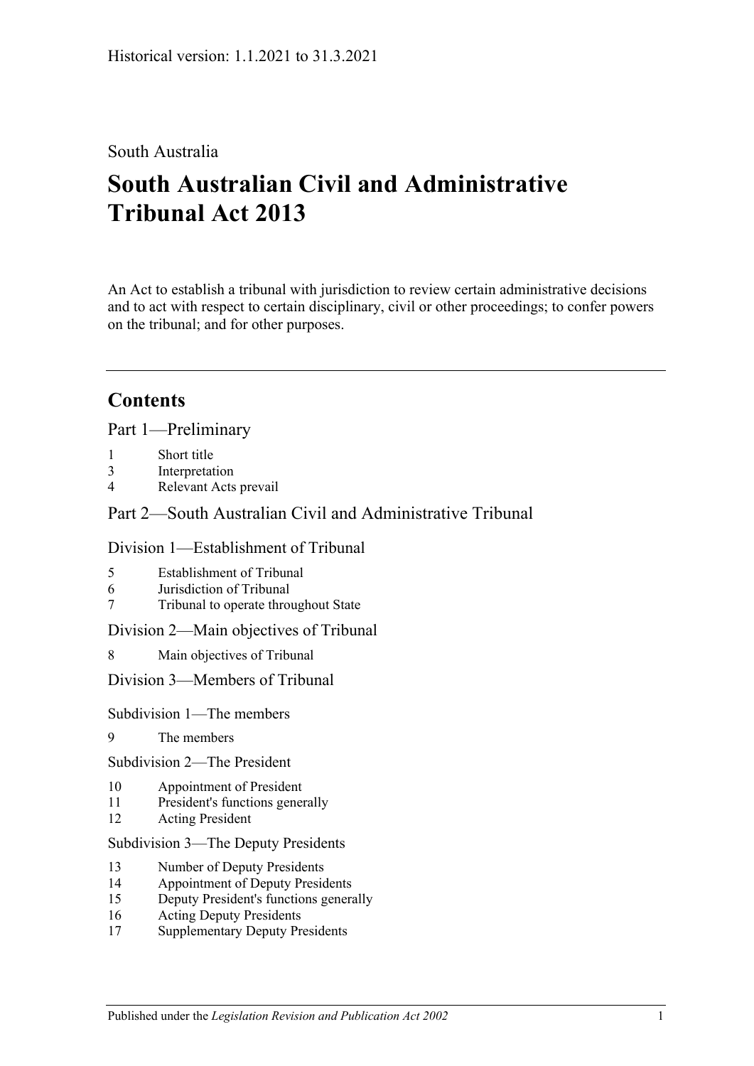Historical version: 1.1.2021 to 31.3.2021

South Australia

# South Australian Civil and Administrative Tribunal Act 2013

An Act to establish a tribunal with jurisdiction to review certain administrative decisions and to act with respect to certain disciplinary, civil or other proceedings; to confer powers on the tribunal; and for other purposes.

---

## Contents

Part 1—Preliminary

1 Short title
3 Interpretation
4 Relevant Acts prevail

Part 2—South Australian Civil and Administrative Tribunal

Division 1—Establishment of Tribunal

5 Establishment of Tribunal
6 Jurisdiction of Tribunal
7 Tribunal to operate throughout State

Division 2—Main objectives of Tribunal

8 Main objectives of Tribunal

Division 3—Members of Tribunal

Subdivision 1—The members

9 The members

Subdivision 2—The President

10 Appointment of President
11 President's functions generally
12 Acting President

Subdivision 3—The Deputy Presidents

13 Number of Deputy Presidents
14 Appointment of Deputy Presidents
15 Deputy President's functions generally
16 Acting Deputy Presidents
17 Supplementary Deputy Presidents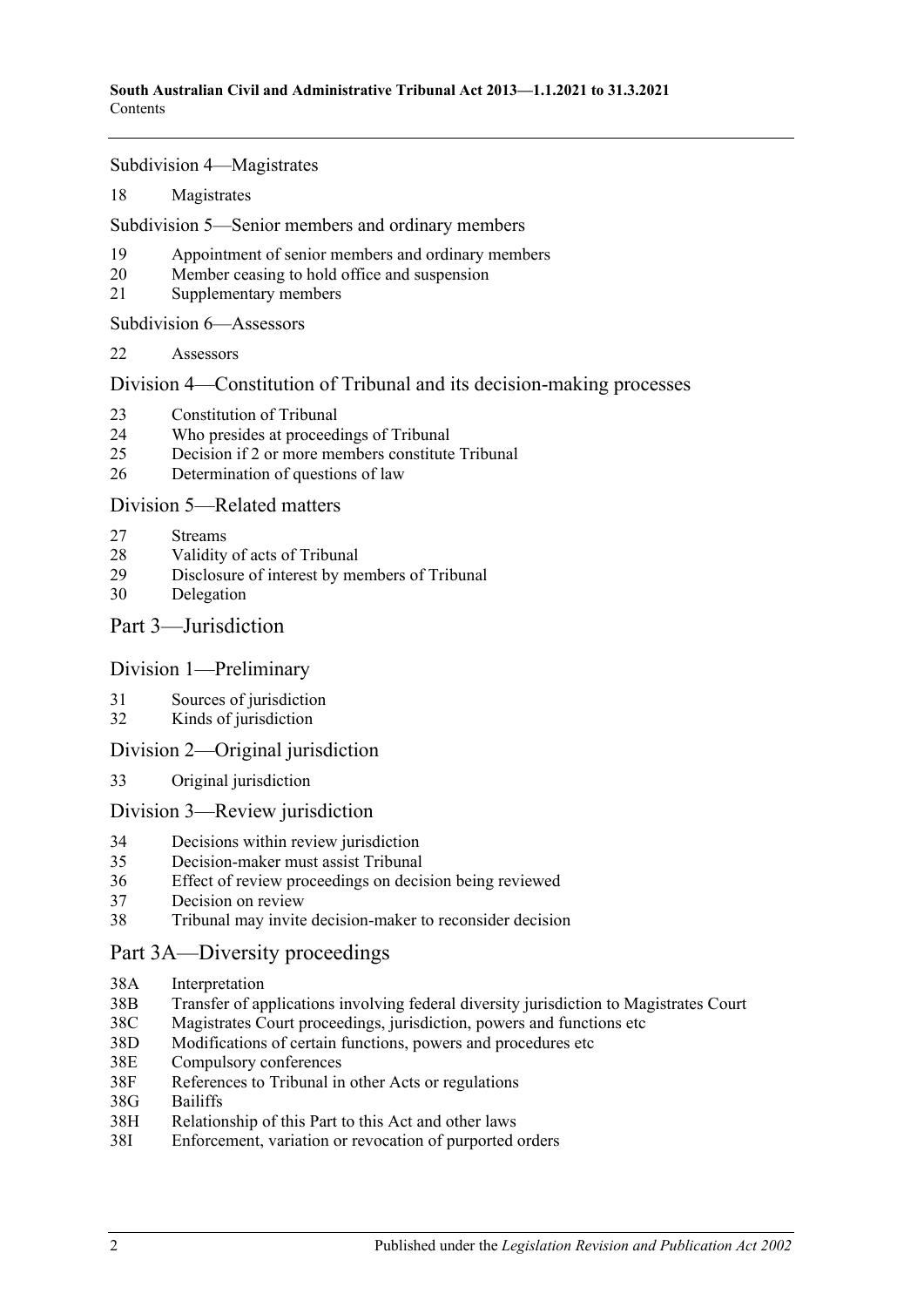Subdivision 4—Magistrates

18 Magistrates

Subdivision 5—Senior members and ordinary members

19 Appointment of senior members and ordinary members
20 Member ceasing to hold office and suspension
21 Supplementary members

Subdivision 6—Assessors

22 Assessors

## Division 4—Constitution of Tribunal and its decision-making processes

23 Constitution of Tribunal
24 Who presides at proceedings of Tribunal
25 Decision if 2 or more members constitute Tribunal
26 Determination of questions of law

## Division 5—Related matters

27 Streams
28 Validity of acts of Tribunal
29 Disclosure of interest by members of Tribunal
30 Delegation

# Part 3—Jurisdiction

## Division 1—Preliminary

31 Sources of jurisdiction
32 Kinds of jurisdiction

## Division 2—Original jurisdiction

33 Original jurisdiction

## Division 3—Review jurisdiction

34 Decisions within review jurisdiction
35 Decision-maker must assist Tribunal
36 Effect of review proceedings on decision being reviewed
37 Decision on review
38 Tribunal may invite decision-maker to reconsider decision

# Part 3A—Diversity proceedings

38A Interpretation
38B Transfer of applications involving federal diversity jurisdiction to Magistrates Court
38C Magistrates Court proceedings, jurisdiction, powers and functions etc
38D Modifications of certain functions, powers and procedures etc
38E Compulsory conferences
38F References to Tribunal in other Acts or regulations
38G Bailiffs
38H Relationship of this Part to this Act and other laws
38I Enforcement, variation or revocation of purported orders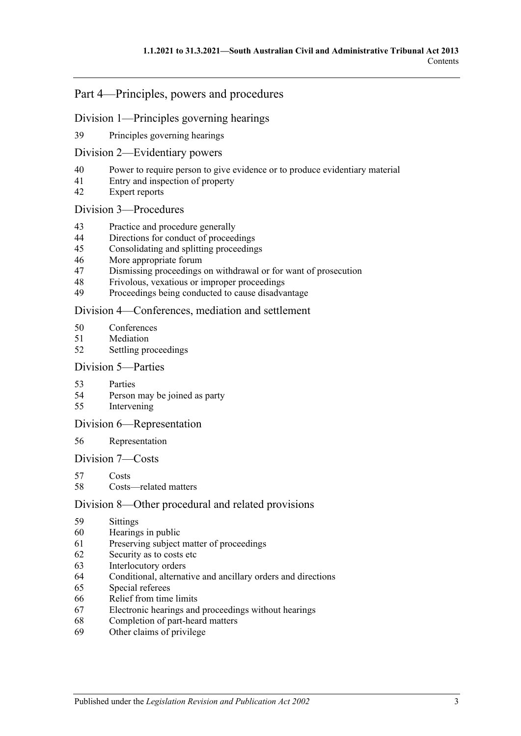## Part 4—Principles, powers and procedures

### Division 1—Principles governing hearings

39 Principles governing hearings

### Division 2—Evidentiary powers

40 Power to require person to give evidence or to produce evidentiary material
41 Entry and inspection of property
42 Expert reports

### Division 3—Procedures

43 Practice and procedure generally
44 Directions for conduct of proceedings
45 Consolidating and splitting proceedings
46 More appropriate forum
47 Dismissing proceedings on withdrawal or for want of prosecution
48 Frivolous, vexatious or improper proceedings
49 Proceedings being conducted to cause disadvantage

### Division 4—Conferences, mediation and settlement

50 Conferences
51 Mediation
52 Settling proceedings

### Division 5—Parties

53 Parties
54 Person may be joined as party
55 Intervening

### Division 6—Representation

56 Representation

### Division 7—Costs

57 Costs
58 Costs—related matters

### Division 8—Other procedural and related provisions

59 Sittings
60 Hearings in public
61 Preserving subject matter of proceedings
62 Security as to costs etc
63 Interlocutory orders
64 Conditional, alternative and ancillary orders and directions
65 Special referees
66 Relief from time limits
67 Electronic hearings and proceedings without hearings
68 Completion of part-heard matters
69 Other claims of privilege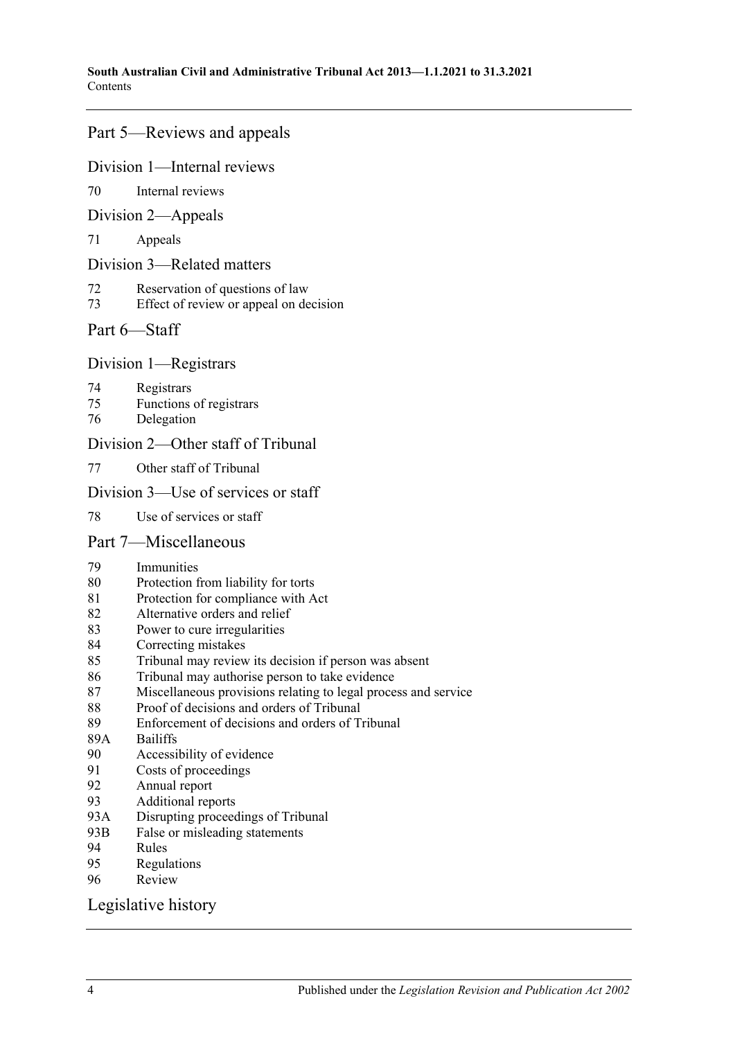## Part 5—Reviews and appeals

### Division 1—Internal reviews

70 Internal reviews

### Division 2—Appeals

71 Appeals

### Division 3—Related matters

72 Reservation of questions of law
73 Effect of review or appeal on decision

## Part 6—Staff

### Division 1—Registrars

74 Registrars
75 Functions of registrars
76 Delegation

### Division 2—Other staff of Tribunal

77 Other staff of Tribunal

### Division 3—Use of services or staff

78 Use of services or staff

## Part 7—Miscellaneous

79 Immunities
80 Protection from liability for torts
81 Protection for compliance with Act
82 Alternative orders and relief
83 Power to cure irregularities
84 Correcting mistakes
85 Tribunal may review its decision if person was absent
86 Tribunal may authorise person to take evidence
87 Miscellaneous provisions relating to legal process and service
88 Proof of decisions and orders of Tribunal
89 Enforcement of decisions and orders of Tribunal
89A Bailiffs
90 Accessibility of evidence
91 Costs of proceedings
92 Annual report
93 Additional reports
93A Disrupting proceedings of Tribunal
93B False or misleading statements
94 Rules
95 Regulations
96 Review

## Legislative history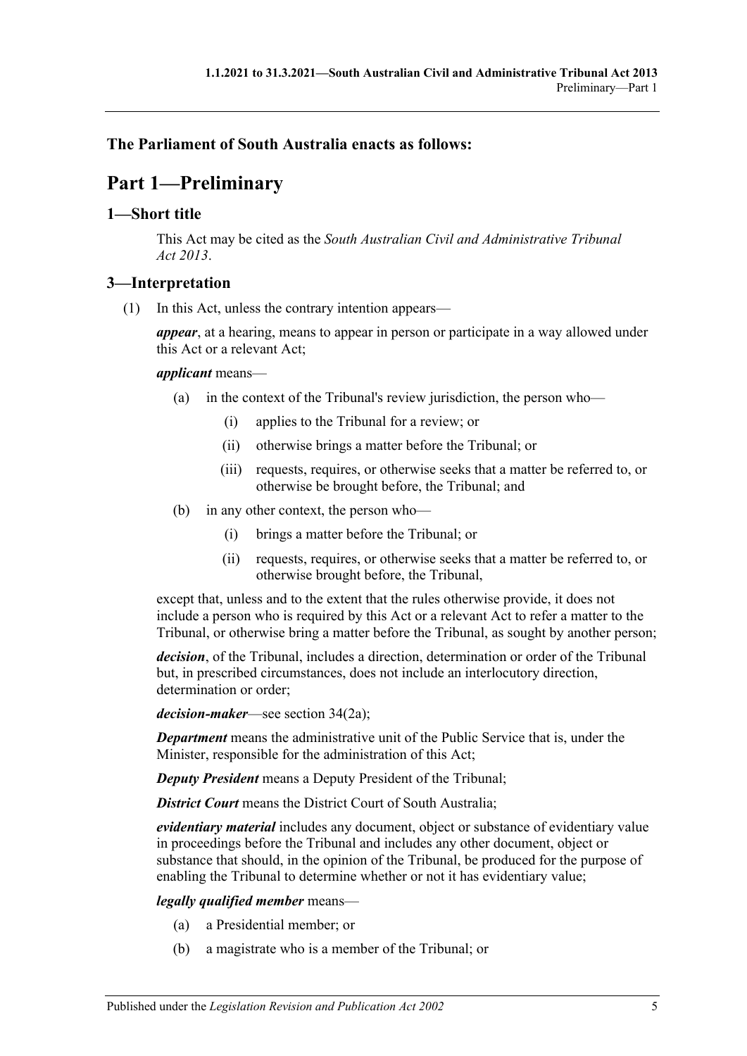**The Parliament of South Australia enacts as follows:**

# Part 1—Preliminary

## 1—Short title

This Act may be cited as the *South Australian Civil and Administrative Tribunal Act 2013*.

## 3—Interpretation

(1) In this Act, unless the contrary intention appears—

***appear***, at a hearing, means to appear in person or participate in a way allowed under this Act or a relevant Act;

***applicant*** means—

- (a) in the context of the Tribunal's review jurisdiction, the person who—
  - (i) applies to the Tribunal for a review; or
  - (ii) otherwise brings a matter before the Tribunal; or
  - (iii) requests, requires, or otherwise seeks that a matter be referred to, or otherwise be brought before, the Tribunal; and
- (b) in any other context, the person who—
  - (i) brings a matter before the Tribunal; or
  - (ii) requests, requires, or otherwise seeks that a matter be referred to, or otherwise brought before, the Tribunal,

except that, unless and to the extent that the rules otherwise provide, it does not include a person who is required by this Act or a relevant Act to refer a matter to the Tribunal, or otherwise bring a matter before the Tribunal, as sought by another person;

***decision***, of the Tribunal, includes a direction, determination or order of the Tribunal but, in prescribed circumstances, does not include an interlocutory direction, determination or order;

***decision-maker***—see section 34(2a);

***Department*** means the administrative unit of the Public Service that is, under the Minister, responsible for the administration of this Act;

***Deputy President*** means a Deputy President of the Tribunal;

***District Court*** means the District Court of South Australia;

***evidentiary material*** includes any document, object or substance of evidentiary value in proceedings before the Tribunal and includes any other document, object or substance that should, in the opinion of the Tribunal, be produced for the purpose of enabling the Tribunal to determine whether or not it has evidentiary value;

***legally qualified member*** means—

- (a) a Presidential member; or
- (b) a magistrate who is a member of the Tribunal; or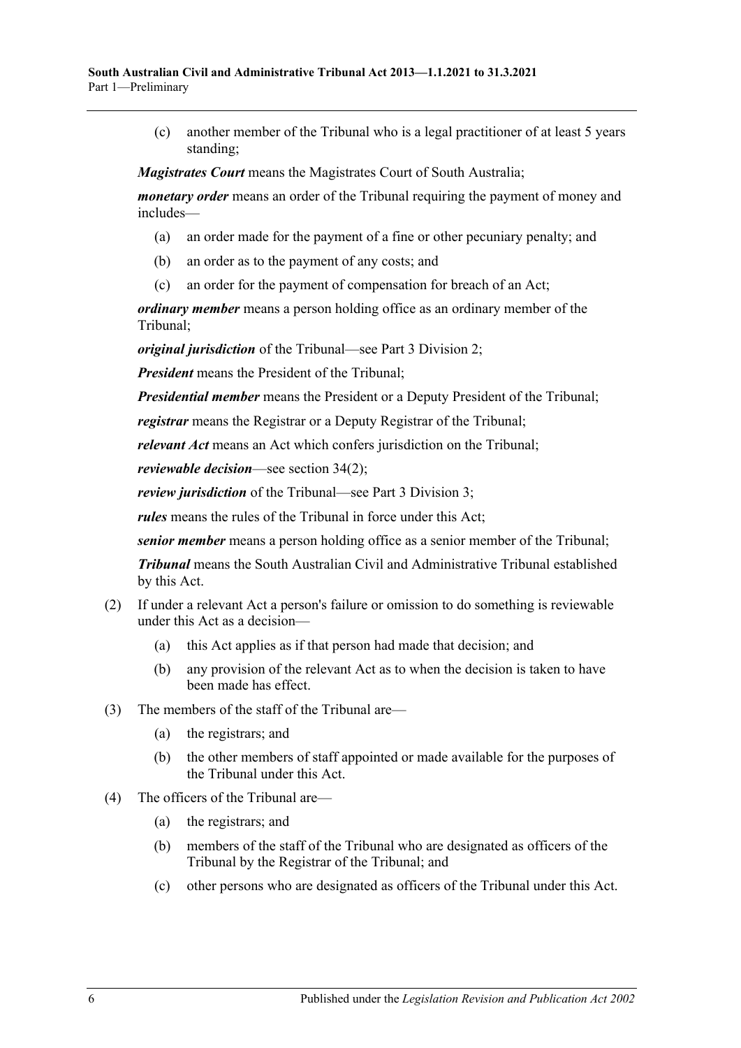(c) another member of the Tribunal who is a legal practitioner of at least 5 years standing;

***Magistrates Court*** means the Magistrates Court of South Australia;

***monetary order*** means an order of the Tribunal requiring the payment of money and includes—

- (a) an order made for the payment of a fine or other pecuniary penalty; and
- (b) an order as to the payment of any costs; and
- (c) an order for the payment of compensation for breach of an Act;

***ordinary member*** means a person holding office as an ordinary member of the Tribunal;

***original jurisdiction*** of the Tribunal—see Part 3 Division 2;

***President*** means the President of the Tribunal;

***Presidential member*** means the President or a Deputy President of the Tribunal;

***registrar*** means the Registrar or a Deputy Registrar of the Tribunal;

***relevant Act*** means an Act which confers jurisdiction on the Tribunal;

***reviewable decision***—see section 34(2);

***review jurisdiction*** of the Tribunal—see Part 3 Division 3;

***rules*** means the rules of the Tribunal in force under this Act;

***senior member*** means a person holding office as a senior member of the Tribunal;

***Tribunal*** means the South Australian Civil and Administrative Tribunal established by this Act.

(2) If under a relevant Act a person's failure or omission to do something is reviewable under this Act as a decision—

- (a) this Act applies as if that person had made that decision; and
- (b) any provision of the relevant Act as to when the decision is taken to have been made has effect.

(3) The members of the staff of the Tribunal are—

- (a) the registrars; and
- (b) the other members of staff appointed or made available for the purposes of the Tribunal under this Act.

(4) The officers of the Tribunal are—

- (a) the registrars; and
- (b) members of the staff of the Tribunal who are designated as officers of the Tribunal by the Registrar of the Tribunal; and
- (c) other persons who are designated as officers of the Tribunal under this Act.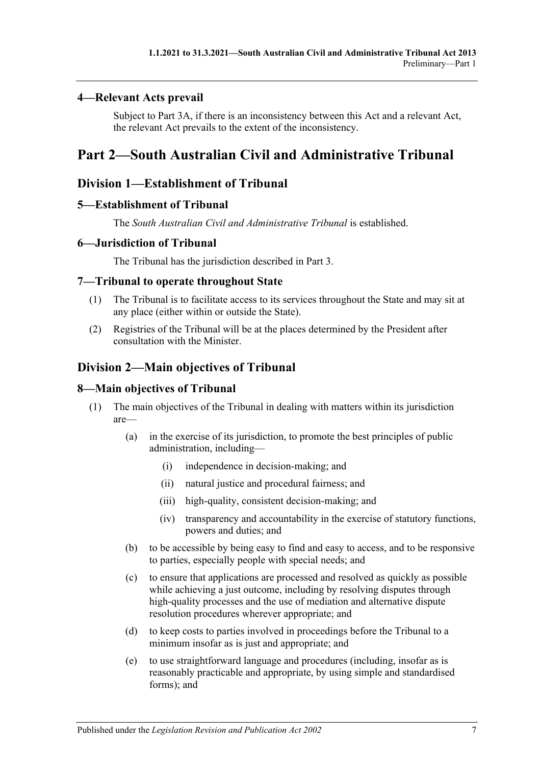### 4—Relevant Acts prevail

Subject to Part 3A, if there is an inconsistency between this Act and a relevant Act, the relevant Act prevails to the extent of the inconsistency.

# Part 2—South Australian Civil and Administrative Tribunal

## Division 1—Establishment of Tribunal

### 5—Establishment of Tribunal

The *South Australian Civil and Administrative Tribunal* is established.

### 6—Jurisdiction of Tribunal

The Tribunal has the jurisdiction described in Part 3.

### 7—Tribunal to operate throughout State

(1) The Tribunal is to facilitate access to its services throughout the State and may sit at any place (either within or outside the State).

(2) Registries of the Tribunal will be at the places determined by the President after consultation with the Minister.

## Division 2—Main objectives of Tribunal

### 8—Main objectives of Tribunal

(1) The main objectives of the Tribunal in dealing with matters within its jurisdiction are—

- (a) in the exercise of its jurisdiction, to promote the best principles of public administration, including—
    - (i) independence in decision-making; and
    - (ii) natural justice and procedural fairness; and
    - (iii) high-quality, consistent decision-making; and
    - (iv) transparency and accountability in the exercise of statutory functions, powers and duties; and
- (b) to be accessible by being easy to find and easy to access, and to be responsive to parties, especially people with special needs; and
- (c) to ensure that applications are processed and resolved as quickly as possible while achieving a just outcome, including by resolving disputes through high-quality processes and the use of mediation and alternative dispute resolution procedures wherever appropriate; and
- (d) to keep costs to parties involved in proceedings before the Tribunal to a minimum insofar as is just and appropriate; and
- (e) to use straightforward language and procedures (including, insofar as is reasonably practicable and appropriate, by using simple and standardised forms); and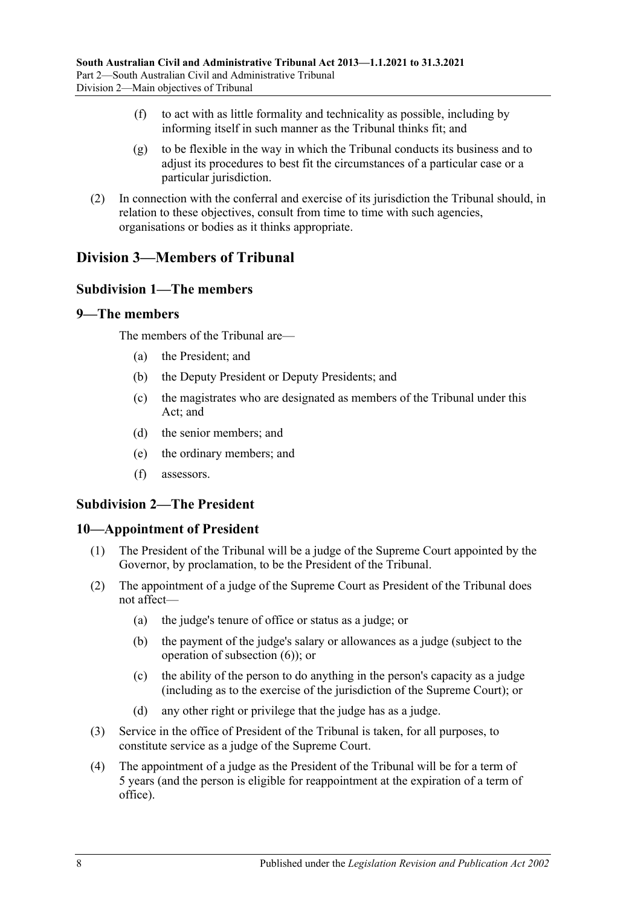(f) to act with as little formality and technicality as possible, including by informing itself in such manner as the Tribunal thinks fit; and

(g) to be flexible in the way in which the Tribunal conducts its business and to adjust its procedures to best fit the circumstances of a particular case or a particular jurisdiction.

(2) In connection with the conferral and exercise of its jurisdiction the Tribunal should, in relation to these objectives, consult from time to time with such agencies, organisations or bodies as it thinks appropriate.

## Division 3—Members of Tribunal

### Subdivision 1—The members

### 9—The members

The members of the Tribunal are—

(a) the President; and

(b) the Deputy President or Deputy Presidents; and

(c) the magistrates who are designated as members of the Tribunal under this Act; and

(d) the senior members; and

(e) the ordinary members; and

(f) assessors.

### Subdivision 2—The President

### 10—Appointment of President

(1) The President of the Tribunal will be a judge of the Supreme Court appointed by the Governor, by proclamation, to be the President of the Tribunal.

(2) The appointment of a judge of the Supreme Court as President of the Tribunal does not affect—

(a) the judge's tenure of office or status as a judge; or

(b) the payment of the judge's salary or allowances as a judge (subject to the operation of subsection (6)); or

(c) the ability of the person to do anything in the person's capacity as a judge (including as to the exercise of the jurisdiction of the Supreme Court); or

(d) any other right or privilege that the judge has as a judge.

(3) Service in the office of President of the Tribunal is taken, for all purposes, to constitute service as a judge of the Supreme Court.

(4) The appointment of a judge as the President of the Tribunal will be for a term of 5 years (and the person is eligible for reappointment at the expiration of a term of office).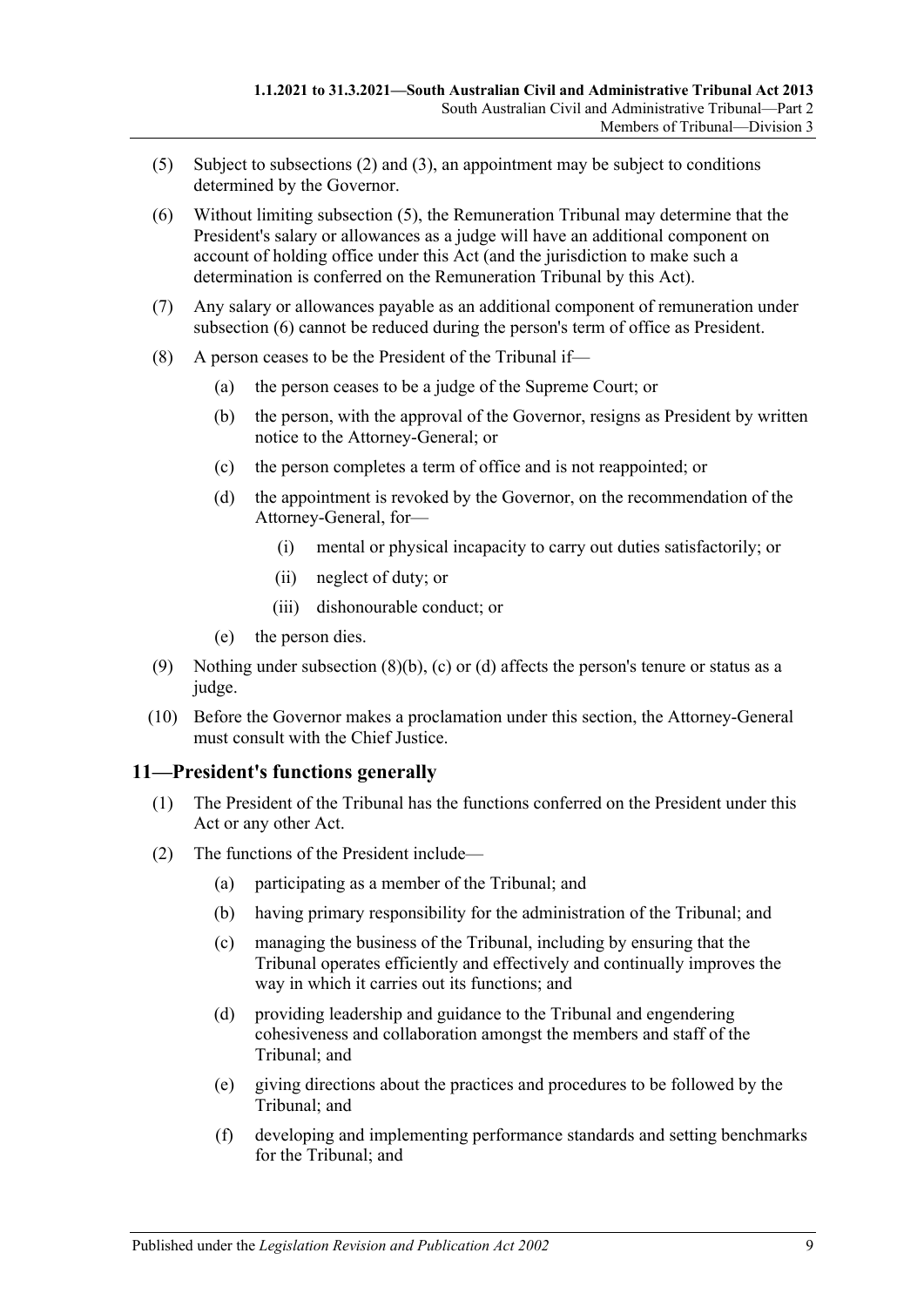(5) Subject to subsections (2) and (3), an appointment may be subject to conditions determined by the Governor.

(6) Without limiting subsection (5), the Remuneration Tribunal may determine that the President's salary or allowances as a judge will have an additional component on account of holding office under this Act (and the jurisdiction to make such a determination is conferred on the Remuneration Tribunal by this Act).

(7) Any salary or allowances payable as an additional component of remuneration under subsection (6) cannot be reduced during the person's term of office as President.

(8) A person ceases to be the President of the Tribunal if—

- (a) the person ceases to be a judge of the Supreme Court; or
- (b) the person, with the approval of the Governor, resigns as President by written notice to the Attorney-General; or
- (c) the person completes a term of office and is not reappointed; or
- (d) the appointment is revoked by the Governor, on the recommendation of the Attorney-General, for—
  - (i) mental or physical incapacity to carry out duties satisfactorily; or
  - (ii) neglect of duty; or
  - (iii) dishonourable conduct; or
- (e) the person dies.

(9) Nothing under subsection (8)(b), (c) or (d) affects the person's tenure or status as a judge.

(10) Before the Governor makes a proclamation under this section, the Attorney-General must consult with the Chief Justice.

## 11—President's functions generally

(1) The President of the Tribunal has the functions conferred on the President under this Act or any other Act.

(2) The functions of the President include—

- (a) participating as a member of the Tribunal; and
- (b) having primary responsibility for the administration of the Tribunal; and
- (c) managing the business of the Tribunal, including by ensuring that the Tribunal operates efficiently and effectively and continually improves the way in which it carries out its functions; and
- (d) providing leadership and guidance to the Tribunal and engendering cohesiveness and collaboration amongst the members and staff of the Tribunal; and
- (e) giving directions about the practices and procedures to be followed by the Tribunal; and
- (f) developing and implementing performance standards and setting benchmarks for the Tribunal; and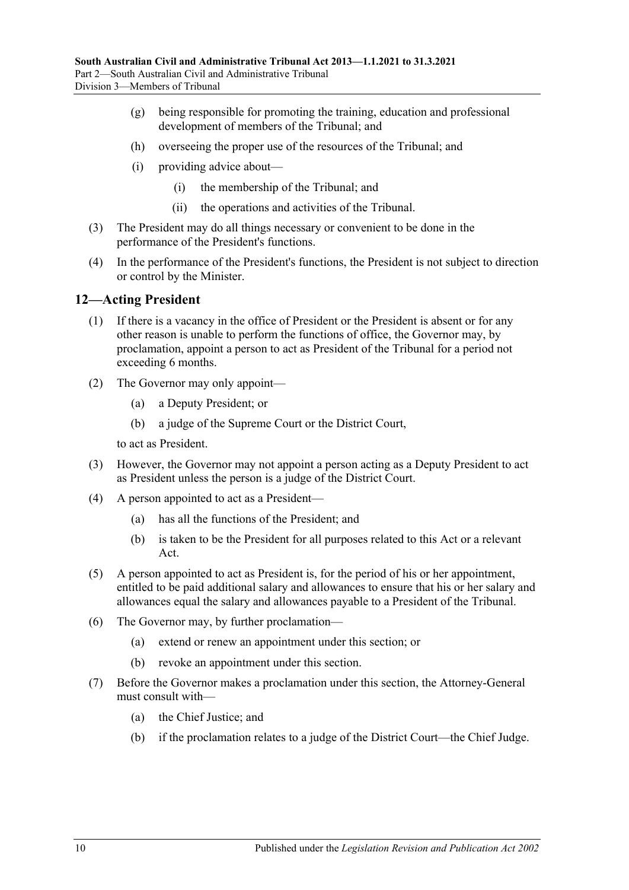(g) being responsible for promoting the training, education and professional development of members of the Tribunal; and

(h) overseeing the proper use of the resources of the Tribunal; and

(i) providing advice about—

(i) the membership of the Tribunal; and

(ii) the operations and activities of the Tribunal.

(3) The President may do all things necessary or convenient to be done in the performance of the President's functions.

(4) In the performance of the President's functions, the President is not subject to direction or control by the Minister.

## 12—Acting President

(1) If there is a vacancy in the office of President or the President is absent or for any other reason is unable to perform the functions of office, the Governor may, by proclamation, appoint a person to act as President of the Tribunal for a period not exceeding 6 months.

(2) The Governor may only appoint—

(a) a Deputy President; or

(b) a judge of the Supreme Court or the District Court,

to act as President.

(3) However, the Governor may not appoint a person acting as a Deputy President to act as President unless the person is a judge of the District Court.

(4) A person appointed to act as a President—

(a) has all the functions of the President; and

(b) is taken to be the President for all purposes related to this Act or a relevant Act.

(5) A person appointed to act as President is, for the period of his or her appointment, entitled to be paid additional salary and allowances to ensure that his or her salary and allowances equal the salary and allowances payable to a President of the Tribunal.

(6) The Governor may, by further proclamation—

(a) extend or renew an appointment under this section; or

(b) revoke an appointment under this section.

(7) Before the Governor makes a proclamation under this section, the Attorney-General must consult with—

(a) the Chief Justice; and

(b) if the proclamation relates to a judge of the District Court—the Chief Judge.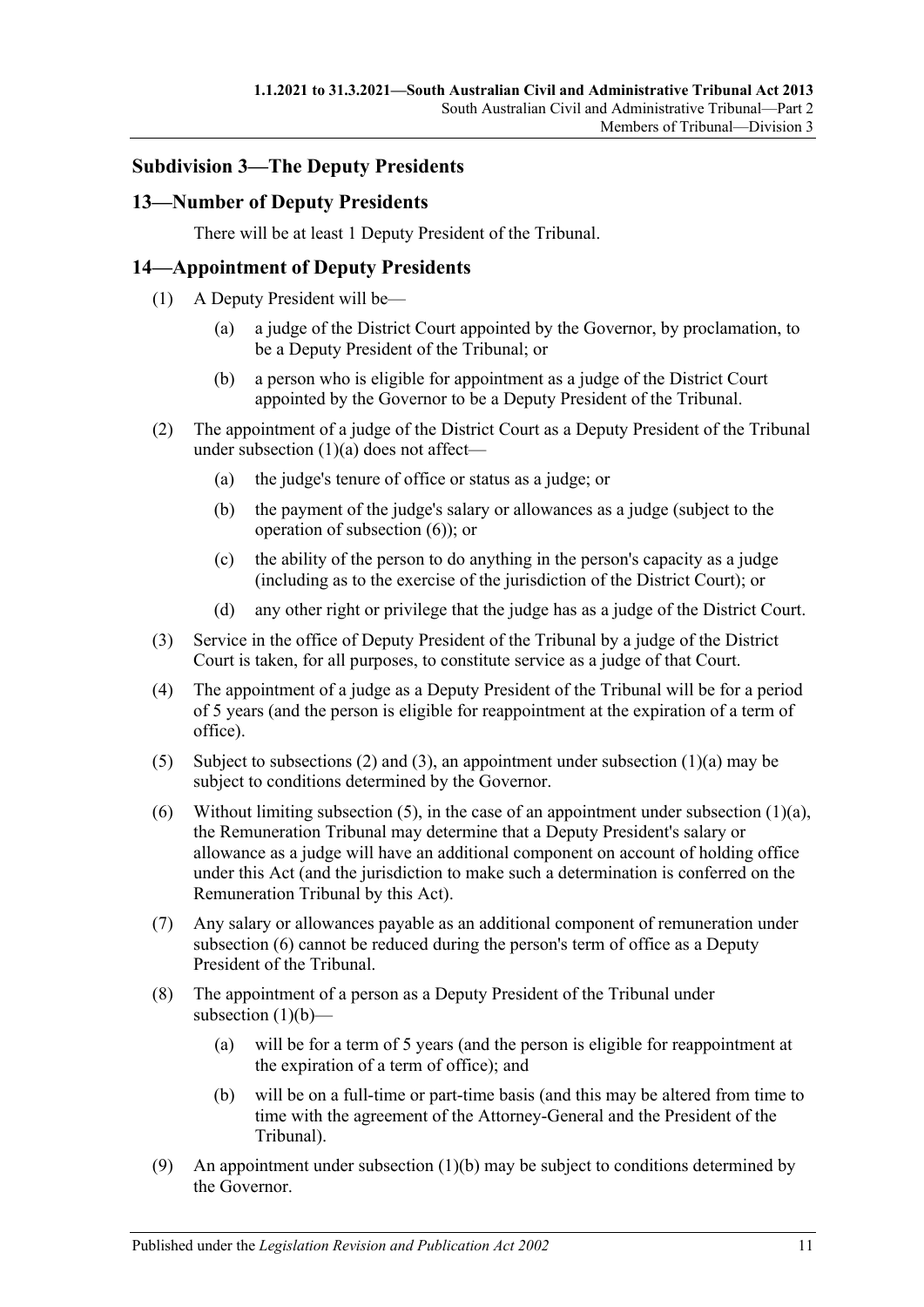## Subdivision 3—The Deputy Presidents

### 13—Number of Deputy Presidents

There will be at least 1 Deputy President of the Tribunal.

### 14—Appointment of Deputy Presidents

(1) A Deputy President will be—

(a) a judge of the District Court appointed by the Governor, by proclamation, to be a Deputy President of the Tribunal; or

(b) a person who is eligible for appointment as a judge of the District Court appointed by the Governor to be a Deputy President of the Tribunal.

(2) The appointment of a judge of the District Court as a Deputy President of the Tribunal under subsection (1)(a) does not affect—

(a) the judge's tenure of office or status as a judge; or

(b) the payment of the judge's salary or allowances as a judge (subject to the operation of subsection (6)); or

(c) the ability of the person to do anything in the person's capacity as a judge (including as to the exercise of the jurisdiction of the District Court); or

(d) any other right or privilege that the judge has as a judge of the District Court.

(3) Service in the office of Deputy President of the Tribunal by a judge of the District Court is taken, for all purposes, to constitute service as a judge of that Court.

(4) The appointment of a judge as a Deputy President of the Tribunal will be for a period of 5 years (and the person is eligible for reappointment at the expiration of a term of office).

(5) Subject to subsections (2) and (3), an appointment under subsection (1)(a) may be subject to conditions determined by the Governor.

(6) Without limiting subsection (5), in the case of an appointment under subsection (1)(a), the Remuneration Tribunal may determine that a Deputy President's salary or allowance as a judge will have an additional component on account of holding office under this Act (and the jurisdiction to make such a determination is conferred on the Remuneration Tribunal by this Act).

(7) Any salary or allowances payable as an additional component of remuneration under subsection (6) cannot be reduced during the person's term of office as a Deputy President of the Tribunal.

(8) The appointment of a person as a Deputy President of the Tribunal under subsection (1)(b)—

(a) will be for a term of 5 years (and the person is eligible for reappointment at the expiration of a term of office); and

(b) will be on a full-time or part-time basis (and this may be altered from time to time with the agreement of the Attorney-General and the President of the Tribunal).

(9) An appointment under subsection (1)(b) may be subject to conditions determined by the Governor.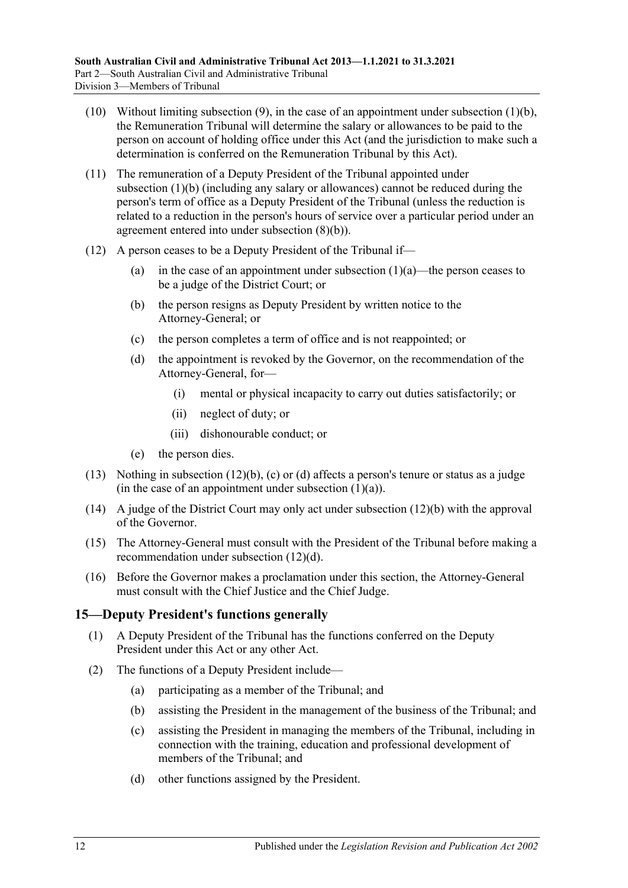(10) Without limiting subsection (9), in the case of an appointment under subsection (1)(b), the Remuneration Tribunal will determine the salary or allowances to be paid to the person on account of holding office under this Act (and the jurisdiction to make such a determination is conferred on the Remuneration Tribunal by this Act).

(11) The remuneration of a Deputy President of the Tribunal appointed under subsection (1)(b) (including any salary or allowances) cannot be reduced during the person's term of office as a Deputy President of the Tribunal (unless the reduction is related to a reduction in the person's hours of service over a particular period under an agreement entered into under subsection (8)(b)).

(12) A person ceases to be a Deputy President of the Tribunal if—

- (a) in the case of an appointment under subsection (1)(a)—the person ceases to be a judge of the District Court; or
- (b) the person resigns as Deputy President by written notice to the Attorney-General; or
- (c) the person completes a term of office and is not reappointed; or
- (d) the appointment is revoked by the Governor, on the recommendation of the Attorney-General, for—
  - (i) mental or physical incapacity to carry out duties satisfactorily; or
  - (ii) neglect of duty; or
  - (iii) dishonourable conduct; or
- (e) the person dies.

(13) Nothing in subsection (12)(b), (c) or (d) affects a person's tenure or status as a judge (in the case of an appointment under subsection (1)(a)).

(14) A judge of the District Court may only act under subsection (12)(b) with the approval of the Governor.

(15) The Attorney-General must consult with the President of the Tribunal before making a recommendation under subsection (12)(d).

(16) Before the Governor makes a proclamation under this section, the Attorney-General must consult with the Chief Justice and the Chief Judge.

## 15—Deputy President's functions generally

(1) A Deputy President of the Tribunal has the functions conferred on the Deputy President under this Act or any other Act.

(2) The functions of a Deputy President include—

- (a) participating as a member of the Tribunal; and
- (b) assisting the President in the management of the business of the Tribunal; and
- (c) assisting the President in managing the members of the Tribunal, including in connection with the training, education and professional development of members of the Tribunal; and
- (d) other functions assigned by the President.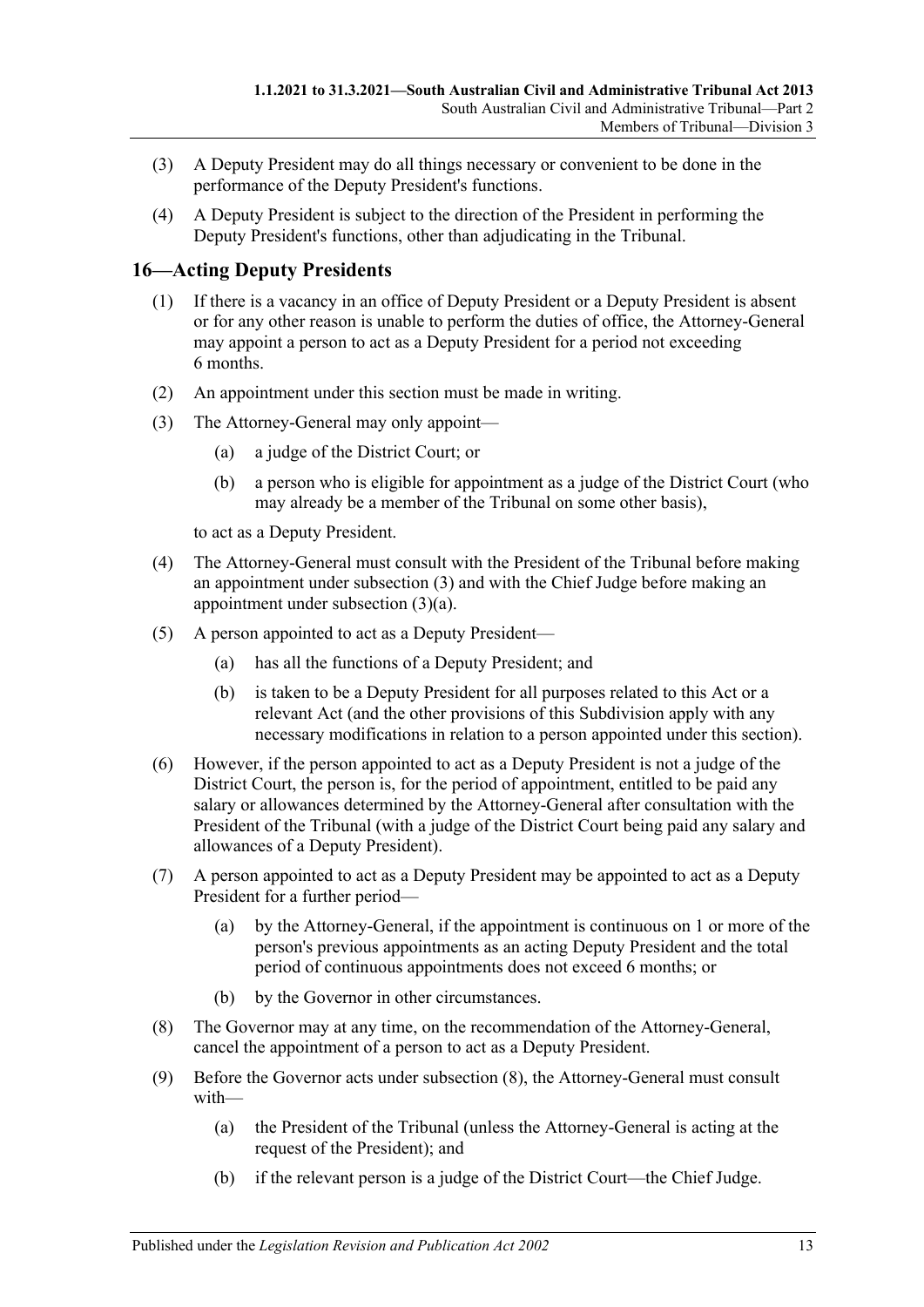(3) A Deputy President may do all things necessary or convenient to be done in the performance of the Deputy President's functions.

(4) A Deputy President is subject to the direction of the President in performing the Deputy President's functions, other than adjudicating in the Tribunal.

## 16—Acting Deputy Presidents

(1) If there is a vacancy in an office of Deputy President or a Deputy President is absent or for any other reason is unable to perform the duties of office, the Attorney-General may appoint a person to act as a Deputy President for a period not exceeding 6 months.

(2) An appointment under this section must be made in writing.

(3) The Attorney-General may only appoint—

- (a) a judge of the District Court; or
- (b) a person who is eligible for appointment as a judge of the District Court (who may already be a member of the Tribunal on some other basis),

to act as a Deputy President.

(4) The Attorney-General must consult with the President of the Tribunal before making an appointment under subsection (3) and with the Chief Judge before making an appointment under subsection (3)(a).

(5) A person appointed to act as a Deputy President—

- (a) has all the functions of a Deputy President; and
- (b) is taken to be a Deputy President for all purposes related to this Act or a relevant Act (and the other provisions of this Subdivision apply with any necessary modifications in relation to a person appointed under this section).

(6) However, if the person appointed to act as a Deputy President is not a judge of the District Court, the person is, for the period of appointment, entitled to be paid any salary or allowances determined by the Attorney-General after consultation with the President of the Tribunal (with a judge of the District Court being paid any salary and allowances of a Deputy President).

(7) A person appointed to act as a Deputy President may be appointed to act as a Deputy President for a further period—

- (a) by the Attorney-General, if the appointment is continuous on 1 or more of the person's previous appointments as an acting Deputy President and the total period of continuous appointments does not exceed 6 months; or
- (b) by the Governor in other circumstances.

(8) The Governor may at any time, on the recommendation of the Attorney-General, cancel the appointment of a person to act as a Deputy President.

(9) Before the Governor acts under subsection (8), the Attorney-General must consult with—

- (a) the President of the Tribunal (unless the Attorney-General is acting at the request of the President); and
- (b) if the relevant person is a judge of the District Court—the Chief Judge.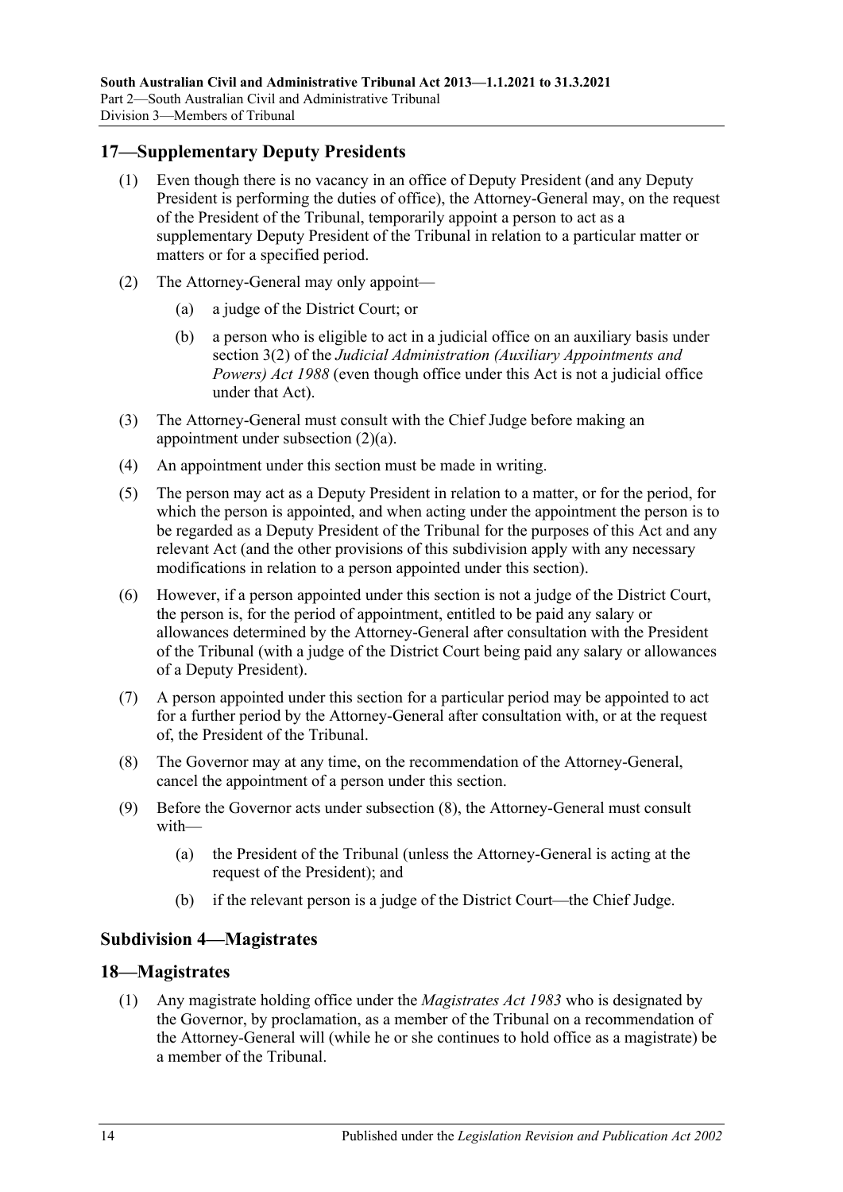## 17—Supplementary Deputy Presidents

(1) Even though there is no vacancy in an office of Deputy President (and any Deputy President is performing the duties of office), the Attorney-General may, on the request of the President of the Tribunal, temporarily appoint a person to act as a supplementary Deputy President of the Tribunal in relation to a particular matter or matters or for a specified period.

(2) The Attorney-General may only appoint—

(a) a judge of the District Court; or

(b) a person who is eligible to act in a judicial office on an auxiliary basis under section 3(2) of the *Judicial Administration (Auxiliary Appointments and Powers) Act 1988* (even though office under this Act is not a judicial office under that Act).

(3) The Attorney-General must consult with the Chief Judge before making an appointment under subsection (2)(a).

(4) An appointment under this section must be made in writing.

(5) The person may act as a Deputy President in relation to a matter, or for the period, for which the person is appointed, and when acting under the appointment the person is to be regarded as a Deputy President of the Tribunal for the purposes of this Act and any relevant Act (and the other provisions of this subdivision apply with any necessary modifications in relation to a person appointed under this section).

(6) However, if a person appointed under this section is not a judge of the District Court, the person is, for the period of appointment, entitled to be paid any salary or allowances determined by the Attorney-General after consultation with the President of the Tribunal (with a judge of the District Court being paid any salary or allowances of a Deputy President).

(7) A person appointed under this section for a particular period may be appointed to act for a further period by the Attorney-General after consultation with, or at the request of, the President of the Tribunal.

(8) The Governor may at any time, on the recommendation of the Attorney-General, cancel the appointment of a person under this section.

(9) Before the Governor acts under subsection (8), the Attorney-General must consult with—

(a) the President of the Tribunal (unless the Attorney-General is acting at the request of the President); and

(b) if the relevant person is a judge of the District Court—the Chief Judge.

### Subdivision 4—Magistrates

## 18—Magistrates

(1) Any magistrate holding office under the *Magistrates Act 1983* who is designated by the Governor, by proclamation, as a member of the Tribunal on a recommendation of the Attorney-General will (while he or she continues to hold office as a magistrate) be a member of the Tribunal.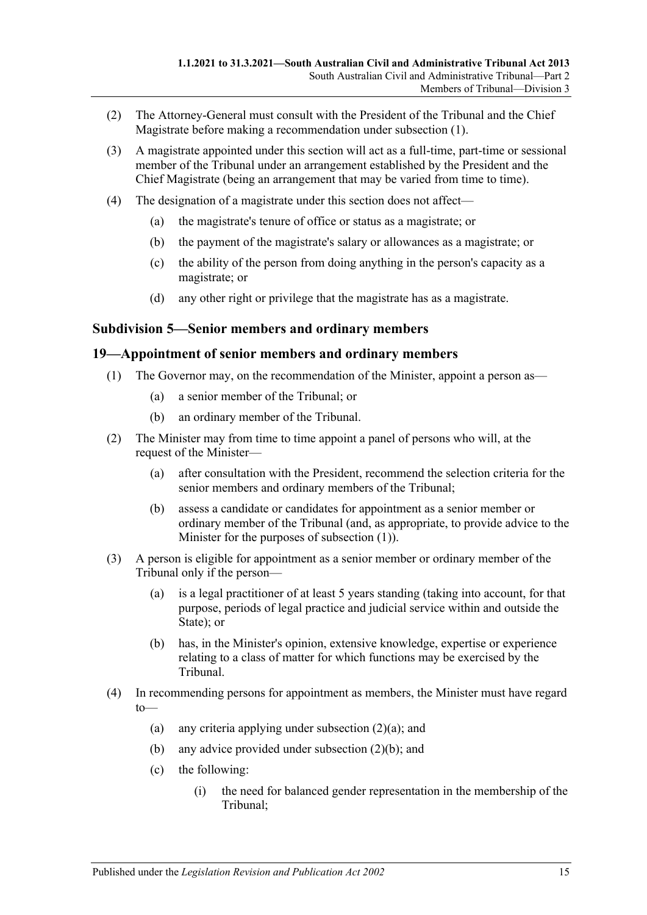(2) The Attorney-General must consult with the President of the Tribunal and the Chief Magistrate before making a recommendation under subsection (1).

(3) A magistrate appointed under this section will act as a full-time, part-time or sessional member of the Tribunal under an arrangement established by the President and the Chief Magistrate (being an arrangement that may be varied from time to time).

(4) The designation of a magistrate under this section does not affect—

(a) the magistrate's tenure of office or status as a magistrate; or

(b) the payment of the magistrate's salary or allowances as a magistrate; or

(c) the ability of the person from doing anything in the person's capacity as a magistrate; or

(d) any other right or privilege that the magistrate has as a magistrate.

### Subdivision 5—Senior members and ordinary members

### 19—Appointment of senior members and ordinary members

(1) The Governor may, on the recommendation of the Minister, appoint a person as—

(a) a senior member of the Tribunal; or

(b) an ordinary member of the Tribunal.

(2) The Minister may from time to time appoint a panel of persons who will, at the request of the Minister—

(a) after consultation with the President, recommend the selection criteria for the senior members and ordinary members of the Tribunal;

(b) assess a candidate or candidates for appointment as a senior member or ordinary member of the Tribunal (and, as appropriate, to provide advice to the Minister for the purposes of subsection (1)).

(3) A person is eligible for appointment as a senior member or ordinary member of the Tribunal only if the person—

(a) is a legal practitioner of at least 5 years standing (taking into account, for that purpose, periods of legal practice and judicial service within and outside the State); or

(b) has, in the Minister's opinion, extensive knowledge, expertise or experience relating to a class of matter for which functions may be exercised by the Tribunal.

(4) In recommending persons for appointment as members, the Minister must have regard to—

(a) any criteria applying under subsection (2)(a); and

(b) any advice provided under subsection (2)(b); and

(c) the following:

(i) the need for balanced gender representation in the membership of the Tribunal;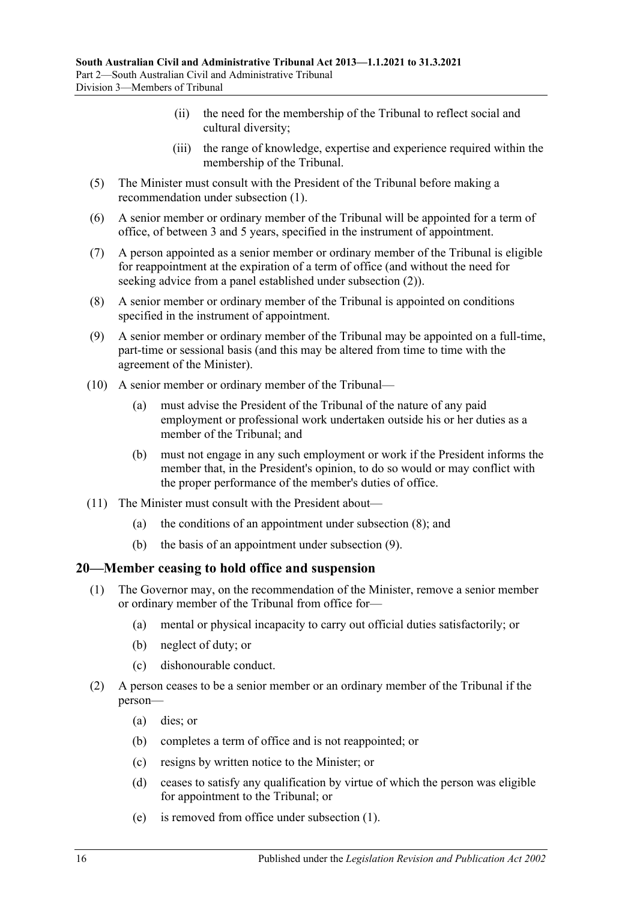(ii) the need for the membership of the Tribunal to reflect social and cultural diversity;

(iii) the range of knowledge, expertise and experience required within the membership of the Tribunal.

(5) The Minister must consult with the President of the Tribunal before making a recommendation under subsection (1).

(6) A senior member or ordinary member of the Tribunal will be appointed for a term of office, of between 3 and 5 years, specified in the instrument of appointment.

(7) A person appointed as a senior member or ordinary member of the Tribunal is eligible for reappointment at the expiration of a term of office (and without the need for seeking advice from a panel established under subsection (2)).

(8) A senior member or ordinary member of the Tribunal is appointed on conditions specified in the instrument of appointment.

(9) A senior member or ordinary member of the Tribunal may be appointed on a full-time, part-time or sessional basis (and this may be altered from time to time with the agreement of the Minister).

(10) A senior member or ordinary member of the Tribunal—

(a) must advise the President of the Tribunal of the nature of any paid employment or professional work undertaken outside his or her duties as a member of the Tribunal; and

(b) must not engage in any such employment or work if the President informs the member that, in the President's opinion, to do so would or may conflict with the proper performance of the member's duties of office.

(11) The Minister must consult with the President about—

(a) the conditions of an appointment under subsection (8); and

(b) the basis of an appointment under subsection (9).

## 20—Member ceasing to hold office and suspension

(1) The Governor may, on the recommendation of the Minister, remove a senior member or ordinary member of the Tribunal from office for—

(a) mental or physical incapacity to carry out official duties satisfactorily; or

(b) neglect of duty; or

(c) dishonourable conduct.

(2) A person ceases to be a senior member or an ordinary member of the Tribunal if the person—

(a) dies; or

(b) completes a term of office and is not reappointed; or

(c) resigns by written notice to the Minister; or

(d) ceases to satisfy any qualification by virtue of which the person was eligible for appointment to the Tribunal; or

(e) is removed from office under subsection (1).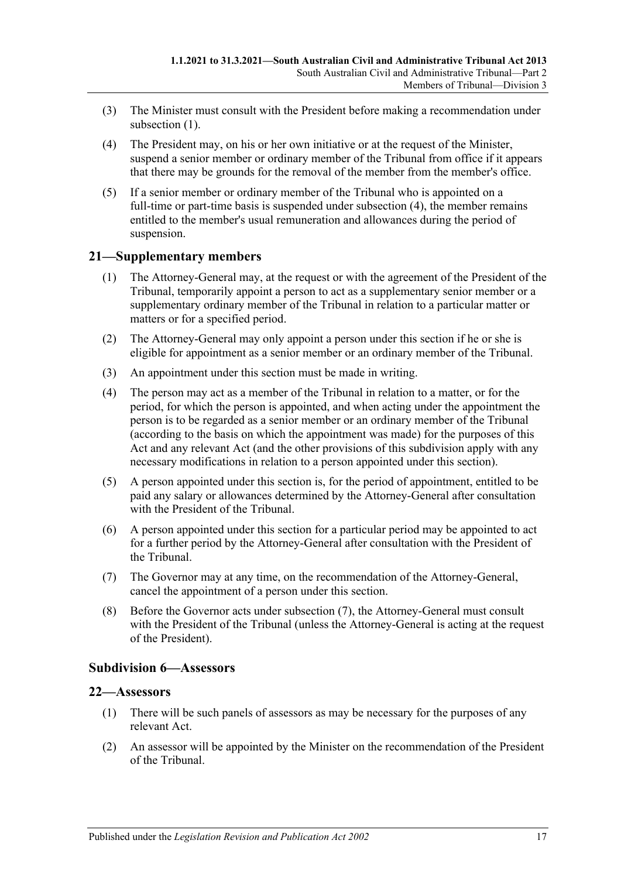(3) The Minister must consult with the President before making a recommendation under subsection (1).

(4) The President may, on his or her own initiative or at the request of the Minister, suspend a senior member or ordinary member of the Tribunal from office if it appears that there may be grounds for the removal of the member from the member's office.

(5) If a senior member or ordinary member of the Tribunal who is appointed on a full-time or part-time basis is suspended under subsection (4), the member remains entitled to the member's usual remuneration and allowances during the period of suspension.

## 21—Supplementary members

(1) The Attorney-General may, at the request or with the agreement of the President of the Tribunal, temporarily appoint a person to act as a supplementary senior member or a supplementary ordinary member of the Tribunal in relation to a particular matter or matters or for a specified period.

(2) The Attorney-General may only appoint a person under this section if he or she is eligible for appointment as a senior member or an ordinary member of the Tribunal.

(3) An appointment under this section must be made in writing.

(4) The person may act as a member of the Tribunal in relation to a matter, or for the period, for which the person is appointed, and when acting under the appointment the person is to be regarded as a senior member or an ordinary member of the Tribunal (according to the basis on which the appointment was made) for the purposes of this Act and any relevant Act (and the other provisions of this subdivision apply with any necessary modifications in relation to a person appointed under this section).

(5) A person appointed under this section is, for the period of appointment, entitled to be paid any salary or allowances determined by the Attorney-General after consultation with the President of the Tribunal.

(6) A person appointed under this section for a particular period may be appointed to act for a further period by the Attorney-General after consultation with the President of the Tribunal.

(7) The Governor may at any time, on the recommendation of the Attorney-General, cancel the appointment of a person under this section.

(8) Before the Governor acts under subsection (7), the Attorney-General must consult with the President of the Tribunal (unless the Attorney-General is acting at the request of the President).

### Subdivision 6—Assessors

## 22—Assessors

(1) There will be such panels of assessors as may be necessary for the purposes of any relevant Act.

(2) An assessor will be appointed by the Minister on the recommendation of the President of the Tribunal.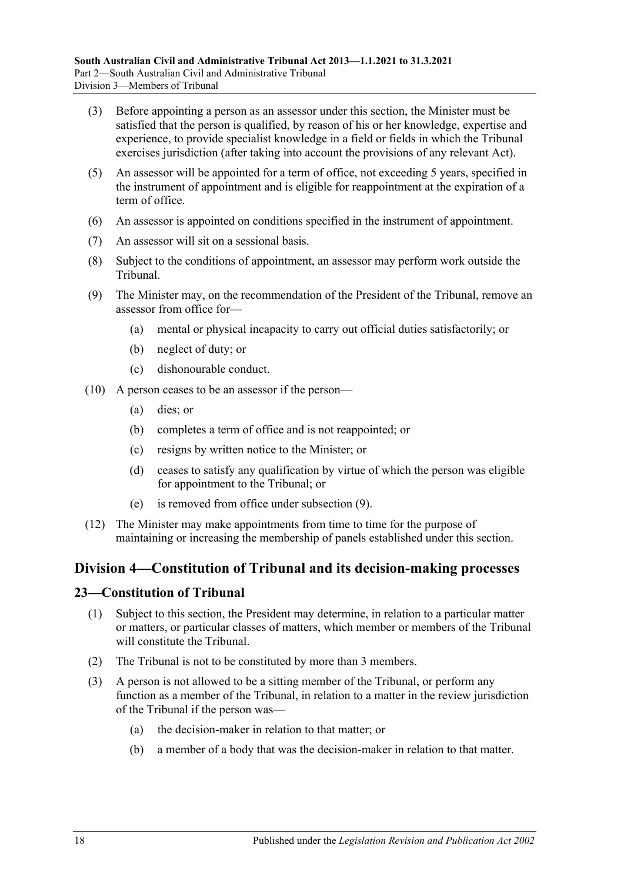(3) Before appointing a person as an assessor under this section, the Minister must be satisfied that the person is qualified, by reason of his or her knowledge, expertise and experience, to provide specialist knowledge in a field or fields in which the Tribunal exercises jurisdiction (after taking into account the provisions of any relevant Act).

(5) An assessor will be appointed for a term of office, not exceeding 5 years, specified in the instrument of appointment and is eligible for reappointment at the expiration of a term of office.

(6) An assessor is appointed on conditions specified in the instrument of appointment.

(7) An assessor will sit on a sessional basis.

(8) Subject to the conditions of appointment, an assessor may perform work outside the Tribunal.

(9) The Minister may, on the recommendation of the President of the Tribunal, remove an assessor from office for—

- (a) mental or physical incapacity to carry out official duties satisfactorily; or
- (b) neglect of duty; or
- (c) dishonourable conduct.

(10) A person ceases to be an assessor if the person—

- (a) dies; or
- (b) completes a term of office and is not reappointed; or
- (c) resigns by written notice to the Minister; or
- (d) ceases to satisfy any qualification by virtue of which the person was eligible for appointment to the Tribunal; or
- (e) is removed from office under subsection (9).

(12) The Minister may make appointments from time to time for the purpose of maintaining or increasing the membership of panels established under this section.

## Division 4—Constitution of Tribunal and its decision-making processes

### 23—Constitution of Tribunal

(1) Subject to this section, the President may determine, in relation to a particular matter or matters, or particular classes of matters, which member or members of the Tribunal will constitute the Tribunal.

(2) The Tribunal is not to be constituted by more than 3 members.

(3) A person is not allowed to be a sitting member of the Tribunal, or perform any function as a member of the Tribunal, in relation to a matter in the review jurisdiction of the Tribunal if the person was—

- (a) the decision-maker in relation to that matter; or
- (b) a member of a body that was the decision-maker in relation to that matter.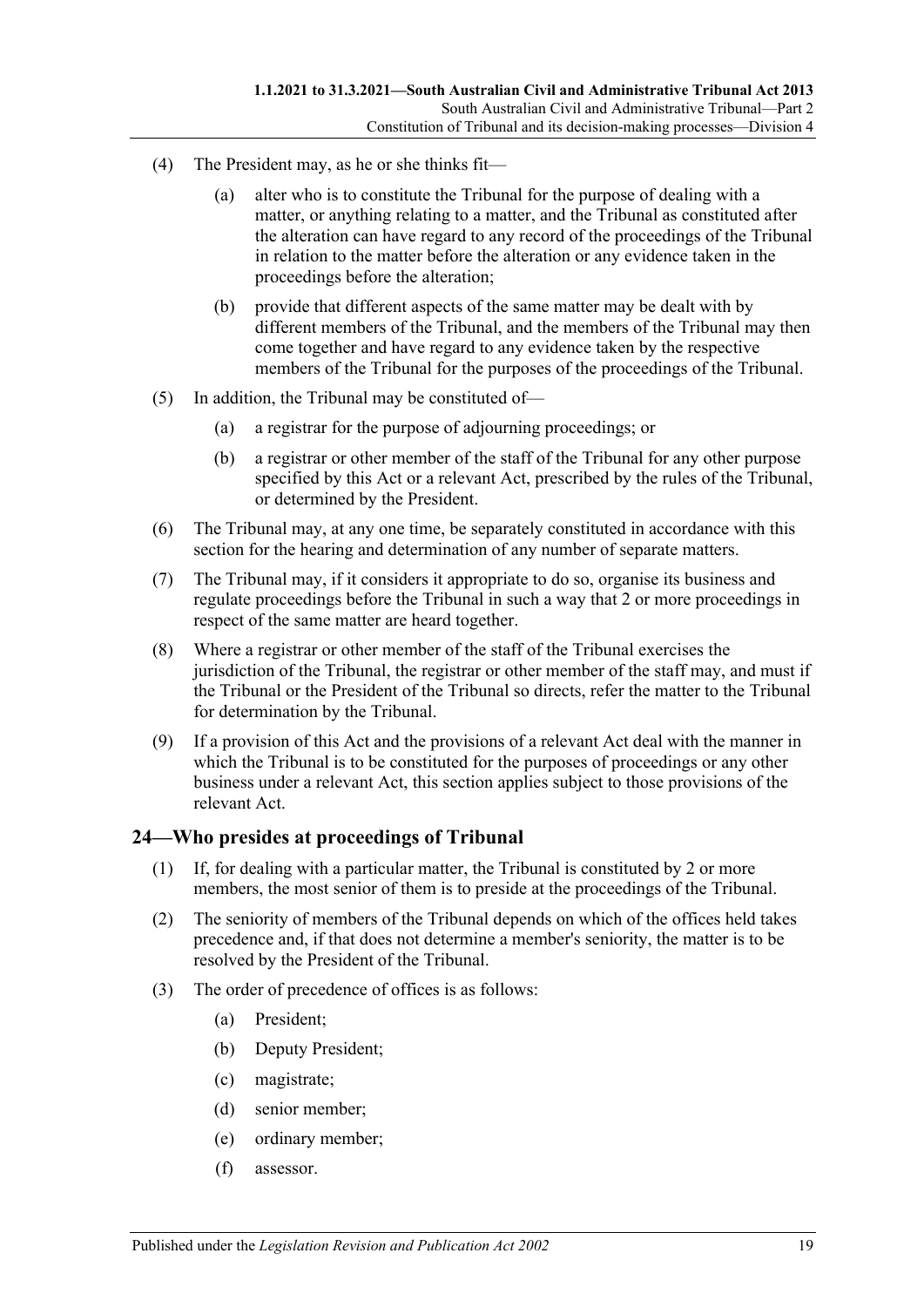(4) The President may, as he or she thinks fit—

(a) alter who is to constitute the Tribunal for the purpose of dealing with a matter, or anything relating to a matter, and the Tribunal as constituted after the alteration can have regard to any record of the proceedings of the Tribunal in relation to the matter before the alteration or any evidence taken in the proceedings before the alteration;

(b) provide that different aspects of the same matter may be dealt with by different members of the Tribunal, and the members of the Tribunal may then come together and have regard to any evidence taken by the respective members of the Tribunal for the purposes of the proceedings of the Tribunal.

(5) In addition, the Tribunal may be constituted of—

(a) a registrar for the purpose of adjourning proceedings; or

(b) a registrar or other member of the staff of the Tribunal for any other purpose specified by this Act or a relevant Act, prescribed by the rules of the Tribunal, or determined by the President.

(6) The Tribunal may, at any one time, be separately constituted in accordance with this section for the hearing and determination of any number of separate matters.

(7) The Tribunal may, if it considers it appropriate to do so, organise its business and regulate proceedings before the Tribunal in such a way that 2 or more proceedings in respect of the same matter are heard together.

(8) Where a registrar or other member of the staff of the Tribunal exercises the jurisdiction of the Tribunal, the registrar or other member of the staff may, and must if the Tribunal or the President of the Tribunal so directs, refer the matter to the Tribunal for determination by the Tribunal.

(9) If a provision of this Act and the provisions of a relevant Act deal with the manner in which the Tribunal is to be constituted for the purposes of proceedings or any other business under a relevant Act, this section applies subject to those provisions of the relevant Act.

## 24—Who presides at proceedings of Tribunal

(1) If, for dealing with a particular matter, the Tribunal is constituted by 2 or more members, the most senior of them is to preside at the proceedings of the Tribunal.

(2) The seniority of members of the Tribunal depends on which of the offices held takes precedence and, if that does not determine a member's seniority, the matter is to be resolved by the President of the Tribunal.

(3) The order of precedence of offices is as follows:

(a) President;

(b) Deputy President;

(c) magistrate;

(d) senior member;

(e) ordinary member;

(f) assessor.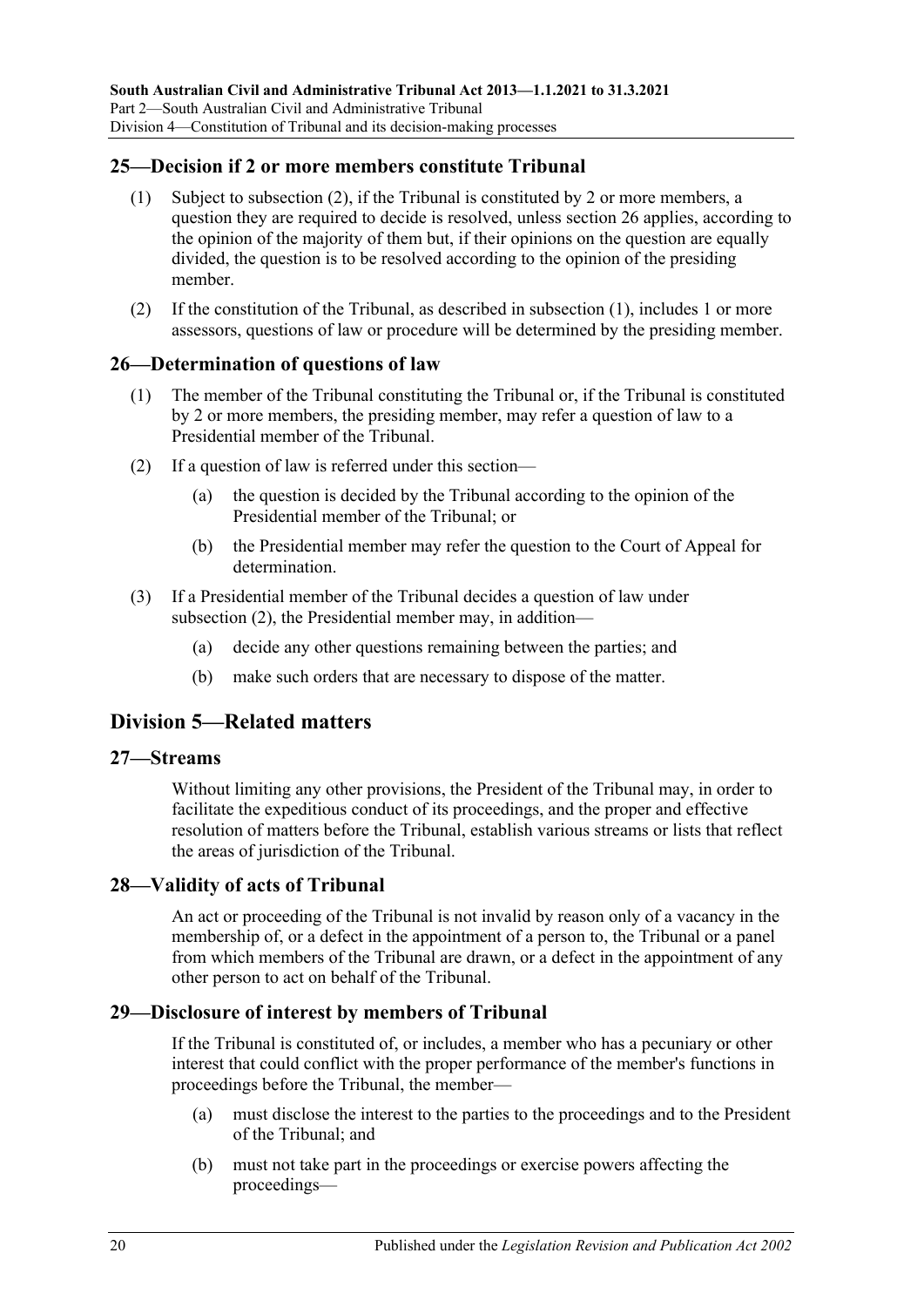## 25—Decision if 2 or more members constitute Tribunal

(1) Subject to subsection (2), if the Tribunal is constituted by 2 or more members, a question they are required to decide is resolved, unless section 26 applies, according to the opinion of the majority of them but, if their opinions on the question are equally divided, the question is to be resolved according to the opinion of the presiding member.

(2) If the constitution of the Tribunal, as described in subsection (1), includes 1 or more assessors, questions of law or procedure will be determined by the presiding member.

## 26—Determination of questions of law

(1) The member of the Tribunal constituting the Tribunal or, if the Tribunal is constituted by 2 or more members, the presiding member, may refer a question of law to a Presidential member of the Tribunal.

(2) If a question of law is referred under this section—

(a) the question is decided by the Tribunal according to the opinion of the Presidential member of the Tribunal; or

(b) the Presidential member may refer the question to the Court of Appeal for determination.

(3) If a Presidential member of the Tribunal decides a question of law under subsection (2), the Presidential member may, in addition—

(a) decide any other questions remaining between the parties; and

(b) make such orders that are necessary to dispose of the matter.

# Division 5—Related matters

## 27—Streams

Without limiting any other provisions, the President of the Tribunal may, in order to facilitate the expeditious conduct of its proceedings, and the proper and effective resolution of matters before the Tribunal, establish various streams or lists that reflect the areas of jurisdiction of the Tribunal.

## 28—Validity of acts of Tribunal

An act or proceeding of the Tribunal is not invalid by reason only of a vacancy in the membership of, or a defect in the appointment of a person to, the Tribunal or a panel from which members of the Tribunal are drawn, or a defect in the appointment of any other person to act on behalf of the Tribunal.

## 29—Disclosure of interest by members of Tribunal

If the Tribunal is constituted of, or includes, a member who has a pecuniary or other interest that could conflict with the proper performance of the member's functions in proceedings before the Tribunal, the member—

(a) must disclose the interest to the parties to the proceedings and to the President of the Tribunal; and

(b) must not take part in the proceedings or exercise powers affecting the proceedings—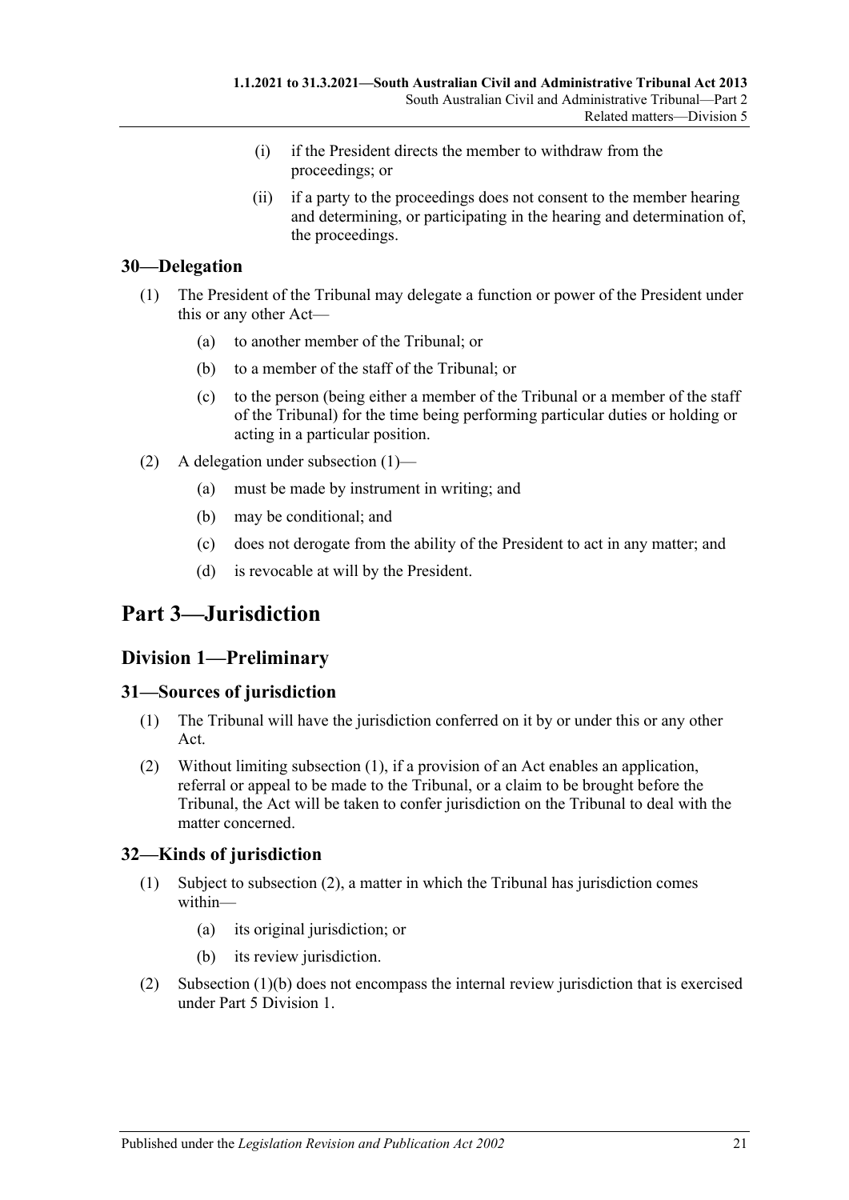- (i) if the President directs the member to withdraw from the proceedings; or
- (ii) if a party to the proceedings does not consent to the member hearing and determining, or participating in the hearing and determination of, the proceedings.

## 30—Delegation

(1) The President of the Tribunal may delegate a function or power of the President under this or any other Act—

- (a) to another member of the Tribunal; or
- (b) to a member of the staff of the Tribunal; or
- (c) to the person (being either a member of the Tribunal or a member of the staff of the Tribunal) for the time being performing particular duties or holding or acting in a particular position.

(2) A delegation under subsection (1)—

- (a) must be made by instrument in writing; and
- (b) may be conditional; and
- (c) does not derogate from the ability of the President to act in any matter; and
- (d) is revocable at will by the President.

# Part 3—Jurisdiction

## Division 1—Preliminary

### 31—Sources of jurisdiction

(1) The Tribunal will have the jurisdiction conferred on it by or under this or any other Act.

(2) Without limiting subsection (1), if a provision of an Act enables an application, referral or appeal to be made to the Tribunal, or a claim to be brought before the Tribunal, the Act will be taken to confer jurisdiction on the Tribunal to deal with the matter concerned.

### 32—Kinds of jurisdiction

(1) Subject to subsection (2), a matter in which the Tribunal has jurisdiction comes within—

- (a) its original jurisdiction; or
- (b) its review jurisdiction.

(2) Subsection (1)(b) does not encompass the internal review jurisdiction that is exercised under Part 5 Division 1.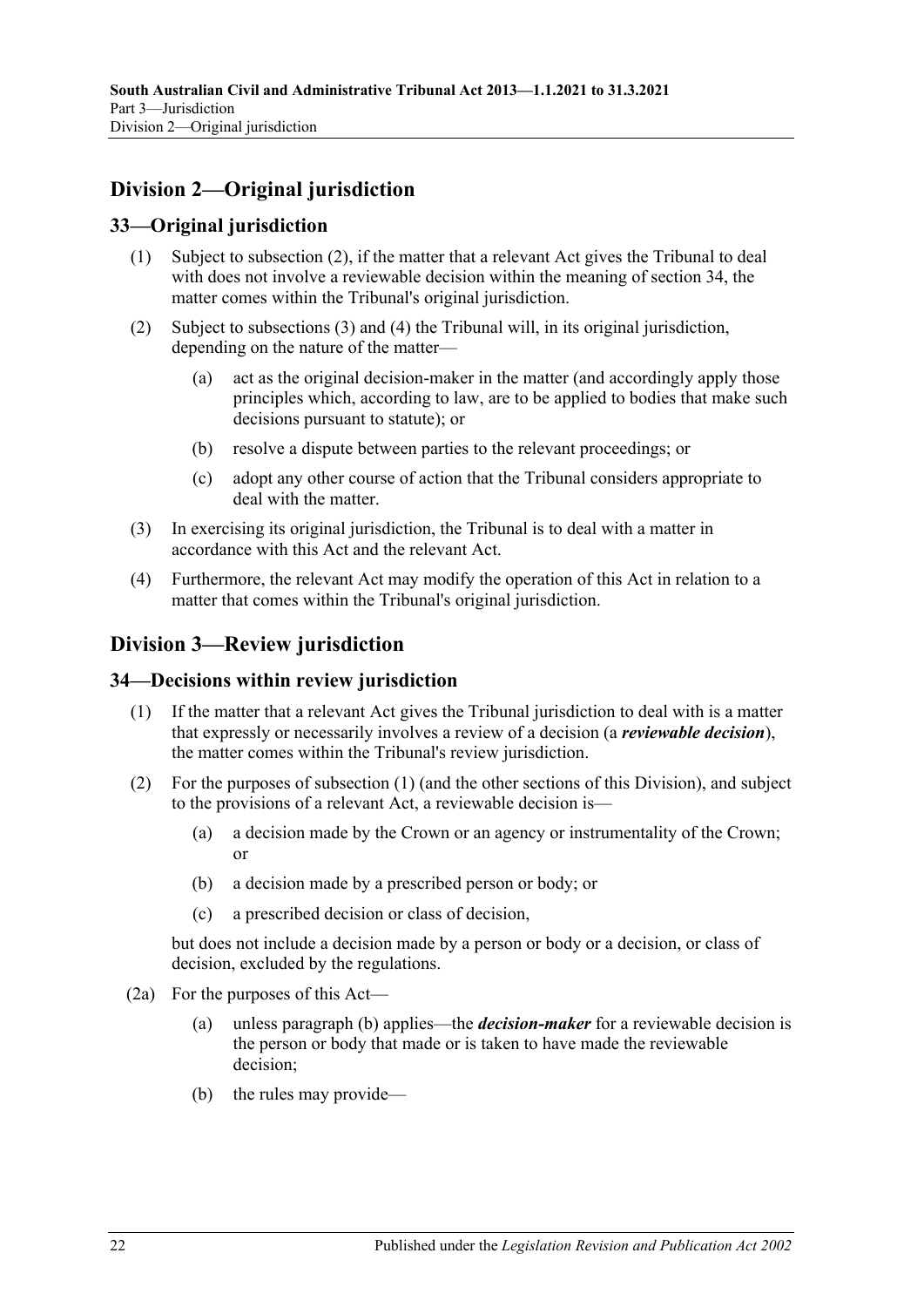## Division 2—Original jurisdiction

### 33—Original jurisdiction

(1) Subject to subsection (2), if the matter that a relevant Act gives the Tribunal to deal with does not involve a reviewable decision within the meaning of section 34, the matter comes within the Tribunal's original jurisdiction.

(2) Subject to subsections (3) and (4) the Tribunal will, in its original jurisdiction, depending on the nature of the matter—

- (a) act as the original decision-maker in the matter (and accordingly apply those principles which, according to law, are to be applied to bodies that make such decisions pursuant to statute); or
- (b) resolve a dispute between parties to the relevant proceedings; or
- (c) adopt any other course of action that the Tribunal considers appropriate to deal with the matter.

(3) In exercising its original jurisdiction, the Tribunal is to deal with a matter in accordance with this Act and the relevant Act.

(4) Furthermore, the relevant Act may modify the operation of this Act in relation to a matter that comes within the Tribunal's original jurisdiction.

## Division 3—Review jurisdiction

### 34—Decisions within review jurisdiction

(1) If the matter that a relevant Act gives the Tribunal jurisdiction to deal with is a matter that expressly or necessarily involves a review of a decision (a ***reviewable decision***), the matter comes within the Tribunal's review jurisdiction.

(2) For the purposes of subsection (1) (and the other sections of this Division), and subject to the provisions of a relevant Act, a reviewable decision is—

- (a) a decision made by the Crown or an agency or instrumentality of the Crown; or
- (b) a decision made by a prescribed person or body; or
- (c) a prescribed decision or class of decision,

but does not include a decision made by a person or body or a decision, or class of decision, excluded by the regulations.

(2a) For the purposes of this Act—

- (a) unless paragraph (b) applies—the ***decision-maker*** for a reviewable decision is the person or body that made or is taken to have made the reviewable decision;
- (b) the rules may provide—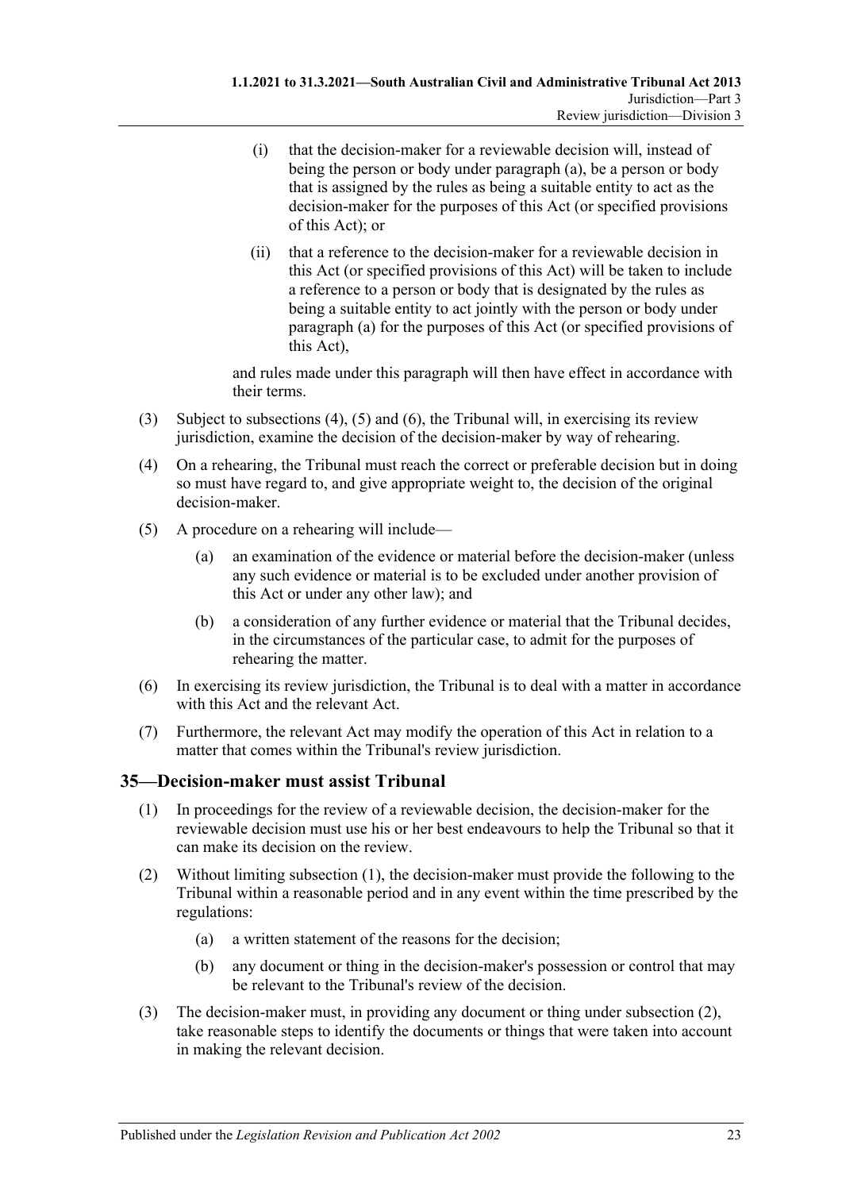(i) that the decision-maker for a reviewable decision will, instead of being the person or body under paragraph (a), be a person or body that is assigned by the rules as being a suitable entity to act as the decision-maker for the purposes of this Act (or specified provisions of this Act); or

(ii) that a reference to the decision-maker for a reviewable decision in this Act (or specified provisions of this Act) will be taken to include a reference to a person or body that is designated by the rules as being a suitable entity to act jointly with the person or body under paragraph (a) for the purposes of this Act (or specified provisions of this Act),

and rules made under this paragraph will then have effect in accordance with their terms.

(3) Subject to subsections (4), (5) and (6), the Tribunal will, in exercising its review jurisdiction, examine the decision of the decision-maker by way of rehearing.

(4) On a rehearing, the Tribunal must reach the correct or preferable decision but in doing so must have regard to, and give appropriate weight to, the decision of the original decision-maker.

(5) A procedure on a rehearing will include—

(a) an examination of the evidence or material before the decision-maker (unless any such evidence or material is to be excluded under another provision of this Act or under any other law); and

(b) a consideration of any further evidence or material that the Tribunal decides, in the circumstances of the particular case, to admit for the purposes of rehearing the matter.

(6) In exercising its review jurisdiction, the Tribunal is to deal with a matter in accordance with this Act and the relevant Act.

(7) Furthermore, the relevant Act may modify the operation of this Act in relation to a matter that comes within the Tribunal's review jurisdiction.

## 35—Decision-maker must assist Tribunal

(1) In proceedings for the review of a reviewable decision, the decision-maker for the reviewable decision must use his or her best endeavours to help the Tribunal so that it can make its decision on the review.

(2) Without limiting subsection (1), the decision-maker must provide the following to the Tribunal within a reasonable period and in any event within the time prescribed by the regulations:

(a) a written statement of the reasons for the decision;

(b) any document or thing in the decision-maker's possession or control that may be relevant to the Tribunal's review of the decision.

(3) The decision-maker must, in providing any document or thing under subsection (2), take reasonable steps to identify the documents or things that were taken into account in making the relevant decision.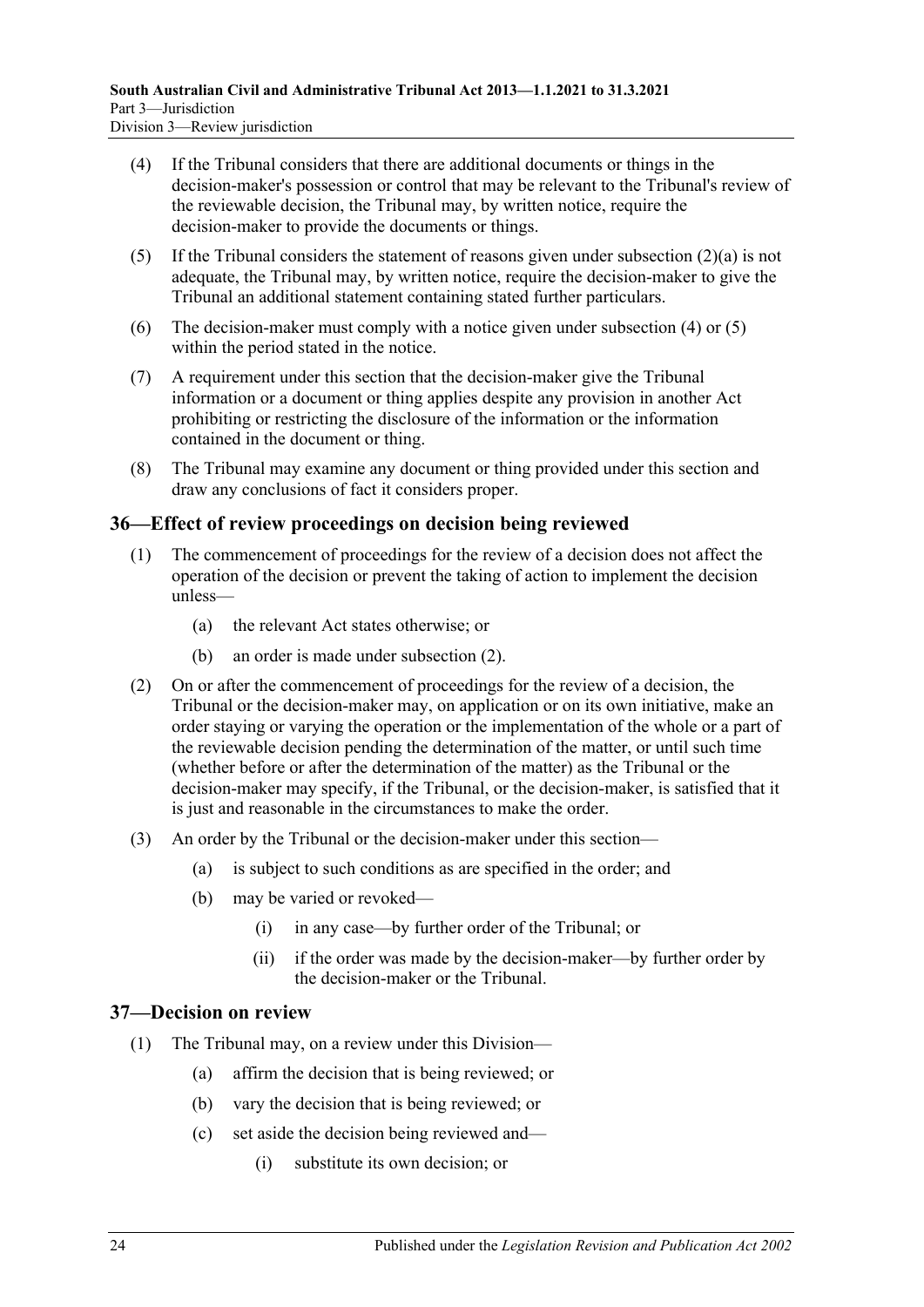(4) If the Tribunal considers that there are additional documents or things in the decision-maker's possession or control that may be relevant to the Tribunal's review of the reviewable decision, the Tribunal may, by written notice, require the decision-maker to provide the documents or things.

(5) If the Tribunal considers the statement of reasons given under subsection (2)(a) is not adequate, the Tribunal may, by written notice, require the decision-maker to give the Tribunal an additional statement containing stated further particulars.

(6) The decision-maker must comply with a notice given under subsection (4) or (5) within the period stated in the notice.

(7) A requirement under this section that the decision-maker give the Tribunal information or a document or thing applies despite any provision in another Act prohibiting or restricting the disclosure of the information or the information contained in the document or thing.

(8) The Tribunal may examine any document or thing provided under this section and draw any conclusions of fact it considers proper.

## 36—Effect of review proceedings on decision being reviewed

(1) The commencement of proceedings for the review of a decision does not affect the operation of the decision or prevent the taking of action to implement the decision unless—

   (a) the relevant Act states otherwise; or

   (b) an order is made under subsection (2).

(2) On or after the commencement of proceedings for the review of a decision, the Tribunal or the decision-maker may, on application or on its own initiative, make an order staying or varying the operation or the implementation of the whole or a part of the reviewable decision pending the determination of the matter, or until such time (whether before or after the determination of the matter) as the Tribunal or the decision-maker may specify, if the Tribunal, or the decision-maker, is satisfied that it is just and reasonable in the circumstances to make the order.

(3) An order by the Tribunal or the decision-maker under this section—

   (a) is subject to such conditions as are specified in the order; and

   (b) may be varied or revoked—

      (i) in any case—by further order of the Tribunal; or

      (ii) if the order was made by the decision-maker—by further order by the decision-maker or the Tribunal.

## 37—Decision on review

(1) The Tribunal may, on a review under this Division—

   (a) affirm the decision that is being reviewed; or

   (b) vary the decision that is being reviewed; or

   (c) set aside the decision being reviewed and—

      (i) substitute its own decision; or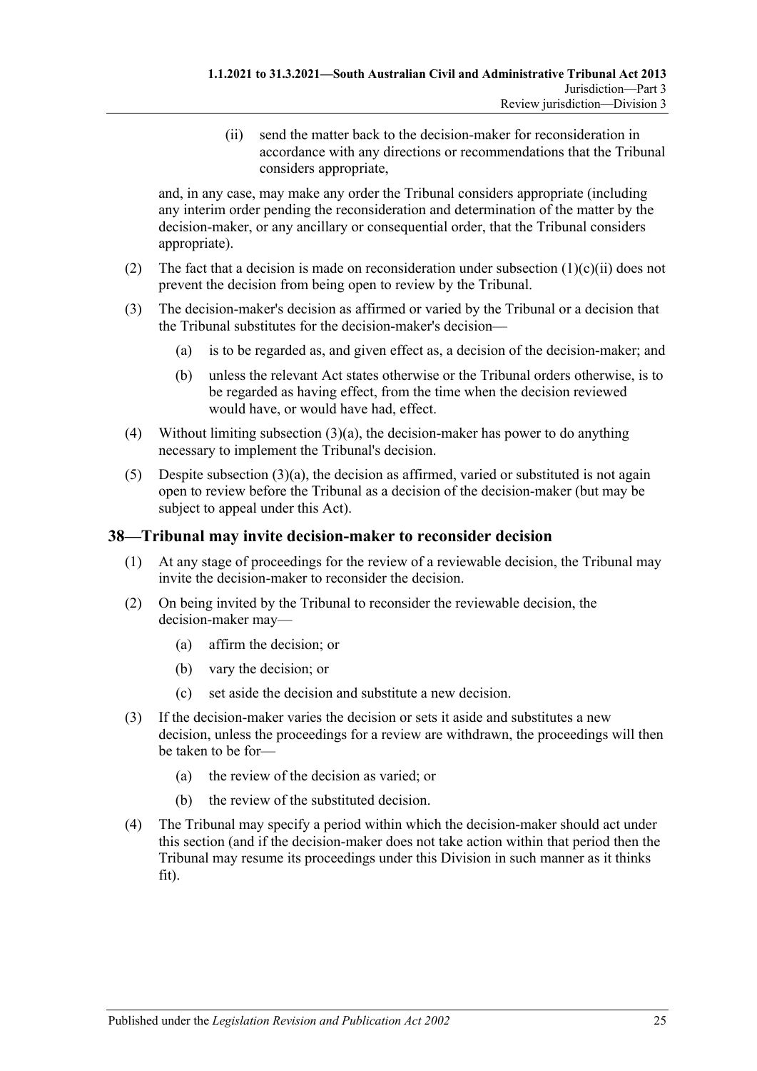(ii) send the matter back to the decision-maker for reconsideration in accordance with any directions or recommendations that the Tribunal considers appropriate,

and, in any case, may make any order the Tribunal considers appropriate (including any interim order pending the reconsideration and determination of the matter by the decision-maker, or any ancillary or consequential order, that the Tribunal considers appropriate).

(2) The fact that a decision is made on reconsideration under subsection (1)(c)(ii) does not prevent the decision from being open to review by the Tribunal.

(3) The decision-maker's decision as affirmed or varied by the Tribunal or a decision that the Tribunal substitutes for the decision-maker's decision—

(a) is to be regarded as, and given effect as, a decision of the decision-maker; and

(b) unless the relevant Act states otherwise or the Tribunal orders otherwise, is to be regarded as having effect, from the time when the decision reviewed would have, or would have had, effect.

(4) Without limiting subsection (3)(a), the decision-maker has power to do anything necessary to implement the Tribunal's decision.

(5) Despite subsection (3)(a), the decision as affirmed, varied or substituted is not again open to review before the Tribunal as a decision of the decision-maker (but may be subject to appeal under this Act).

## 38—Tribunal may invite decision-maker to reconsider decision

(1) At any stage of proceedings for the review of a reviewable decision, the Tribunal may invite the decision-maker to reconsider the decision.

(2) On being invited by the Tribunal to reconsider the reviewable decision, the decision-maker may—

(a) affirm the decision; or

(b) vary the decision; or

(c) set aside the decision and substitute a new decision.

(3) If the decision-maker varies the decision or sets it aside and substitutes a new decision, unless the proceedings for a review are withdrawn, the proceedings will then be taken to be for—

(a) the review of the decision as varied; or

(b) the review of the substituted decision.

(4) The Tribunal may specify a period within which the decision-maker should act under this section (and if the decision-maker does not take action within that period then the Tribunal may resume its proceedings under this Division in such manner as it thinks fit).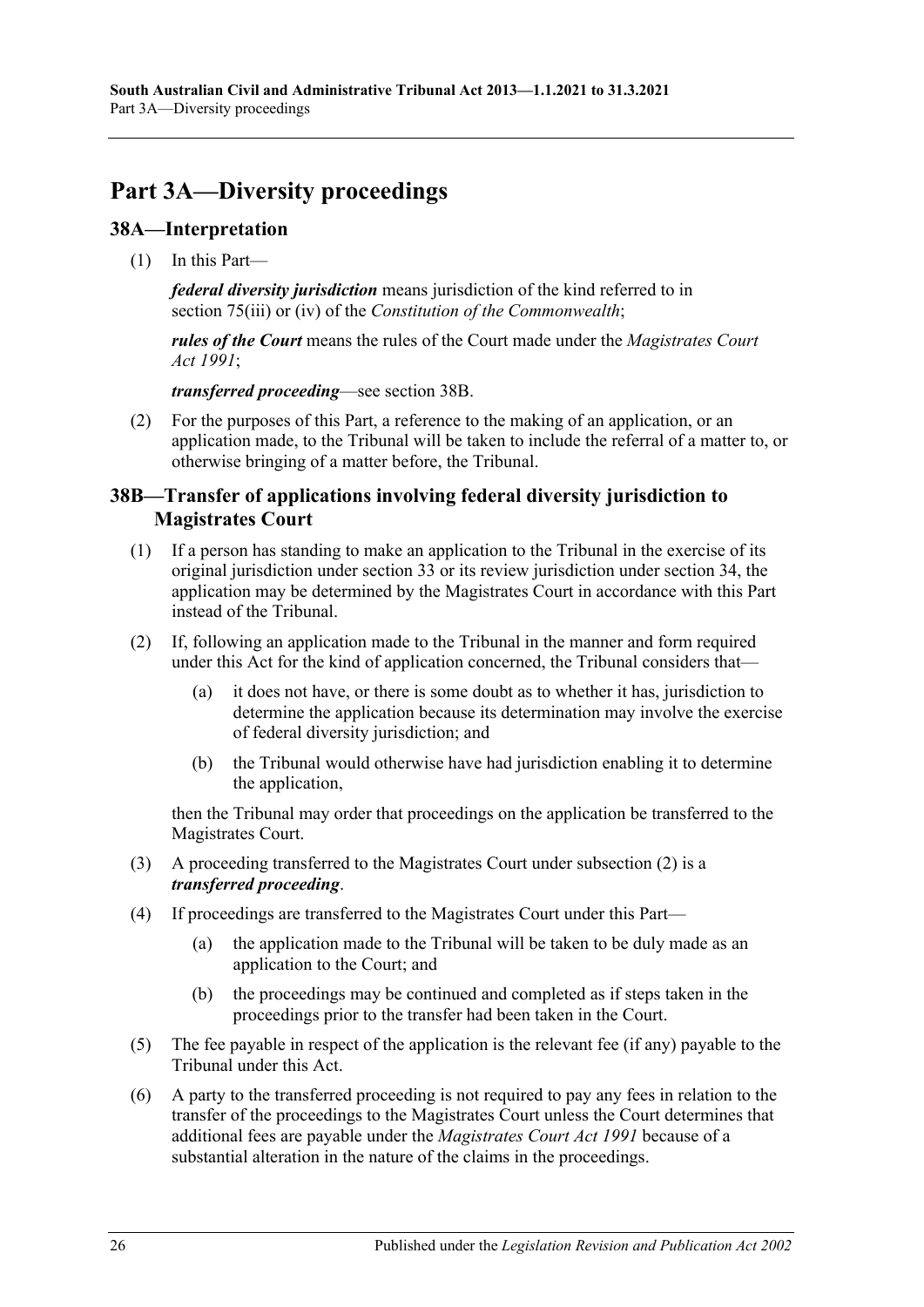# Part 3A—Diversity proceedings

## 38A—Interpretation

(1) In this Part—

***federal diversity jurisdiction*** means jurisdiction of the kind referred to in section 75(iii) or (iv) of the *Constitution of the Commonwealth*;

***rules of the Court*** means the rules of the Court made under the *Magistrates Court Act 1991*;

***transferred proceeding***—see section 38B.

(2) For the purposes of this Part, a reference to the making of an application, or an application made, to the Tribunal will be taken to include the referral of a matter to, or otherwise bringing of a matter before, the Tribunal.

## 38B—Transfer of applications involving federal diversity jurisdiction to Magistrates Court

(1) If a person has standing to make an application to the Tribunal in the exercise of its original jurisdiction under section 33 or its review jurisdiction under section 34, the application may be determined by the Magistrates Court in accordance with this Part instead of the Tribunal.

(2) If, following an application made to the Tribunal in the manner and form required under this Act for the kind of application concerned, the Tribunal considers that—

(a) it does not have, or there is some doubt as to whether it has, jurisdiction to determine the application because its determination may involve the exercise of federal diversity jurisdiction; and

(b) the Tribunal would otherwise have had jurisdiction enabling it to determine the application,

then the Tribunal may order that proceedings on the application be transferred to the Magistrates Court.

(3) A proceeding transferred to the Magistrates Court under subsection (2) is a ***transferred proceeding***.

(4) If proceedings are transferred to the Magistrates Court under this Part—

(a) the application made to the Tribunal will be taken to be duly made as an application to the Court; and

(b) the proceedings may be continued and completed as if steps taken in the proceedings prior to the transfer had been taken in the Court.

(5) The fee payable in respect of the application is the relevant fee (if any) payable to the Tribunal under this Act.

(6) A party to the transferred proceeding is not required to pay any fees in relation to the transfer of the proceedings to the Magistrates Court unless the Court determines that additional fees are payable under the *Magistrates Court Act 1991* because of a substantial alteration in the nature of the claims in the proceedings.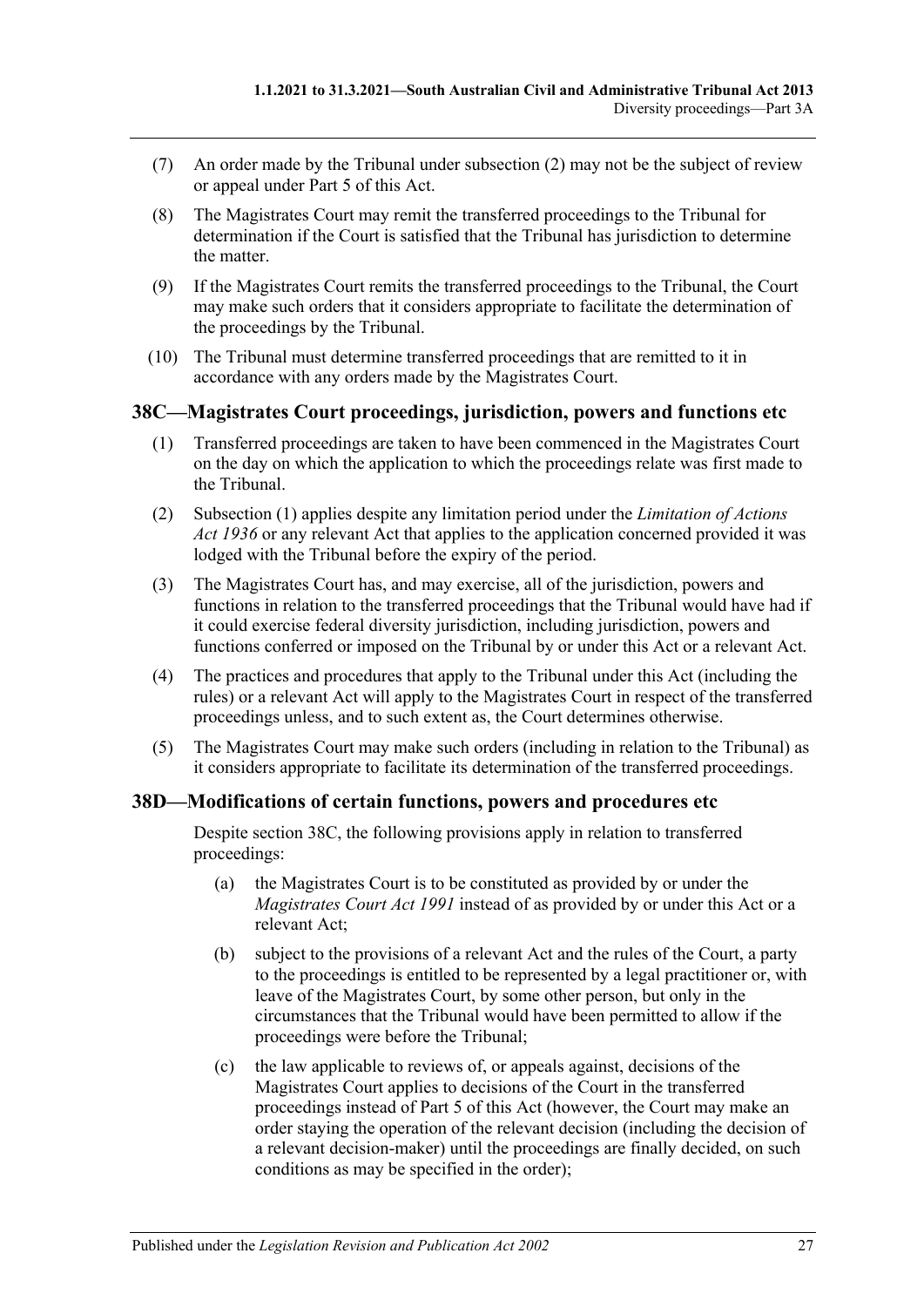(7) An order made by the Tribunal under subsection (2) may not be the subject of review or appeal under Part 5 of this Act.

(8) The Magistrates Court may remit the transferred proceedings to the Tribunal for determination if the Court is satisfied that the Tribunal has jurisdiction to determine the matter.

(9) If the Magistrates Court remits the transferred proceedings to the Tribunal, the Court may make such orders that it considers appropriate to facilitate the determination of the proceedings by the Tribunal.

(10) The Tribunal must determine transferred proceedings that are remitted to it in accordance with any orders made by the Magistrates Court.

## 38C—Magistrates Court proceedings, jurisdiction, powers and functions etc

(1) Transferred proceedings are taken to have been commenced in the Magistrates Court on the day on which the application to which the proceedings relate was first made to the Tribunal.

(2) Subsection (1) applies despite any limitation period under the *Limitation of Actions Act 1936* or any relevant Act that applies to the application concerned provided it was lodged with the Tribunal before the expiry of the period.

(3) The Magistrates Court has, and may exercise, all of the jurisdiction, powers and functions in relation to the transferred proceedings that the Tribunal would have had if it could exercise federal diversity jurisdiction, including jurisdiction, powers and functions conferred or imposed on the Tribunal by or under this Act or a relevant Act.

(4) The practices and procedures that apply to the Tribunal under this Act (including the rules) or a relevant Act will apply to the Magistrates Court in respect of the transferred proceedings unless, and to such extent as, the Court determines otherwise.

(5) The Magistrates Court may make such orders (including in relation to the Tribunal) as it considers appropriate to facilitate its determination of the transferred proceedings.

## 38D—Modifications of certain functions, powers and procedures etc

Despite section 38C, the following provisions apply in relation to transferred proceedings:

(a) the Magistrates Court is to be constituted as provided by or under the *Magistrates Court Act 1991* instead of as provided by or under this Act or a relevant Act;

(b) subject to the provisions of a relevant Act and the rules of the Court, a party to the proceedings is entitled to be represented by a legal practitioner or, with leave of the Magistrates Court, by some other person, but only in the circumstances that the Tribunal would have been permitted to allow if the proceedings were before the Tribunal;

(c) the law applicable to reviews of, or appeals against, decisions of the Magistrates Court applies to decisions of the Court in the transferred proceedings instead of Part 5 of this Act (however, the Court may make an order staying the operation of the relevant decision (including the decision of a relevant decision-maker) until the proceedings are finally decided, on such conditions as may be specified in the order);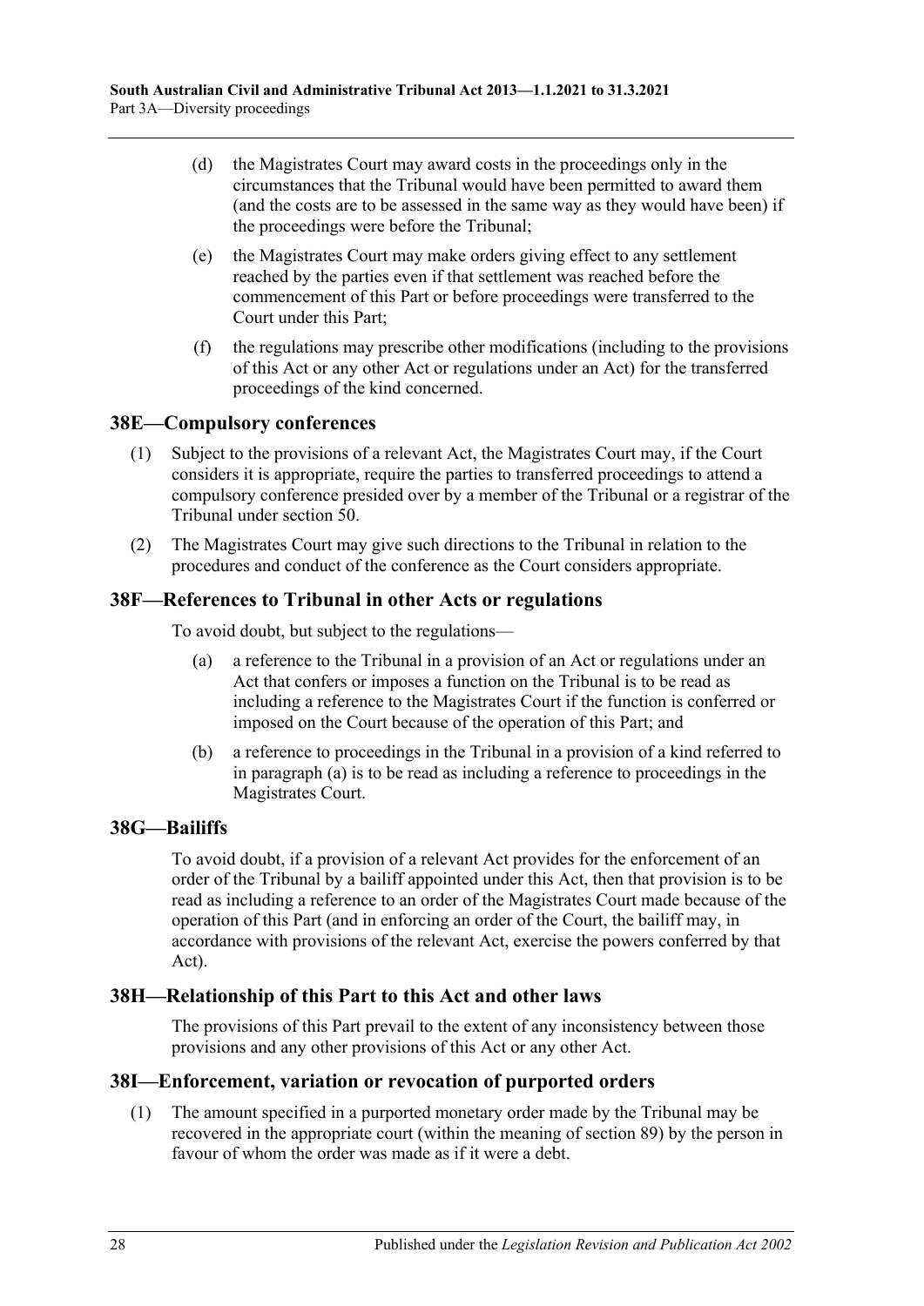(d) the Magistrates Court may award costs in the proceedings only in the circumstances that the Tribunal would have been permitted to award them (and the costs are to be assessed in the same way as they would have been) if the proceedings were before the Tribunal;

(e) the Magistrates Court may make orders giving effect to any settlement reached by the parties even if that settlement was reached before the commencement of this Part or before proceedings were transferred to the Court under this Part;

(f) the regulations may prescribe other modifications (including to the provisions of this Act or any other Act or regulations under an Act) for the transferred proceedings of the kind concerned.

## 38E—Compulsory conferences

(1) Subject to the provisions of a relevant Act, the Magistrates Court may, if the Court considers it is appropriate, require the parties to transferred proceedings to attend a compulsory conference presided over by a member of the Tribunal or a registrar of the Tribunal under section 50.

(2) The Magistrates Court may give such directions to the Tribunal in relation to the procedures and conduct of the conference as the Court considers appropriate.

## 38F—References to Tribunal in other Acts or regulations

To avoid doubt, but subject to the regulations—

(a) a reference to the Tribunal in a provision of an Act or regulations under an Act that confers or imposes a function on the Tribunal is to be read as including a reference to the Magistrates Court if the function is conferred or imposed on the Court because of the operation of this Part; and

(b) a reference to proceedings in the Tribunal in a provision of a kind referred to in paragraph (a) is to be read as including a reference to proceedings in the Magistrates Court.

## 38G—Bailiffs

To avoid doubt, if a provision of a relevant Act provides for the enforcement of an order of the Tribunal by a bailiff appointed under this Act, then that provision is to be read as including a reference to an order of the Magistrates Court made because of the operation of this Part (and in enforcing an order of the Court, the bailiff may, in accordance with provisions of the relevant Act, exercise the powers conferred by that Act).

## 38H—Relationship of this Part to this Act and other laws

The provisions of this Part prevail to the extent of any inconsistency between those provisions and any other provisions of this Act or any other Act.

## 38I—Enforcement, variation or revocation of purported orders

(1) The amount specified in a purported monetary order made by the Tribunal may be recovered in the appropriate court (within the meaning of section 89) by the person in favour of whom the order was made as if it were a debt.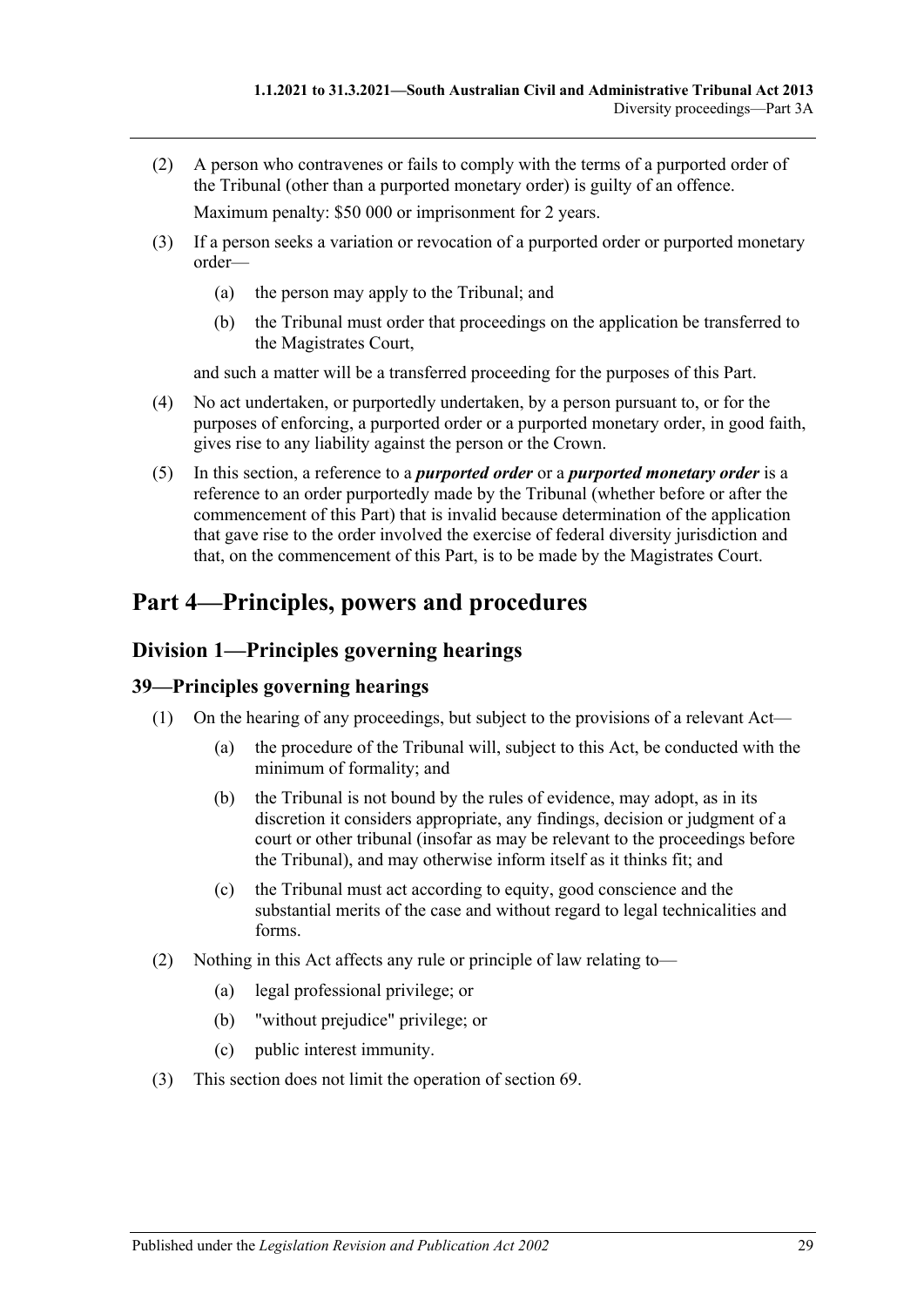(2) A person who contravenes or fails to comply with the terms of a purported order of the Tribunal (other than a purported monetary order) is guilty of an offence.

Maximum penalty: $50 000 or imprisonment for 2 years.

(3) If a person seeks a variation or revocation of a purported order or purported monetary order—

(a) the person may apply to the Tribunal; and

(b) the Tribunal must order that proceedings on the application be transferred to the Magistrates Court,

and such a matter will be a transferred proceeding for the purposes of this Part.

(4) No act undertaken, or purportedly undertaken, by a person pursuant to, or for the purposes of enforcing, a purported order or a purported monetary order, in good faith, gives rise to any liability against the person or the Crown.

(5) In this section, a reference to a ***purported order*** or a ***purported monetary order*** is a reference to an order purportedly made by the Tribunal (whether before or after the commencement of this Part) that is invalid because determination of the application that gave rise to the order involved the exercise of federal diversity jurisdiction and that, on the commencement of this Part, is to be made by the Magistrates Court.

# Part 4—Principles, powers and procedures

## Division 1—Principles governing hearings

### 39—Principles governing hearings

(1) On the hearing of any proceedings, but subject to the provisions of a relevant Act—

(a) the procedure of the Tribunal will, subject to this Act, be conducted with the minimum of formality; and

(b) the Tribunal is not bound by the rules of evidence, may adopt, as in its discretion it considers appropriate, any findings, decision or judgment of a court or other tribunal (insofar as may be relevant to the proceedings before the Tribunal), and may otherwise inform itself as it thinks fit; and

(c) the Tribunal must act according to equity, good conscience and the substantial merits of the case and without regard to legal technicalities and forms.

(2) Nothing in this Act affects any rule or principle of law relating to—

(a) legal professional privilege; or

(b) "without prejudice" privilege; or

(c) public interest immunity.

(3) This section does not limit the operation of section 69.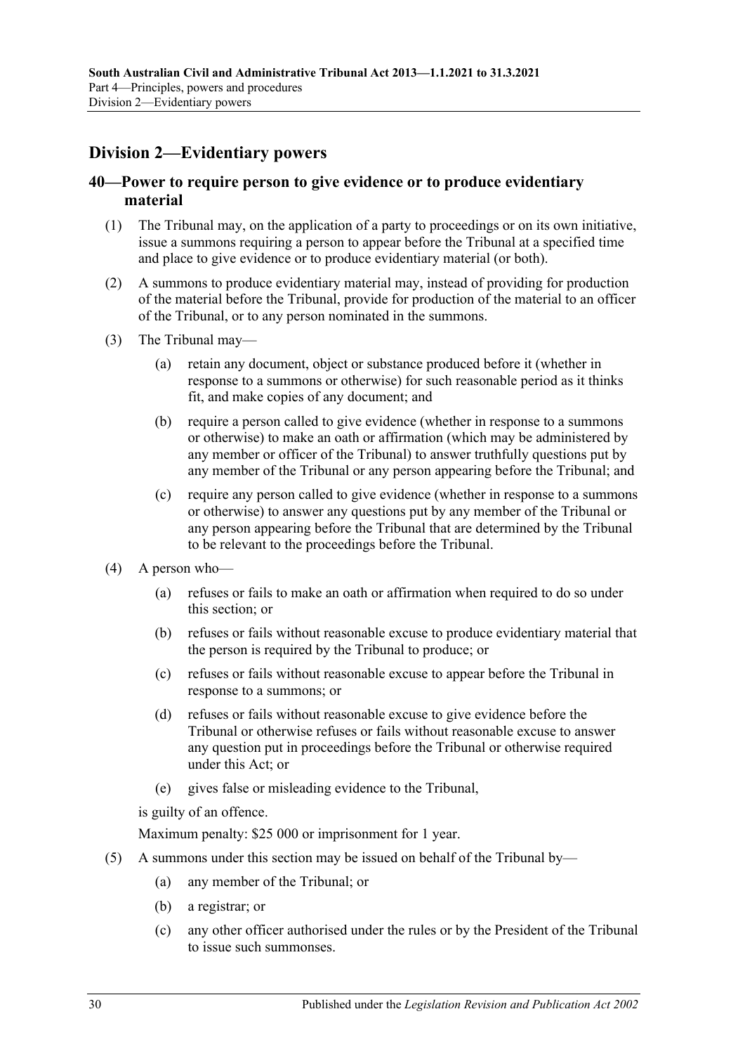## Division 2—Evidentiary powers

### 40—Power to require person to give evidence or to produce evidentiary material

(1) The Tribunal may, on the application of a party to proceedings or on its own initiative, issue a summons requiring a person to appear before the Tribunal at a specified time and place to give evidence or to produce evidentiary material (or both).

(2) A summons to produce evidentiary material may, instead of providing for production of the material before the Tribunal, provide for production of the material to an officer of the Tribunal, or to any person nominated in the summons.

(3) The Tribunal may—

(a) retain any document, object or substance produced before it (whether in response to a summons or otherwise) for such reasonable period as it thinks fit, and make copies of any document; and

(b) require a person called to give evidence (whether in response to a summons or otherwise) to make an oath or affirmation (which may be administered by any member or officer of the Tribunal) to answer truthfully questions put by any member of the Tribunal or any person appearing before the Tribunal; and

(c) require any person called to give evidence (whether in response to a summons or otherwise) to answer any questions put by any member of the Tribunal or any person appearing before the Tribunal that are determined by the Tribunal to be relevant to the proceedings before the Tribunal.

(4) A person who—

(a) refuses or fails to make an oath or affirmation when required to do so under this section; or

(b) refuses or fails without reasonable excuse to produce evidentiary material that the person is required by the Tribunal to produce; or

(c) refuses or fails without reasonable excuse to appear before the Tribunal in response to a summons; or

(d) refuses or fails without reasonable excuse to give evidence before the Tribunal or otherwise refuses or fails without reasonable excuse to answer any question put in proceedings before the Tribunal or otherwise required under this Act; or

(e) gives false or misleading evidence to the Tribunal,

is guilty of an offence.

Maximum penalty: $25 000 or imprisonment for 1 year.

(5) A summons under this section may be issued on behalf of the Tribunal by—

(a) any member of the Tribunal; or

(b) a registrar; or

(c) any other officer authorised under the rules or by the President of the Tribunal to issue such summonses.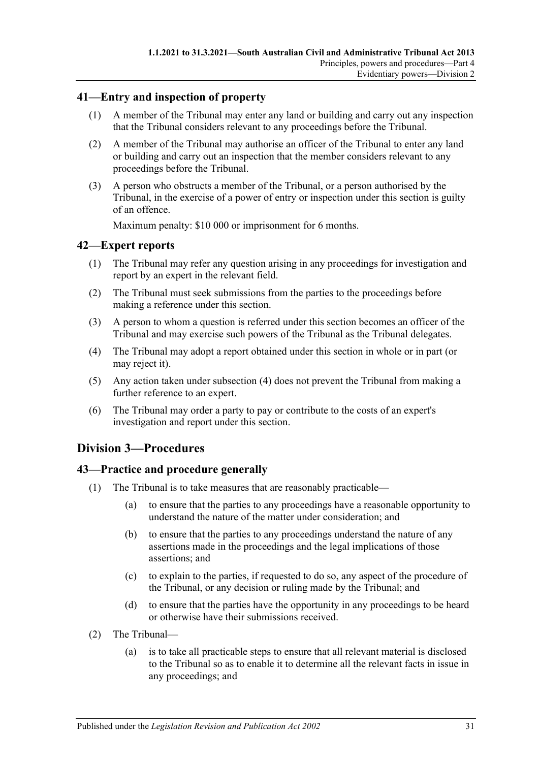## 41—Entry and inspection of property

(1) A member of the Tribunal may enter any land or building and carry out any inspection that the Tribunal considers relevant to any proceedings before the Tribunal.

(2) A member of the Tribunal may authorise an officer of the Tribunal to enter any land or building and carry out an inspection that the member considers relevant to any proceedings before the Tribunal.

(3) A person who obstructs a member of the Tribunal, or a person authorised by the Tribunal, in the exercise of a power of entry or inspection under this section is guilty of an offence.

Maximum penalty: $10 000 or imprisonment for 6 months.

## 42—Expert reports

(1) The Tribunal may refer any question arising in any proceedings for investigation and report by an expert in the relevant field.

(2) The Tribunal must seek submissions from the parties to the proceedings before making a reference under this section.

(3) A person to whom a question is referred under this section becomes an officer of the Tribunal and may exercise such powers of the Tribunal as the Tribunal delegates.

(4) The Tribunal may adopt a report obtained under this section in whole or in part (or may reject it).

(5) Any action taken under subsection (4) does not prevent the Tribunal from making a further reference to an expert.

(6) The Tribunal may order a party to pay or contribute to the costs of an expert's investigation and report under this section.

# Division 3—Procedures

## 43—Practice and procedure generally

(1) The Tribunal is to take measures that are reasonably practicable—

(a) to ensure that the parties to any proceedings have a reasonable opportunity to understand the nature of the matter under consideration; and

(b) to ensure that the parties to any proceedings understand the nature of any assertions made in the proceedings and the legal implications of those assertions; and

(c) to explain to the parties, if requested to do so, any aspect of the procedure of the Tribunal, or any decision or ruling made by the Tribunal; and

(d) to ensure that the parties have the opportunity in any proceedings to be heard or otherwise have their submissions received.

(2) The Tribunal—

(a) is to take all practicable steps to ensure that all relevant material is disclosed to the Tribunal so as to enable it to determine all the relevant facts in issue in any proceedings; and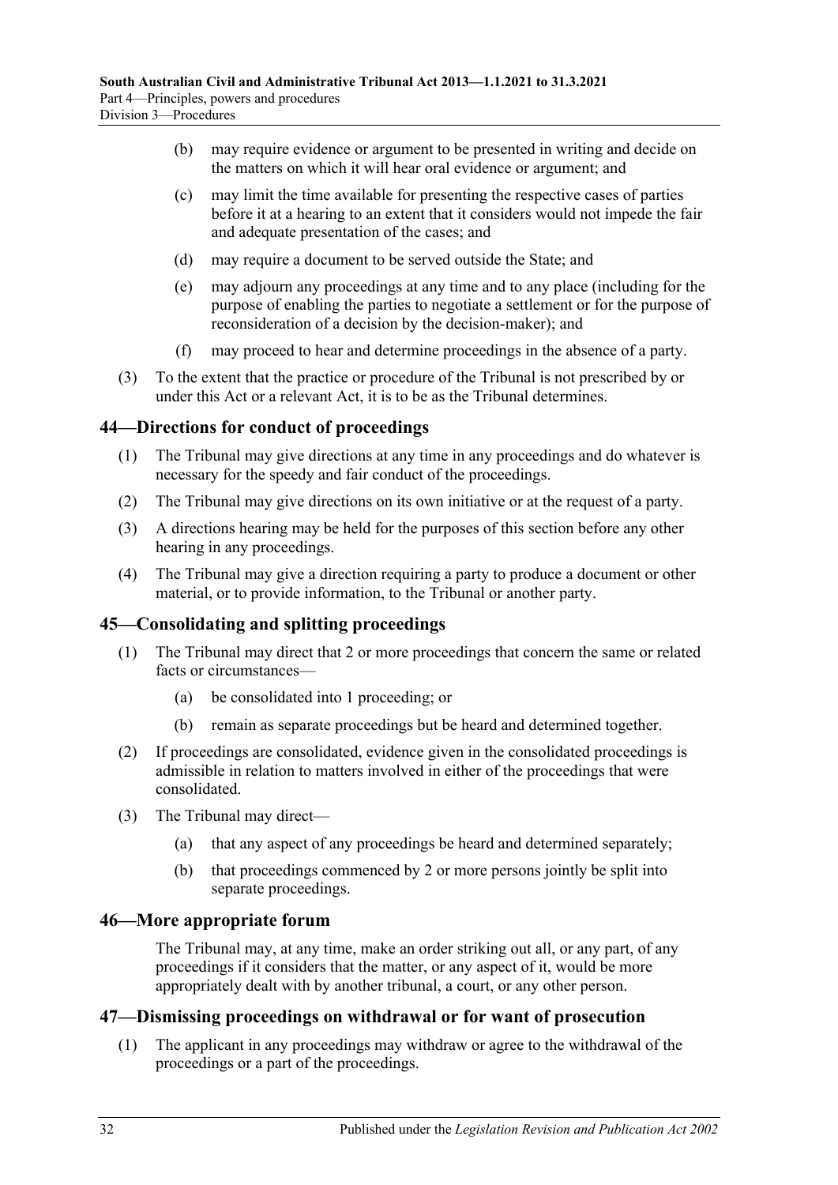(b) may require evidence or argument to be presented in writing and decide on the matters on which it will hear oral evidence or argument; and

(c) may limit the time available for presenting the respective cases of parties before it at a hearing to an extent that it considers would not impede the fair and adequate presentation of the cases; and

(d) may require a document to be served outside the State; and

(e) may adjourn any proceedings at any time and to any place (including for the purpose of enabling the parties to negotiate a settlement or for the purpose of reconsideration of a decision by the decision-maker); and

(f) may proceed to hear and determine proceedings in the absence of a party.

(3) To the extent that the practice or procedure of the Tribunal is not prescribed by or under this Act or a relevant Act, it is to be as the Tribunal determines.

## 44—Directions for conduct of proceedings

(1) The Tribunal may give directions at any time in any proceedings and do whatever is necessary for the speedy and fair conduct of the proceedings.

(2) The Tribunal may give directions on its own initiative or at the request of a party.

(3) A directions hearing may be held for the purposes of this section before any other hearing in any proceedings.

(4) The Tribunal may give a direction requiring a party to produce a document or other material, or to provide information, to the Tribunal or another party.

## 45—Consolidating and splitting proceedings

(1) The Tribunal may direct that 2 or more proceedings that concern the same or related facts or circumstances—

(a) be consolidated into 1 proceeding; or

(b) remain as separate proceedings but be heard and determined together.

(2) If proceedings are consolidated, evidence given in the consolidated proceedings is admissible in relation to matters involved in either of the proceedings that were consolidated.

(3) The Tribunal may direct—

(a) that any aspect of any proceedings be heard and determined separately;

(b) that proceedings commenced by 2 or more persons jointly be split into separate proceedings.

## 46—More appropriate forum

The Tribunal may, at any time, make an order striking out all, or any part, of any proceedings if it considers that the matter, or any aspect of it, would be more appropriately dealt with by another tribunal, a court, or any other person.

## 47—Dismissing proceedings on withdrawal or for want of prosecution

(1) The applicant in any proceedings may withdraw or agree to the withdrawal of the proceedings or a part of the proceedings.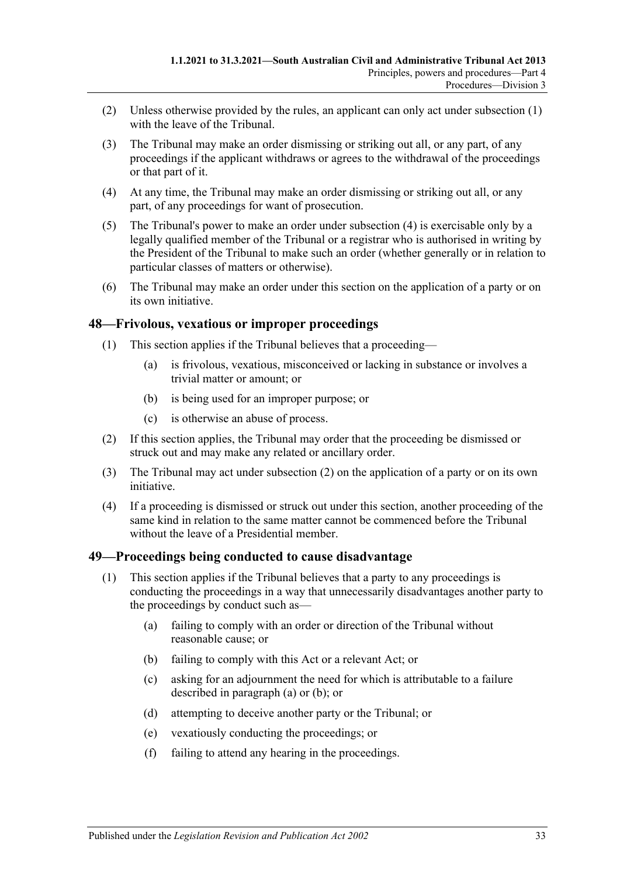(2) Unless otherwise provided by the rules, an applicant can only act under subsection (1) with the leave of the Tribunal.

(3) The Tribunal may make an order dismissing or striking out all, or any part, of any proceedings if the applicant withdraws or agrees to the withdrawal of the proceedings or that part of it.

(4) At any time, the Tribunal may make an order dismissing or striking out all, or any part, of any proceedings for want of prosecution.

(5) The Tribunal's power to make an order under subsection (4) is exercisable only by a legally qualified member of the Tribunal or a registrar who is authorised in writing by the President of the Tribunal to make such an order (whether generally or in relation to particular classes of matters or otherwise).

(6) The Tribunal may make an order under this section on the application of a party or on its own initiative.

## 48—Frivolous, vexatious or improper proceedings

(1) This section applies if the Tribunal believes that a proceeding—

(a) is frivolous, vexatious, misconceived or lacking in substance or involves a trivial matter or amount; or

(b) is being used for an improper purpose; or

(c) is otherwise an abuse of process.

(2) If this section applies, the Tribunal may order that the proceeding be dismissed or struck out and may make any related or ancillary order.

(3) The Tribunal may act under subsection (2) on the application of a party or on its own initiative.

(4) If a proceeding is dismissed or struck out under this section, another proceeding of the same kind in relation to the same matter cannot be commenced before the Tribunal without the leave of a Presidential member.

## 49—Proceedings being conducted to cause disadvantage

(1) This section applies if the Tribunal believes that a party to any proceedings is conducting the proceedings in a way that unnecessarily disadvantages another party to the proceedings by conduct such as—

(a) failing to comply with an order or direction of the Tribunal without reasonable cause; or

(b) failing to comply with this Act or a relevant Act; or

(c) asking for an adjournment the need for which is attributable to a failure described in paragraph (a) or (b); or

(d) attempting to deceive another party or the Tribunal; or

(e) vexatiously conducting the proceedings; or

(f) failing to attend any hearing in the proceedings.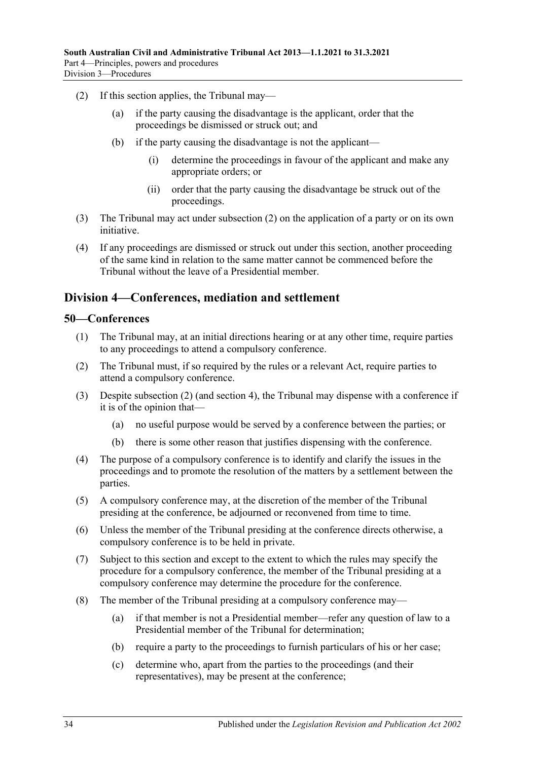(2) If this section applies, the Tribunal may—

(a) if the party causing the disadvantage is the applicant, order that the proceedings be dismissed or struck out; and

(b) if the party causing the disadvantage is not the applicant—

(i) determine the proceedings in favour of the applicant and make any appropriate orders; or

(ii) order that the party causing the disadvantage be struck out of the proceedings.

(3) The Tribunal may act under subsection (2) on the application of a party or on its own initiative.

(4) If any proceedings are dismissed or struck out under this section, another proceeding of the same kind in relation to the same matter cannot be commenced before the Tribunal without the leave of a Presidential member.

## Division 4—Conferences, mediation and settlement

### 50—Conferences

(1) The Tribunal may, at an initial directions hearing or at any other time, require parties to any proceedings to attend a compulsory conference.

(2) The Tribunal must, if so required by the rules or a relevant Act, require parties to attend a compulsory conference.

(3) Despite subsection (2) (and section 4), the Tribunal may dispense with a conference if it is of the opinion that—

(a) no useful purpose would be served by a conference between the parties; or

(b) there is some other reason that justifies dispensing with the conference.

(4) The purpose of a compulsory conference is to identify and clarify the issues in the proceedings and to promote the resolution of the matters by a settlement between the parties.

(5) A compulsory conference may, at the discretion of the member of the Tribunal presiding at the conference, be adjourned or reconvened from time to time.

(6) Unless the member of the Tribunal presiding at the conference directs otherwise, a compulsory conference is to be held in private.

(7) Subject to this section and except to the extent to which the rules may specify the procedure for a compulsory conference, the member of the Tribunal presiding at a compulsory conference may determine the procedure for the conference.

(8) The member of the Tribunal presiding at a compulsory conference may—

(a) if that member is not a Presidential member—refer any question of law to a Presidential member of the Tribunal for determination;

(b) require a party to the proceedings to furnish particulars of his or her case;

(c) determine who, apart from the parties to the proceedings (and their representatives), may be present at the conference;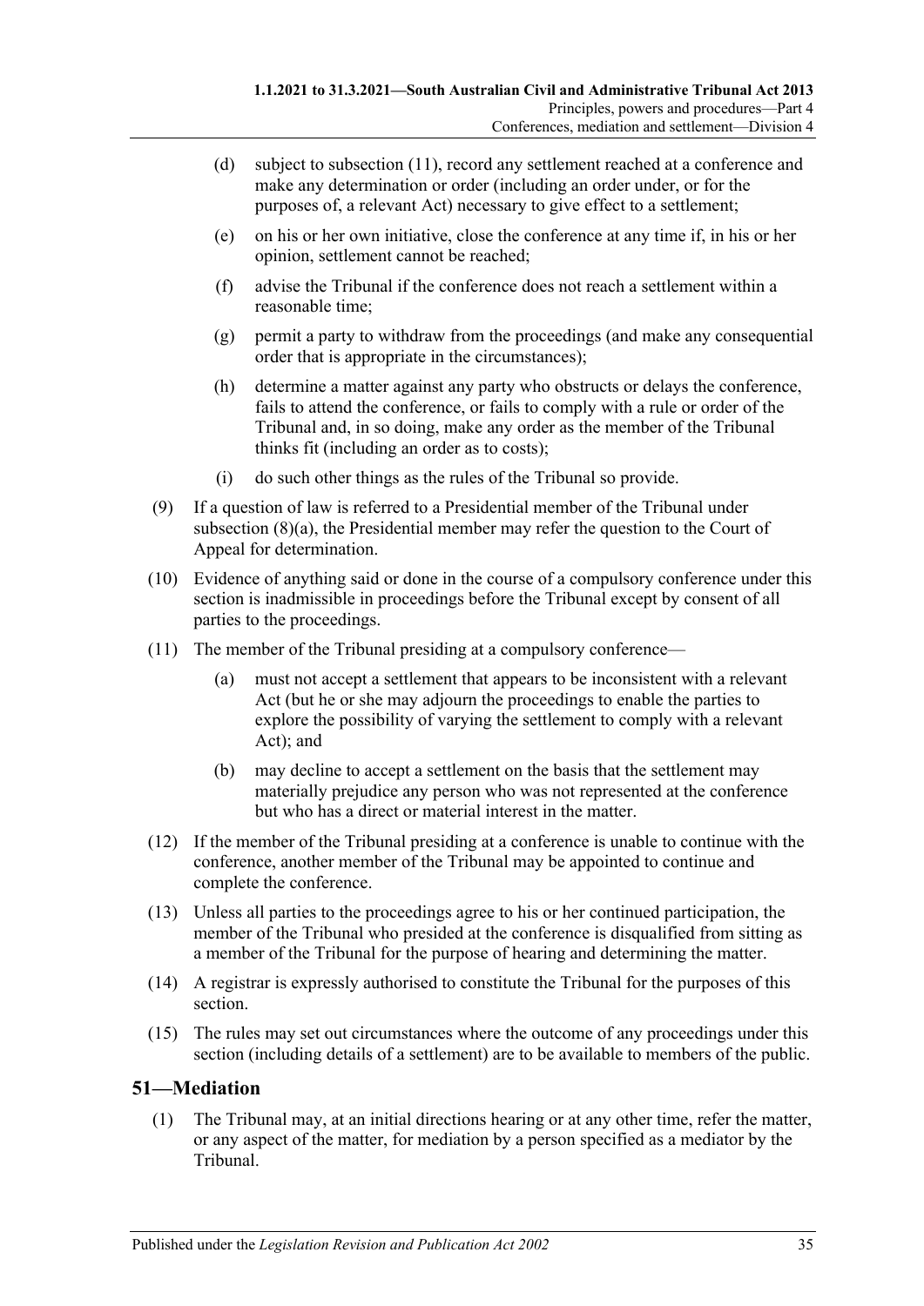(d) subject to subsection (11), record any settlement reached at a conference and make any determination or order (including an order under, or for the purposes of, a relevant Act) necessary to give effect to a settlement;

(e) on his or her own initiative, close the conference at any time if, in his or her opinion, settlement cannot be reached;

(f) advise the Tribunal if the conference does not reach a settlement within a reasonable time;

(g) permit a party to withdraw from the proceedings (and make any consequential order that is appropriate in the circumstances);

(h) determine a matter against any party who obstructs or delays the conference, fails to attend the conference, or fails to comply with a rule or order of the Tribunal and, in so doing, make any order as the member of the Tribunal thinks fit (including an order as to costs);

(i) do such other things as the rules of the Tribunal so provide.

(9) If a question of law is referred to a Presidential member of the Tribunal under subsection (8)(a), the Presidential member may refer the question to the Court of Appeal for determination.

(10) Evidence of anything said or done in the course of a compulsory conference under this section is inadmissible in proceedings before the Tribunal except by consent of all parties to the proceedings.

(11) The member of the Tribunal presiding at a compulsory conference—

(a) must not accept a settlement that appears to be inconsistent with a relevant Act (but he or she may adjourn the proceedings to enable the parties to explore the possibility of varying the settlement to comply with a relevant Act); and

(b) may decline to accept a settlement on the basis that the settlement may materially prejudice any person who was not represented at the conference but who has a direct or material interest in the matter.

(12) If the member of the Tribunal presiding at a conference is unable to continue with the conference, another member of the Tribunal may be appointed to continue and complete the conference.

(13) Unless all parties to the proceedings agree to his or her continued participation, the member of the Tribunal who presided at the conference is disqualified from sitting as a member of the Tribunal for the purpose of hearing and determining the matter.

(14) A registrar is expressly authorised to constitute the Tribunal for the purposes of this section.

(15) The rules may set out circumstances where the outcome of any proceedings under this section (including details of a settlement) are to be available to members of the public.

## 51—Mediation

(1) The Tribunal may, at an initial directions hearing or at any other time, refer the matter, or any aspect of the matter, for mediation by a person specified as a mediator by the Tribunal.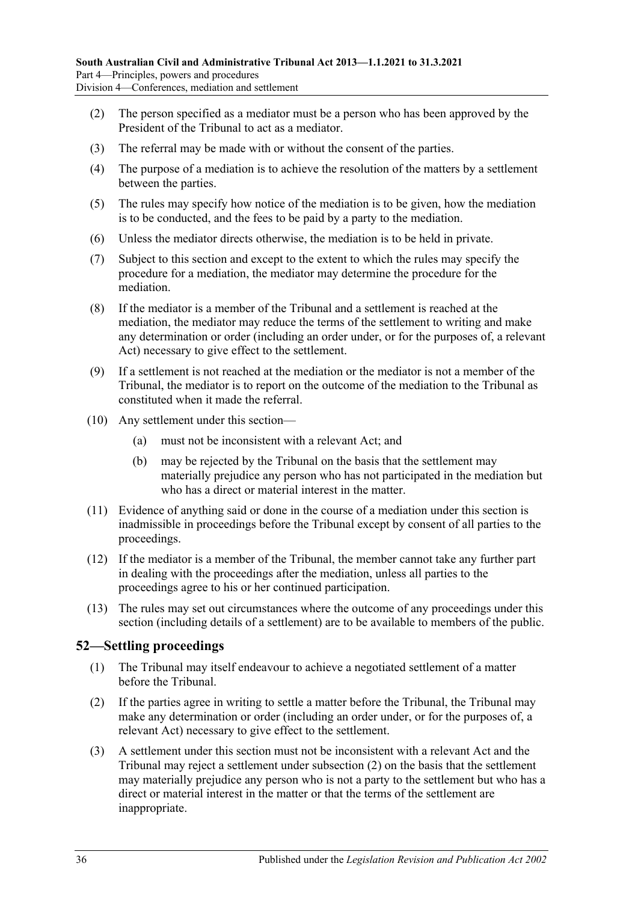(2) The person specified as a mediator must be a person who has been approved by the President of the Tribunal to act as a mediator.

(3) The referral may be made with or without the consent of the parties.

(4) The purpose of a mediation is to achieve the resolution of the matters by a settlement between the parties.

(5) The rules may specify how notice of the mediation is to be given, how the mediation is to be conducted, and the fees to be paid by a party to the mediation.

(6) Unless the mediator directs otherwise, the mediation is to be held in private.

(7) Subject to this section and except to the extent to which the rules may specify the procedure for a mediation, the mediator may determine the procedure for the mediation.

(8) If the mediator is a member of the Tribunal and a settlement is reached at the mediation, the mediator may reduce the terms of the settlement to writing and make any determination or order (including an order under, or for the purposes of, a relevant Act) necessary to give effect to the settlement.

(9) If a settlement is not reached at the mediation or the mediator is not a member of the Tribunal, the mediator is to report on the outcome of the mediation to the Tribunal as constituted when it made the referral.

(10) Any settlement under this section—

(a) must not be inconsistent with a relevant Act; and

(b) may be rejected by the Tribunal on the basis that the settlement may materially prejudice any person who has not participated in the mediation but who has a direct or material interest in the matter.

(11) Evidence of anything said or done in the course of a mediation under this section is inadmissible in proceedings before the Tribunal except by consent of all parties to the proceedings.

(12) If the mediator is a member of the Tribunal, the member cannot take any further part in dealing with the proceedings after the mediation, unless all parties to the proceedings agree to his or her continued participation.

(13) The rules may set out circumstances where the outcome of any proceedings under this section (including details of a settlement) are to be available to members of the public.

## 52—Settling proceedings

(1) The Tribunal may itself endeavour to achieve a negotiated settlement of a matter before the Tribunal.

(2) If the parties agree in writing to settle a matter before the Tribunal, the Tribunal may make any determination or order (including an order under, or for the purposes of, a relevant Act) necessary to give effect to the settlement.

(3) A settlement under this section must not be inconsistent with a relevant Act and the Tribunal may reject a settlement under subsection (2) on the basis that the settlement may materially prejudice any person who is not a party to the settlement but who has a direct or material interest in the matter or that the terms of the settlement are inappropriate.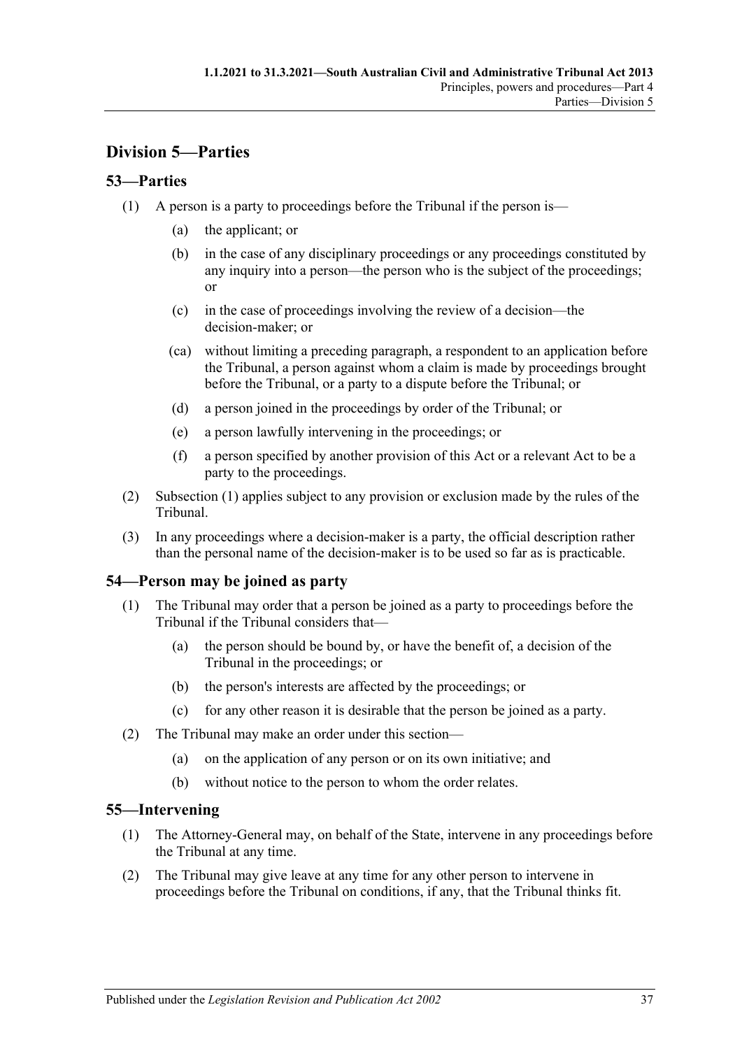## Division 5—Parties

### 53—Parties

(1) A person is a party to proceedings before the Tribunal if the person is—

  (a) the applicant; or

  (b) in the case of any disciplinary proceedings or any proceedings constituted by any inquiry into a person—the person who is the subject of the proceedings; or

  (c) in the case of proceedings involving the review of a decision—the decision-maker; or

  (ca) without limiting a preceding paragraph, a respondent to an application before the Tribunal, a person against whom a claim is made by proceedings brought before the Tribunal, or a party to a dispute before the Tribunal; or

  (d) a person joined in the proceedings by order of the Tribunal; or

  (e) a person lawfully intervening in the proceedings; or

  (f) a person specified by another provision of this Act or a relevant Act to be a party to the proceedings.

(2) Subsection (1) applies subject to any provision or exclusion made by the rules of the Tribunal.

(3) In any proceedings where a decision-maker is a party, the official description rather than the personal name of the decision-maker is to be used so far as is practicable.

### 54—Person may be joined as party

(1) The Tribunal may order that a person be joined as a party to proceedings before the Tribunal if the Tribunal considers that—

  (a) the person should be bound by, or have the benefit of, a decision of the Tribunal in the proceedings; or

  (b) the person's interests are affected by the proceedings; or

  (c) for any other reason it is desirable that the person be joined as a party.

(2) The Tribunal may make an order under this section—

  (a) on the application of any person or on its own initiative; and

  (b) without notice to the person to whom the order relates.

### 55—Intervening

(1) The Attorney-General may, on behalf of the State, intervene in any proceedings before the Tribunal at any time.

(2) The Tribunal may give leave at any time for any other person to intervene in proceedings before the Tribunal on conditions, if any, that the Tribunal thinks fit.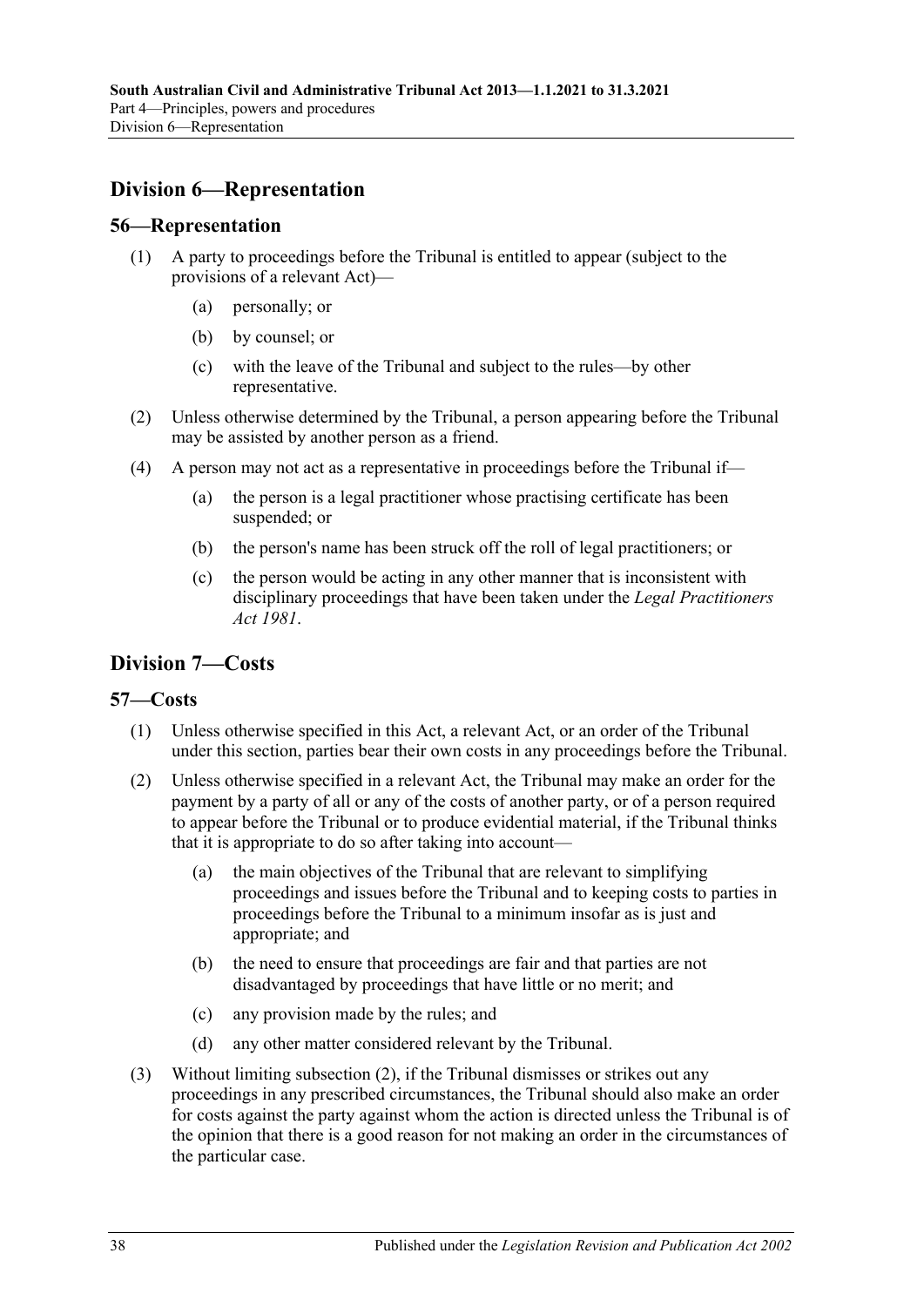## Division 6—Representation

### 56—Representation

(1) A party to proceedings before the Tribunal is entitled to appear (subject to the provisions of a relevant Act)—

(a) personally; or

(b) by counsel; or

(c) with the leave of the Tribunal and subject to the rules—by other representative.

(2) Unless otherwise determined by the Tribunal, a person appearing before the Tribunal may be assisted by another person as a friend.

(4) A person may not act as a representative in proceedings before the Tribunal if—

(a) the person is a legal practitioner whose practising certificate has been suspended; or

(b) the person's name has been struck off the roll of legal practitioners; or

(c) the person would be acting in any other manner that is inconsistent with disciplinary proceedings that have been taken under the *Legal Practitioners Act 1981*.

## Division 7—Costs

### 57—Costs

(1) Unless otherwise specified in this Act, a relevant Act, or an order of the Tribunal under this section, parties bear their own costs in any proceedings before the Tribunal.

(2) Unless otherwise specified in a relevant Act, the Tribunal may make an order for the payment by a party of all or any of the costs of another party, or of a person required to appear before the Tribunal or to produce evidential material, if the Tribunal thinks that it is appropriate to do so after taking into account—

(a) the main objectives of the Tribunal that are relevant to simplifying proceedings and issues before the Tribunal and to keeping costs to parties in proceedings before the Tribunal to a minimum insofar as is just and appropriate; and

(b) the need to ensure that proceedings are fair and that parties are not disadvantaged by proceedings that have little or no merit; and

(c) any provision made by the rules; and

(d) any other matter considered relevant by the Tribunal.

(3) Without limiting subsection (2), if the Tribunal dismisses or strikes out any proceedings in any prescribed circumstances, the Tribunal should also make an order for costs against the party against whom the action is directed unless the Tribunal is of the opinion that there is a good reason for not making an order in the circumstances of the particular case.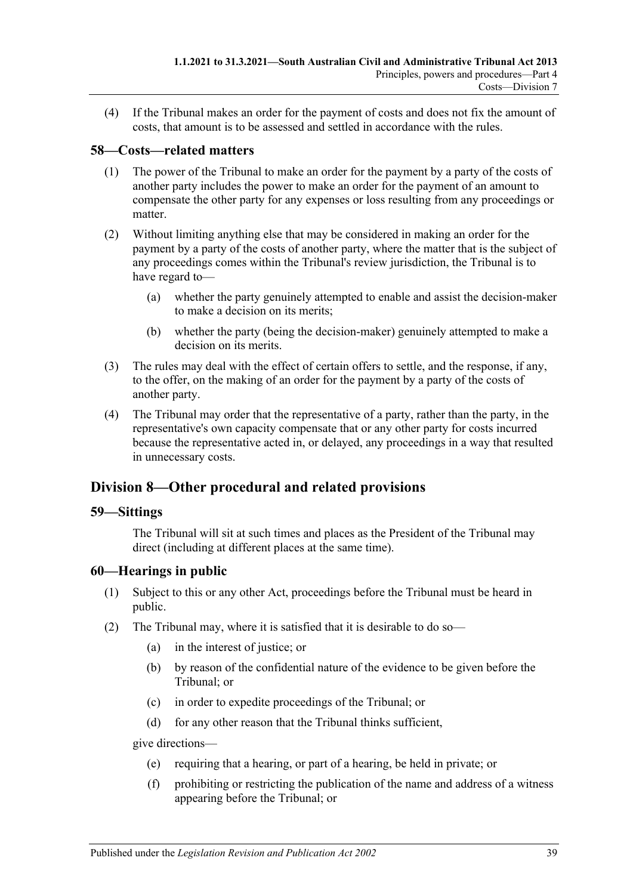(4) If the Tribunal makes an order for the payment of costs and does not fix the amount of costs, that amount is to be assessed and settled in accordance with the rules.

## 58—Costs—related matters

(1) The power of the Tribunal to make an order for the payment by a party of the costs of another party includes the power to make an order for the payment of an amount to compensate the other party for any expenses or loss resulting from any proceedings or matter.

(2) Without limiting anything else that may be considered in making an order for the payment by a party of the costs of another party, where the matter that is the subject of any proceedings comes within the Tribunal's review jurisdiction, the Tribunal is to have regard to—

- (a) whether the party genuinely attempted to enable and assist the decision-maker to make a decision on its merits;
- (b) whether the party (being the decision-maker) genuinely attempted to make a decision on its merits.

(3) The rules may deal with the effect of certain offers to settle, and the response, if any, to the offer, on the making of an order for the payment by a party of the costs of another party.

(4) The Tribunal may order that the representative of a party, rather than the party, in the representative's own capacity compensate that or any other party for costs incurred because the representative acted in, or delayed, any proceedings in a way that resulted in unnecessary costs.

# Division 8—Other procedural and related provisions

## 59—Sittings

The Tribunal will sit at such times and places as the President of the Tribunal may direct (including at different places at the same time).

## 60—Hearings in public

(1) Subject to this or any other Act, proceedings before the Tribunal must be heard in public.

(2) The Tribunal may, where it is satisfied that it is desirable to do so—

- (a) in the interest of justice; or
- (b) by reason of the confidential nature of the evidence to be given before the Tribunal; or
- (c) in order to expedite proceedings of the Tribunal; or
- (d) for any other reason that the Tribunal thinks sufficient,

give directions—

- (e) requiring that a hearing, or part of a hearing, be held in private; or
- (f) prohibiting or restricting the publication of the name and address of a witness appearing before the Tribunal; or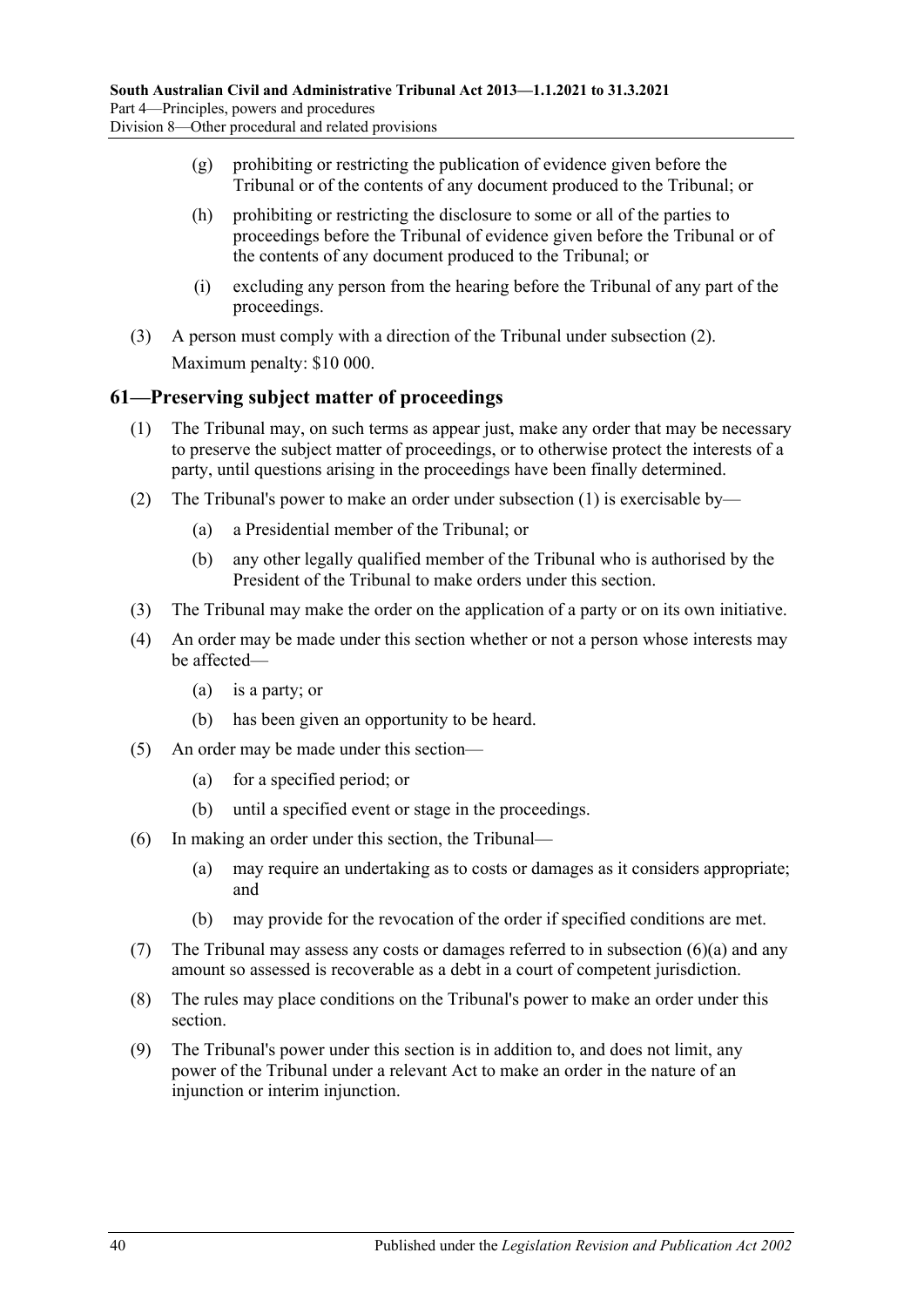(g) prohibiting or restricting the publication of evidence given before the Tribunal or of the contents of any document produced to the Tribunal; or

(h) prohibiting or restricting the disclosure to some or all of the parties to proceedings before the Tribunal of evidence given before the Tribunal or of the contents of any document produced to the Tribunal; or

(i) excluding any person from the hearing before the Tribunal of any part of the proceedings.

(3) A person must comply with a direction of the Tribunal under subsection (2).

Maximum penalty: $10 000.

## 61—Preserving subject matter of proceedings

(1) The Tribunal may, on such terms as appear just, make any order that may be necessary to preserve the subject matter of proceedings, or to otherwise protect the interests of a party, until questions arising in the proceedings have been finally determined.

(2) The Tribunal's power to make an order under subsection (1) is exercisable by—

(a) a Presidential member of the Tribunal; or

(b) any other legally qualified member of the Tribunal who is authorised by the President of the Tribunal to make orders under this section.

(3) The Tribunal may make the order on the application of a party or on its own initiative.

(4) An order may be made under this section whether or not a person whose interests may be affected—

(a) is a party; or

(b) has been given an opportunity to be heard.

(5) An order may be made under this section—

(a) for a specified period; or

(b) until a specified event or stage in the proceedings.

(6) In making an order under this section, the Tribunal—

(a) may require an undertaking as to costs or damages as it considers appropriate; and

(b) may provide for the revocation of the order if specified conditions are met.

(7) The Tribunal may assess any costs or damages referred to in subsection (6)(a) and any amount so assessed is recoverable as a debt in a court of competent jurisdiction.

(8) The rules may place conditions on the Tribunal's power to make an order under this section.

(9) The Tribunal's power under this section is in addition to, and does not limit, any power of the Tribunal under a relevant Act to make an order in the nature of an injunction or interim injunction.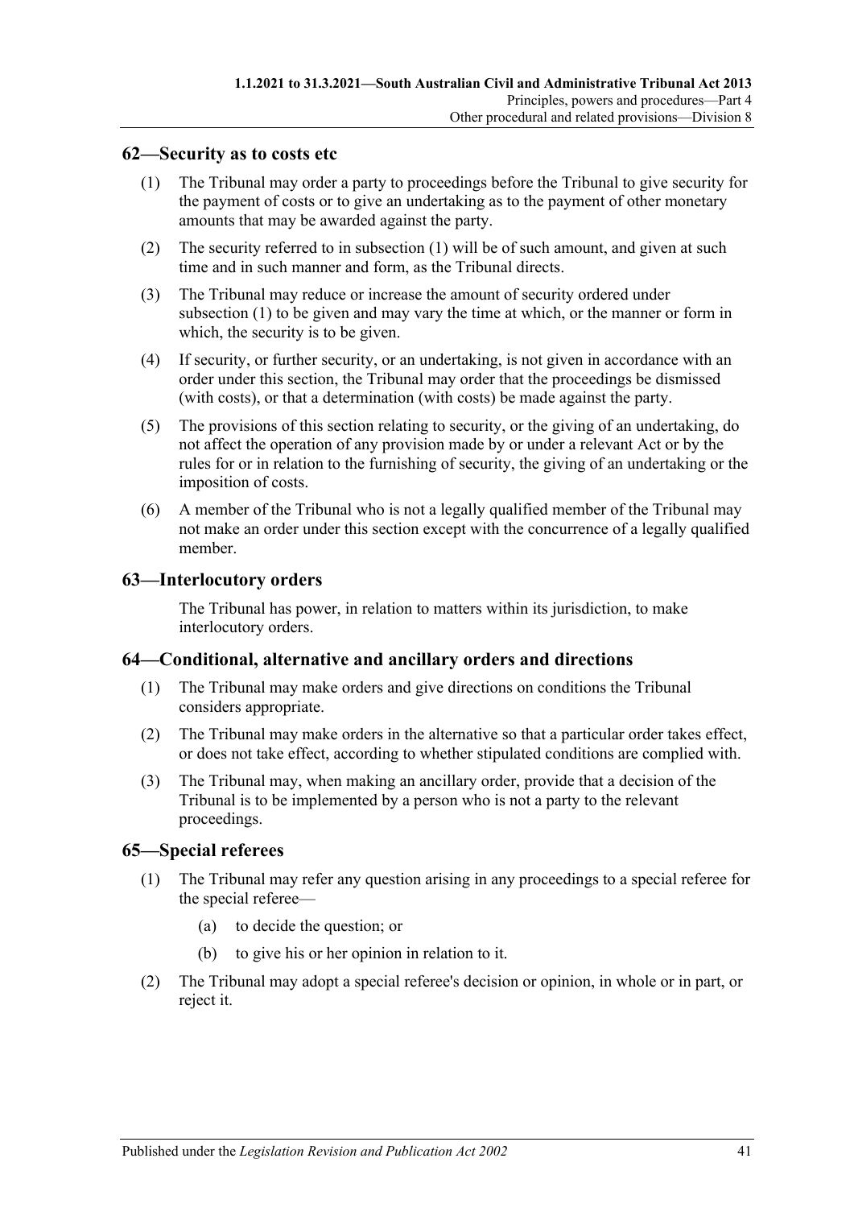## 62—Security as to costs etc

(1) The Tribunal may order a party to proceedings before the Tribunal to give security for the payment of costs or to give an undertaking as to the payment of other monetary amounts that may be awarded against the party.

(2) The security referred to in subsection (1) will be of such amount, and given at such time and in such manner and form, as the Tribunal directs.

(3) The Tribunal may reduce or increase the amount of security ordered under subsection (1) to be given and may vary the time at which, or the manner or form in which, the security is to be given.

(4) If security, or further security, or an undertaking, is not given in accordance with an order under this section, the Tribunal may order that the proceedings be dismissed (with costs), or that a determination (with costs) be made against the party.

(5) The provisions of this section relating to security, or the giving of an undertaking, do not affect the operation of any provision made by or under a relevant Act or by the rules for or in relation to the furnishing of security, the giving of an undertaking or the imposition of costs.

(6) A member of the Tribunal who is not a legally qualified member of the Tribunal may not make an order under this section except with the concurrence of a legally qualified member.

## 63—Interlocutory orders

The Tribunal has power, in relation to matters within its jurisdiction, to make interlocutory orders.

## 64—Conditional, alternative and ancillary orders and directions

(1) The Tribunal may make orders and give directions on conditions the Tribunal considers appropriate.

(2) The Tribunal may make orders in the alternative so that a particular order takes effect, or does not take effect, according to whether stipulated conditions are complied with.

(3) The Tribunal may, when making an ancillary order, provide that a decision of the Tribunal is to be implemented by a person who is not a party to the relevant proceedings.

## 65—Special referees

(1) The Tribunal may refer any question arising in any proceedings to a special referee for the special referee—

  (a) to decide the question; or

  (b) to give his or her opinion in relation to it.

(2) The Tribunal may adopt a special referee's decision or opinion, in whole or in part, or reject it.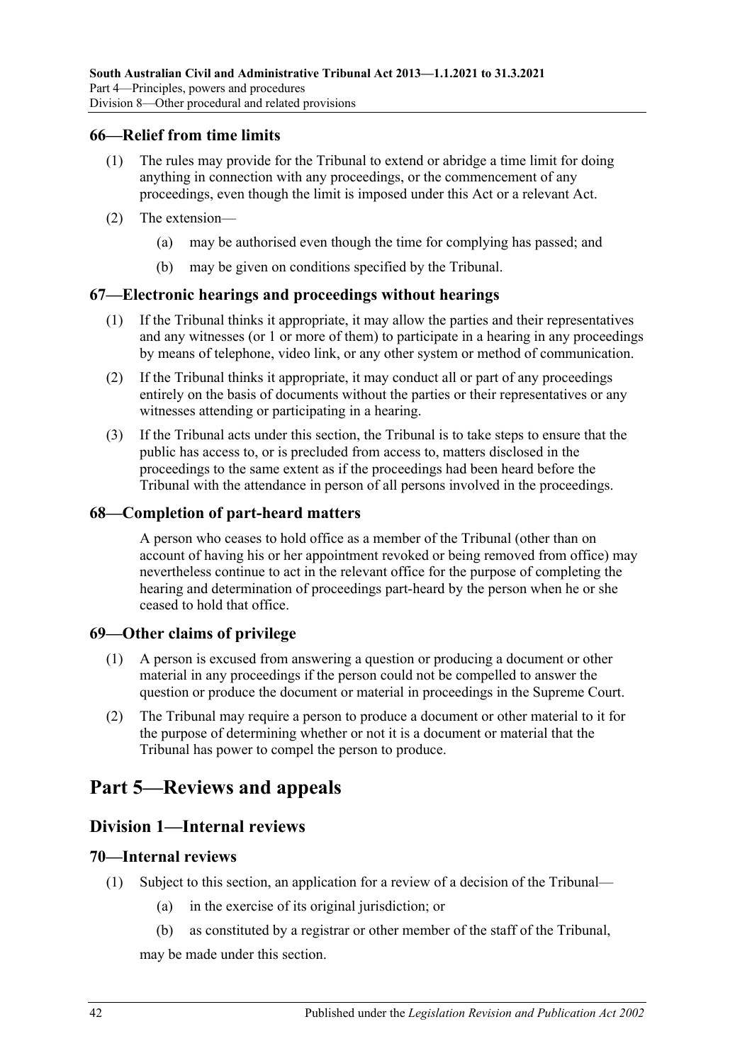### 66—Relief from time limits

(1) The rules may provide for the Tribunal to extend or abridge a time limit for doing anything in connection with any proceedings, or the commencement of any proceedings, even though the limit is imposed under this Act or a relevant Act.

(2) The extension—

(a) may be authorised even though the time for complying has passed; and

(b) may be given on conditions specified by the Tribunal.

### 67—Electronic hearings and proceedings without hearings

(1) If the Tribunal thinks it appropriate, it may allow the parties and their representatives and any witnesses (or 1 or more of them) to participate in a hearing in any proceedings by means of telephone, video link, or any other system or method of communication.

(2) If the Tribunal thinks it appropriate, it may conduct all or part of any proceedings entirely on the basis of documents without the parties or their representatives or any witnesses attending or participating in a hearing.

(3) If the Tribunal acts under this section, the Tribunal is to take steps to ensure that the public has access to, or is precluded from access to, matters disclosed in the proceedings to the same extent as if the proceedings had been heard before the Tribunal with the attendance in person of all persons involved in the proceedings.

### 68—Completion of part-heard matters

A person who ceases to hold office as a member of the Tribunal (other than on account of having his or her appointment revoked or being removed from office) may nevertheless continue to act in the relevant office for the purpose of completing the hearing and determination of proceedings part-heard by the person when he or she ceased to hold that office.

### 69—Other claims of privilege

(1) A person is excused from answering a question or producing a document or other material in any proceedings if the person could not be compelled to answer the question or produce the document or material in proceedings in the Supreme Court.

(2) The Tribunal may require a person to produce a document or other material to it for the purpose of determining whether or not it is a document or material that the Tribunal has power to compel the person to produce.

# Part 5—Reviews and appeals

## Division 1—Internal reviews

### 70—Internal reviews

(1) Subject to this section, an application for a review of a decision of the Tribunal—

(a) in the exercise of its original jurisdiction; or

(b) as constituted by a registrar or other member of the staff of the Tribunal,

may be made under this section.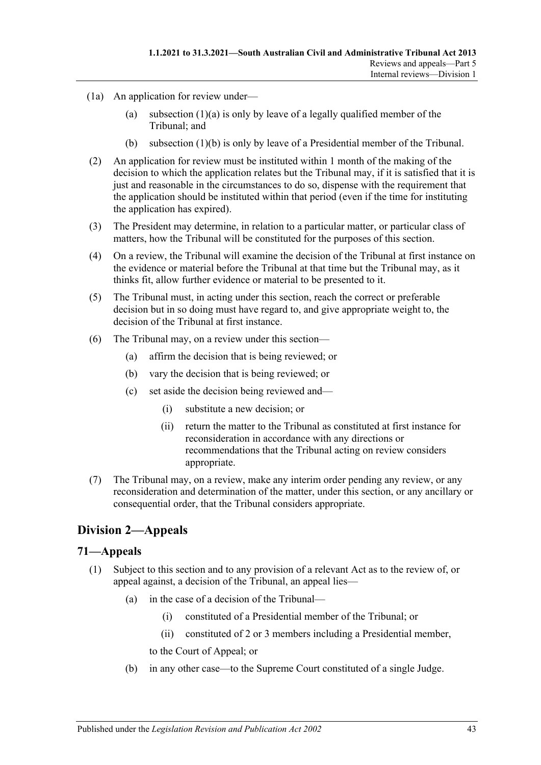(1a) An application for review under—

(a) subsection (1)(a) is only by leave of a legally qualified member of the Tribunal; and

(b) subsection (1)(b) is only by leave of a Presidential member of the Tribunal.

(2) An application for review must be instituted within 1 month of the making of the decision to which the application relates but the Tribunal may, if it is satisfied that it is just and reasonable in the circumstances to do so, dispense with the requirement that the application should be instituted within that period (even if the time for instituting the application has expired).

(3) The President may determine, in relation to a particular matter, or particular class of matters, how the Tribunal will be constituted for the purposes of this section.

(4) On a review, the Tribunal will examine the decision of the Tribunal at first instance on the evidence or material before the Tribunal at that time but the Tribunal may, as it thinks fit, allow further evidence or material to be presented to it.

(5) The Tribunal must, in acting under this section, reach the correct or preferable decision but in so doing must have regard to, and give appropriate weight to, the decision of the Tribunal at first instance.

(6) The Tribunal may, on a review under this section—

(a) affirm the decision that is being reviewed; or

(b) vary the decision that is being reviewed; or

(c) set aside the decision being reviewed and—

(i) substitute a new decision; or

(ii) return the matter to the Tribunal as constituted at first instance for reconsideration in accordance with any directions or recommendations that the Tribunal acting on review considers appropriate.

(7) The Tribunal may, on a review, make any interim order pending any review, or any reconsideration and determination of the matter, under this section, or any ancillary or consequential order, that the Tribunal considers appropriate.

## Division 2—Appeals

### 71—Appeals

(1) Subject to this section and to any provision of a relevant Act as to the review of, or appeal against, a decision of the Tribunal, an appeal lies—

(a) in the case of a decision of the Tribunal—

(i) constituted of a Presidential member of the Tribunal; or

(ii) constituted of 2 or 3 members including a Presidential member,

to the Court of Appeal; or

(b) in any other case—to the Supreme Court constituted of a single Judge.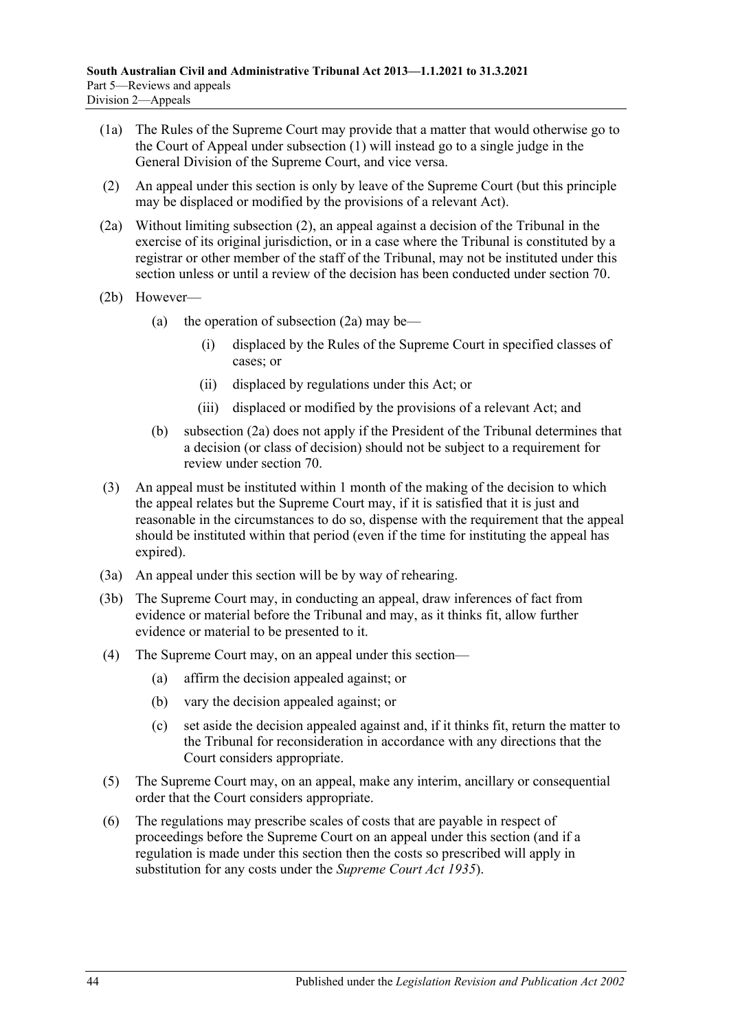(1a) The Rules of the Supreme Court may provide that a matter that would otherwise go to the Court of Appeal under subsection (1) will instead go to a single judge in the General Division of the Supreme Court, and vice versa.

(2) An appeal under this section is only by leave of the Supreme Court (but this principle may be displaced or modified by the provisions of a relevant Act).

(2a) Without limiting subsection (2), an appeal against a decision of the Tribunal in the exercise of its original jurisdiction, or in a case where the Tribunal is constituted by a registrar or other member of the staff of the Tribunal, may not be instituted under this section unless or until a review of the decision has been conducted under section 70.

(2b) However—

- (a) the operation of subsection (2a) may be—
  - (i) displaced by the Rules of the Supreme Court in specified classes of cases; or
  - (ii) displaced by regulations under this Act; or
  - (iii) displaced or modified by the provisions of a relevant Act; and
- (b) subsection (2a) does not apply if the President of the Tribunal determines that a decision (or class of decision) should not be subject to a requirement for review under section 70.

(3) An appeal must be instituted within 1 month of the making of the decision to which the appeal relates but the Supreme Court may, if it is satisfied that it is just and reasonable in the circumstances to do so, dispense with the requirement that the appeal should be instituted within that period (even if the time for instituting the appeal has expired).

(3a) An appeal under this section will be by way of rehearing.

(3b) The Supreme Court may, in conducting an appeal, draw inferences of fact from evidence or material before the Tribunal and may, as it thinks fit, allow further evidence or material to be presented to it.

(4) The Supreme Court may, on an appeal under this section—

- (a) affirm the decision appealed against; or
- (b) vary the decision appealed against; or
- (c) set aside the decision appealed against and, if it thinks fit, return the matter to the Tribunal for reconsideration in accordance with any directions that the Court considers appropriate.

(5) The Supreme Court may, on an appeal, make any interim, ancillary or consequential order that the Court considers appropriate.

(6) The regulations may prescribe scales of costs that are payable in respect of proceedings before the Supreme Court on an appeal under this section (and if a regulation is made under this section then the costs so prescribed will apply in substitution for any costs under the *Supreme Court Act 1935*).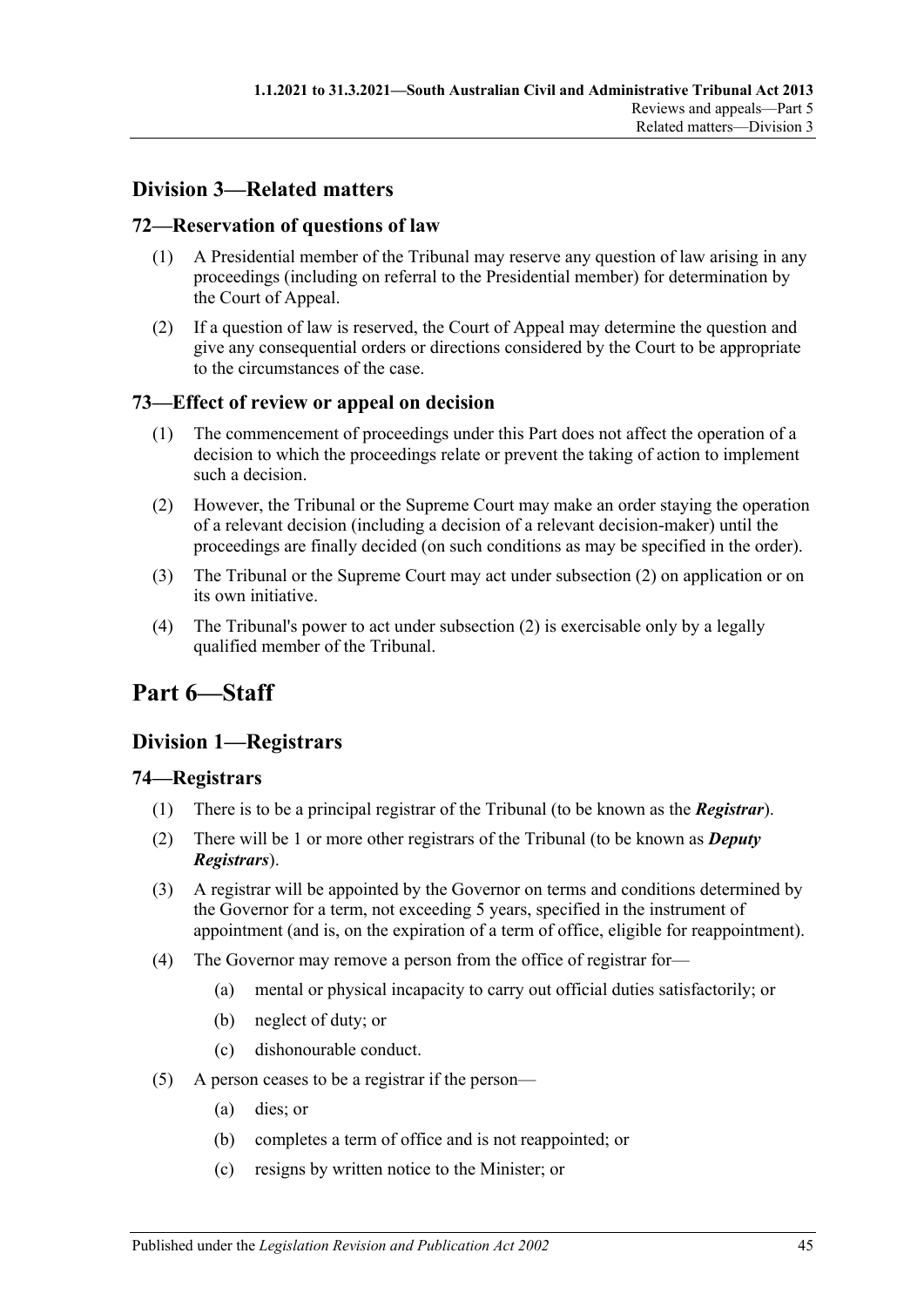## Division 3—Related matters

### 72—Reservation of questions of law

(1) A Presidential member of the Tribunal may reserve any question of law arising in any proceedings (including on referral to the Presidential member) for determination by the Court of Appeal.

(2) If a question of law is reserved, the Court of Appeal may determine the question and give any consequential orders or directions considered by the Court to be appropriate to the circumstances of the case.

### 73—Effect of review or appeal on decision

(1) The commencement of proceedings under this Part does not affect the operation of a decision to which the proceedings relate or prevent the taking of action to implement such a decision.

(2) However, the Tribunal or the Supreme Court may make an order staying the operation of a relevant decision (including a decision of a relevant decision-maker) until the proceedings are finally decided (on such conditions as may be specified in the order).

(3) The Tribunal or the Supreme Court may act under subsection (2) on application or on its own initiative.

(4) The Tribunal's power to act under subsection (2) is exercisable only by a legally qualified member of the Tribunal.

# Part 6—Staff

## Division 1—Registrars

### 74—Registrars

(1) There is to be a principal registrar of the Tribunal (to be known as the ***Registrar***).

(2) There will be 1 or more other registrars of the Tribunal (to be known as ***Deputy Registrars***).

(3) A registrar will be appointed by the Governor on terms and conditions determined by the Governor for a term, not exceeding 5 years, specified in the instrument of appointment (and is, on the expiration of a term of office, eligible for reappointment).

(4) The Governor may remove a person from the office of registrar for—

   (a) mental or physical incapacity to carry out official duties satisfactorily; or

   (b) neglect of duty; or

   (c) dishonourable conduct.

(5) A person ceases to be a registrar if the person—

   (a) dies; or

   (b) completes a term of office and is not reappointed; or

   (c) resigns by written notice to the Minister; or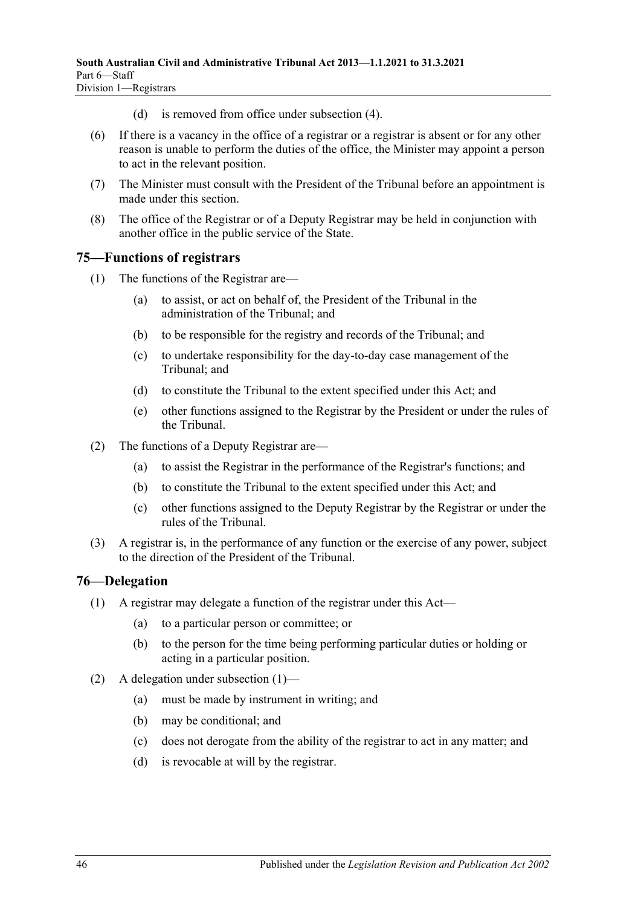(d) is removed from office under subsection (4).

(6) If there is a vacancy in the office of a registrar or a registrar is absent or for any other reason is unable to perform the duties of the office, the Minister may appoint a person to act in the relevant position.

(7) The Minister must consult with the President of the Tribunal before an appointment is made under this section.

(8) The office of the Registrar or of a Deputy Registrar may be held in conjunction with another office in the public service of the State.

## 75—Functions of registrars

(1) The functions of the Registrar are—

(a) to assist, or act on behalf of, the President of the Tribunal in the administration of the Tribunal; and

(b) to be responsible for the registry and records of the Tribunal; and

(c) to undertake responsibility for the day-to-day case management of the Tribunal; and

(d) to constitute the Tribunal to the extent specified under this Act; and

(e) other functions assigned to the Registrar by the President or under the rules of the Tribunal.

(2) The functions of a Deputy Registrar are—

(a) to assist the Registrar in the performance of the Registrar's functions; and

(b) to constitute the Tribunal to the extent specified under this Act; and

(c) other functions assigned to the Deputy Registrar by the Registrar or under the rules of the Tribunal.

(3) A registrar is, in the performance of any function or the exercise of any power, subject to the direction of the President of the Tribunal.

## 76—Delegation

(1) A registrar may delegate a function of the registrar under this Act—

(a) to a particular person or committee; or

(b) to the person for the time being performing particular duties or holding or acting in a particular position.

(2) A delegation under subsection (1)—

(a) must be made by instrument in writing; and

(b) may be conditional; and

(c) does not derogate from the ability of the registrar to act in any matter; and

(d) is revocable at will by the registrar.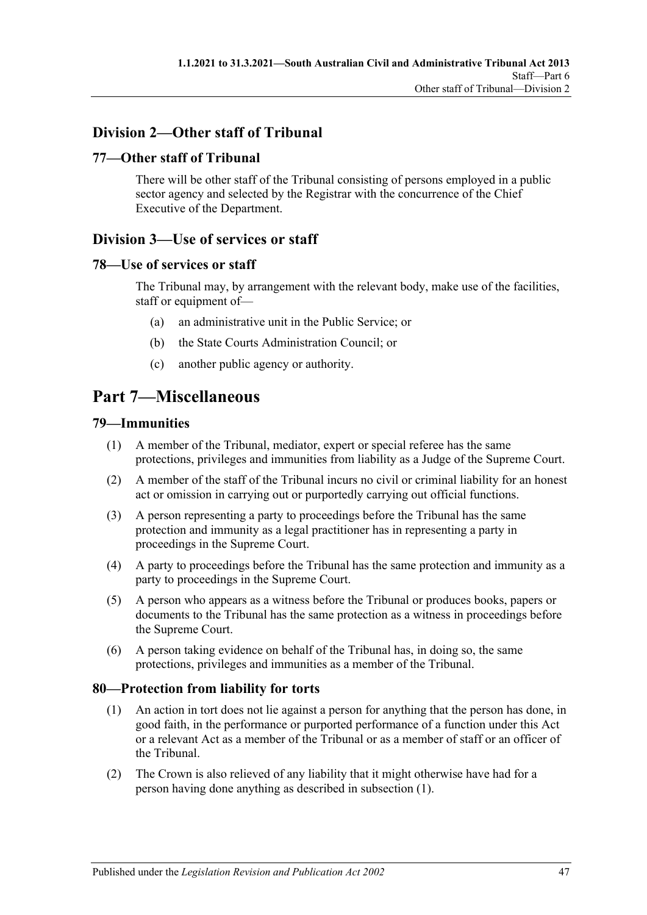## Division 2—Other staff of Tribunal

### 77—Other staff of Tribunal

There will be other staff of the Tribunal consisting of persons employed in a public sector agency and selected by the Registrar with the concurrence of the Chief Executive of the Department.

## Division 3—Use of services or staff

### 78—Use of services or staff

The Tribunal may, by arrangement with the relevant body, make use of the facilities, staff or equipment of—

(a) an administrative unit in the Public Service; or

(b) the State Courts Administration Council; or

(c) another public agency or authority.

# Part 7—Miscellaneous

### 79—Immunities

(1) A member of the Tribunal, mediator, expert or special referee has the same protections, privileges and immunities from liability as a Judge of the Supreme Court.

(2) A member of the staff of the Tribunal incurs no civil or criminal liability for an honest act or omission in carrying out or purportedly carrying out official functions.

(3) A person representing a party to proceedings before the Tribunal has the same protection and immunity as a legal practitioner has in representing a party in proceedings in the Supreme Court.

(4) A party to proceedings before the Tribunal has the same protection and immunity as a party to proceedings in the Supreme Court.

(5) A person who appears as a witness before the Tribunal or produces books, papers or documents to the Tribunal has the same protection as a witness in proceedings before the Supreme Court.

(6) A person taking evidence on behalf of the Tribunal has, in doing so, the same protections, privileges and immunities as a member of the Tribunal.

### 80—Protection from liability for torts

(1) An action in tort does not lie against a person for anything that the person has done, in good faith, in the performance or purported performance of a function under this Act or a relevant Act as a member of the Tribunal or as a member of staff or an officer of the Tribunal.

(2) The Crown is also relieved of any liability that it might otherwise have had for a person having done anything as described in subsection (1).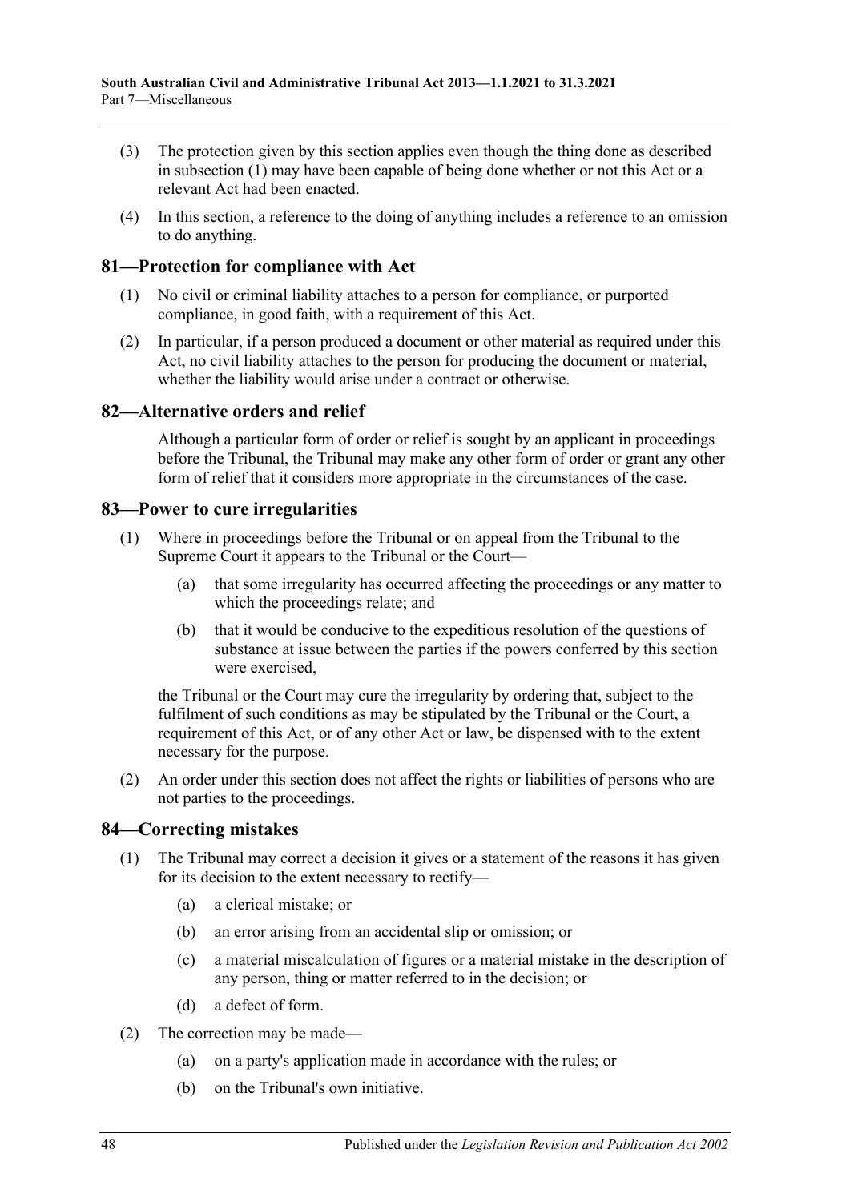(3) The protection given by this section applies even though the thing done as described in subsection (1) may have been capable of being done whether or not this Act or a relevant Act had been enacted.

(4) In this section, a reference to the doing of anything includes a reference to an omission to do anything.

## 81—Protection for compliance with Act

(1) No civil or criminal liability attaches to a person for compliance, or purported compliance, in good faith, with a requirement of this Act.

(2) In particular, if a person produced a document or other material as required under this Act, no civil liability attaches to the person for producing the document or material, whether the liability would arise under a contract or otherwise.

## 82—Alternative orders and relief

Although a particular form of order or relief is sought by an applicant in proceedings before the Tribunal, the Tribunal may make any other form of order or grant any other form of relief that it considers more appropriate in the circumstances of the case.

## 83—Power to cure irregularities

(1) Where in proceedings before the Tribunal or on appeal from the Tribunal to the Supreme Court it appears to the Tribunal or the Court—

(a) that some irregularity has occurred affecting the proceedings or any matter to which the proceedings relate; and

(b) that it would be conducive to the expeditious resolution of the questions of substance at issue between the parties if the powers conferred by this section were exercised,

the Tribunal or the Court may cure the irregularity by ordering that, subject to the fulfilment of such conditions as may be stipulated by the Tribunal or the Court, a requirement of this Act, or of any other Act or law, be dispensed with to the extent necessary for the purpose.

(2) An order under this section does not affect the rights or liabilities of persons who are not parties to the proceedings.

## 84—Correcting mistakes

(1) The Tribunal may correct a decision it gives or a statement of the reasons it has given for its decision to the extent necessary to rectify—

(a) a clerical mistake; or

(b) an error arising from an accidental slip or omission; or

(c) a material miscalculation of figures or a material mistake in the description of any person, thing or matter referred to in the decision; or

(d) a defect of form.

(2) The correction may be made—

(a) on a party's application made in accordance with the rules; or

(b) on the Tribunal's own initiative.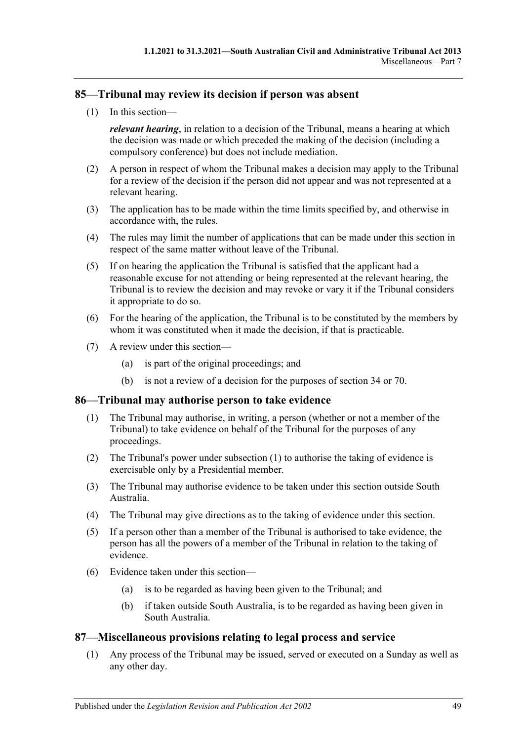## 85—Tribunal may review its decision if person was absent

(1) In this section—

***relevant hearing***, in relation to a decision of the Tribunal, means a hearing at which the decision was made or which preceded the making of the decision (including a compulsory conference) but does not include mediation.

(2) A person in respect of whom the Tribunal makes a decision may apply to the Tribunal for a review of the decision if the person did not appear and was not represented at a relevant hearing.

(3) The application has to be made within the time limits specified by, and otherwise in accordance with, the rules.

(4) The rules may limit the number of applications that can be made under this section in respect of the same matter without leave of the Tribunal.

(5) If on hearing the application the Tribunal is satisfied that the applicant had a reasonable excuse for not attending or being represented at the relevant hearing, the Tribunal is to review the decision and may revoke or vary it if the Tribunal considers it appropriate to do so.

(6) For the hearing of the application, the Tribunal is to be constituted by the members by whom it was constituted when it made the decision, if that is practicable.

(7) A review under this section—

(a) is part of the original proceedings; and

(b) is not a review of a decision for the purposes of section 34 or 70.

## 86—Tribunal may authorise person to take evidence

(1) The Tribunal may authorise, in writing, a person (whether or not a member of the Tribunal) to take evidence on behalf of the Tribunal for the purposes of any proceedings.

(2) The Tribunal's power under subsection (1) to authorise the taking of evidence is exercisable only by a Presidential member.

(3) The Tribunal may authorise evidence to be taken under this section outside South Australia.

(4) The Tribunal may give directions as to the taking of evidence under this section.

(5) If a person other than a member of the Tribunal is authorised to take evidence, the person has all the powers of a member of the Tribunal in relation to the taking of evidence.

(6) Evidence taken under this section—

(a) is to be regarded as having been given to the Tribunal; and

(b) if taken outside South Australia, is to be regarded as having been given in South Australia.

## 87—Miscellaneous provisions relating to legal process and service

(1) Any process of the Tribunal may be issued, served or executed on a Sunday as well as any other day.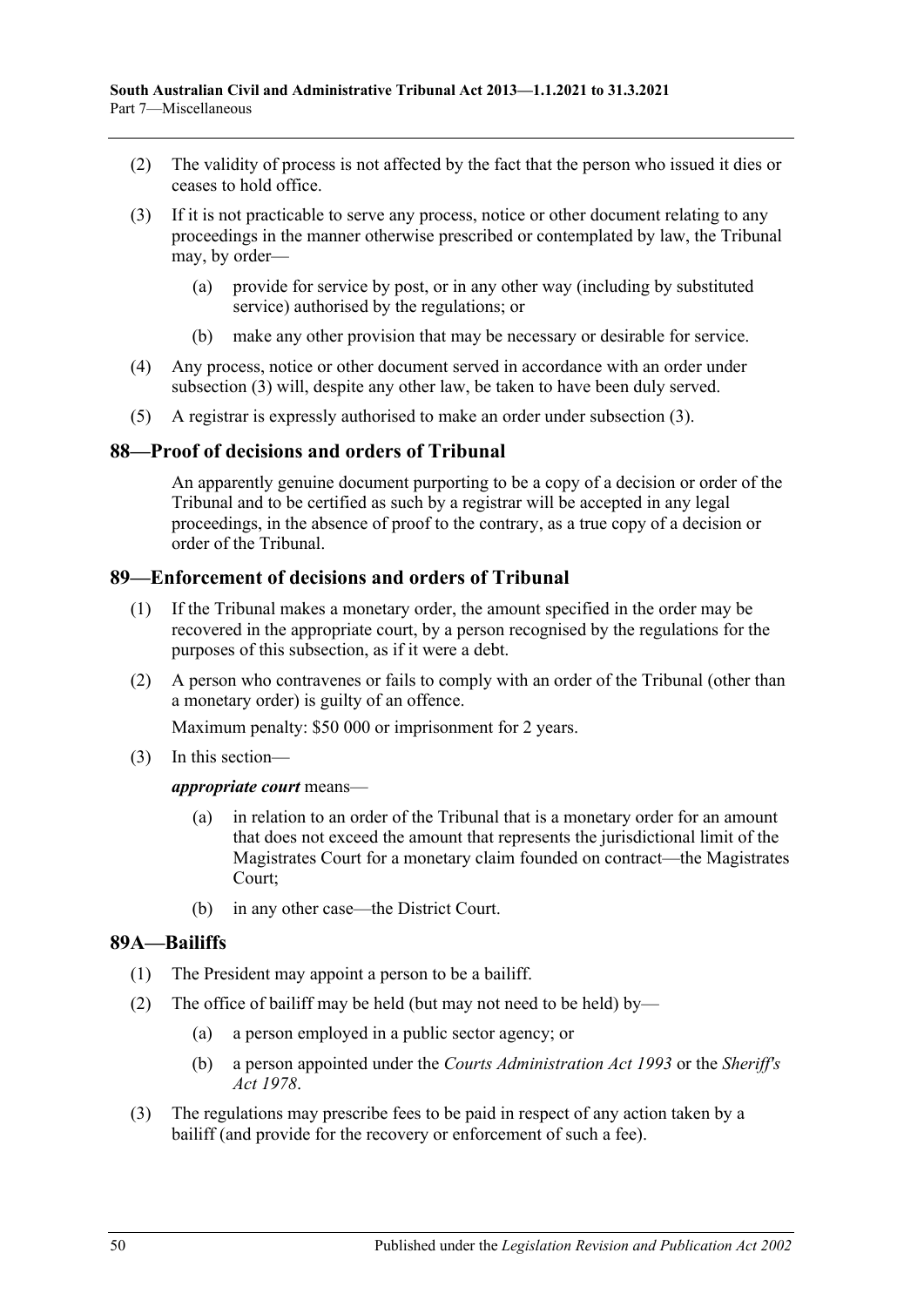(2) The validity of process is not affected by the fact that the person who issued it dies or ceases to hold office.

(3) If it is not practicable to serve any process, notice or other document relating to any proceedings in the manner otherwise prescribed or contemplated by law, the Tribunal may, by order—

(a) provide for service by post, or in any other way (including by substituted service) authorised by the regulations; or

(b) make any other provision that may be necessary or desirable for service.

(4) Any process, notice or other document served in accordance with an order under subsection (3) will, despite any other law, be taken to have been duly served.

(5) A registrar is expressly authorised to make an order under subsection (3).

## 88—Proof of decisions and orders of Tribunal

An apparently genuine document purporting to be a copy of a decision or order of the Tribunal and to be certified as such by a registrar will be accepted in any legal proceedings, in the absence of proof to the contrary, as a true copy of a decision or order of the Tribunal.

## 89—Enforcement of decisions and orders of Tribunal

(1) If the Tribunal makes a monetary order, the amount specified in the order may be recovered in the appropriate court, by a person recognised by the regulations for the purposes of this subsection, as if it were a debt.

(2) A person who contravenes or fails to comply with an order of the Tribunal (other than a monetary order) is guilty of an offence.

Maximum penalty: $50 000 or imprisonment for 2 years.

(3) In this section—

***appropriate court*** means—

(a) in relation to an order of the Tribunal that is a monetary order for an amount that does not exceed the amount that represents the jurisdictional limit of the Magistrates Court for a monetary claim founded on contract—the Magistrates Court;

(b) in any other case—the District Court.

## 89A—Bailiffs

(1) The President may appoint a person to be a bailiff.

(2) The office of bailiff may be held (but may not need to be held) by—

(a) a person employed in a public sector agency; or

(b) a person appointed under the *Courts Administration Act 1993* or the *Sheriff's Act 1978*.

(3) The regulations may prescribe fees to be paid in respect of any action taken by a bailiff (and provide for the recovery or enforcement of such a fee).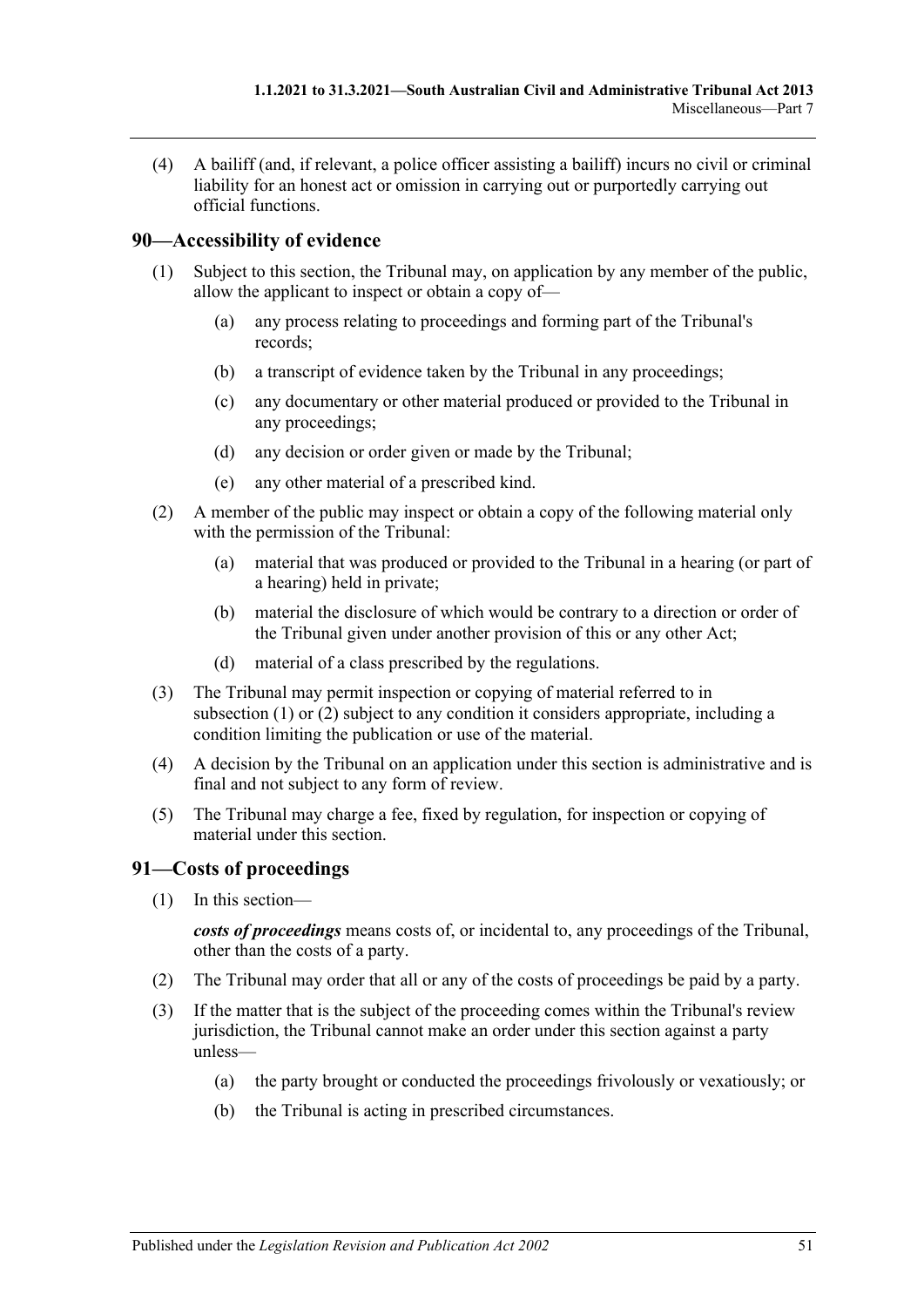(4) A bailiff (and, if relevant, a police officer assisting a bailiff) incurs no civil or criminal liability for an honest act or omission in carrying out or purportedly carrying out official functions.

## 90—Accessibility of evidence

(1) Subject to this section, the Tribunal may, on application by any member of the public, allow the applicant to inspect or obtain a copy of—

(a) any process relating to proceedings and forming part of the Tribunal's records;

(b) a transcript of evidence taken by the Tribunal in any proceedings;

(c) any documentary or other material produced or provided to the Tribunal in any proceedings;

(d) any decision or order given or made by the Tribunal;

(e) any other material of a prescribed kind.

(2) A member of the public may inspect or obtain a copy of the following material only with the permission of the Tribunal:

(a) material that was produced or provided to the Tribunal in a hearing (or part of a hearing) held in private;

(b) material the disclosure of which would be contrary to a direction or order of the Tribunal given under another provision of this or any other Act;

(d) material of a class prescribed by the regulations.

(3) The Tribunal may permit inspection or copying of material referred to in subsection (1) or (2) subject to any condition it considers appropriate, including a condition limiting the publication or use of the material.

(4) A decision by the Tribunal on an application under this section is administrative and is final and not subject to any form of review.

(5) The Tribunal may charge a fee, fixed by regulation, for inspection or copying of material under this section.

## 91—Costs of proceedings

(1) In this section—

***costs of proceedings*** means costs of, or incidental to, any proceedings of the Tribunal, other than the costs of a party.

(2) The Tribunal may order that all or any of the costs of proceedings be paid by a party.

(3) If the matter that is the subject of the proceeding comes within the Tribunal's review jurisdiction, the Tribunal cannot make an order under this section against a party unless—

(a) the party brought or conducted the proceedings frivolously or vexatiously; or

(b) the Tribunal is acting in prescribed circumstances.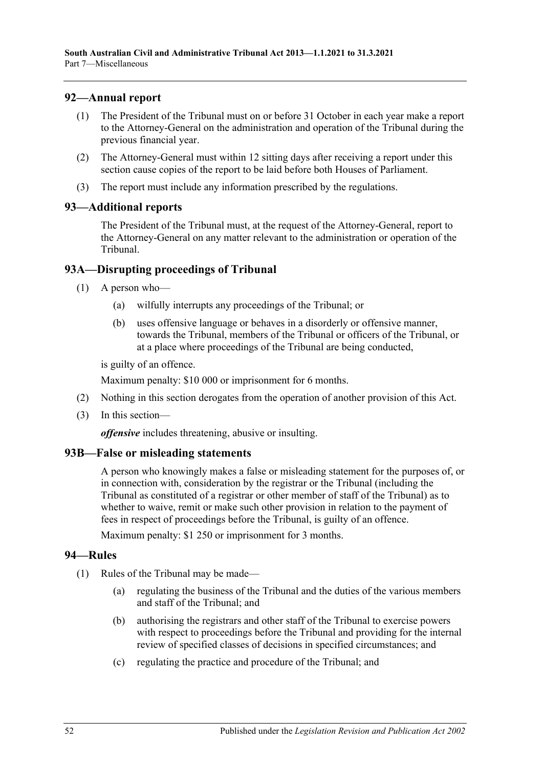## 92—Annual report

(1) The President of the Tribunal must on or before 31 October in each year make a report to the Attorney-General on the administration and operation of the Tribunal during the previous financial year.

(2) The Attorney-General must within 12 sitting days after receiving a report under this section cause copies of the report to be laid before both Houses of Parliament.

(3) The report must include any information prescribed by the regulations.

## 93—Additional reports

The President of the Tribunal must, at the request of the Attorney-General, report to the Attorney-General on any matter relevant to the administration or operation of the Tribunal.

## 93A—Disrupting proceedings of Tribunal

(1) A person who—

(a) wilfully interrupts any proceedings of the Tribunal; or

(b) uses offensive language or behaves in a disorderly or offensive manner, towards the Tribunal, members of the Tribunal or officers of the Tribunal, or at a place where proceedings of the Tribunal are being conducted,

is guilty of an offence.

Maximum penalty: $10 000 or imprisonment for 6 months.

(2) Nothing in this section derogates from the operation of another provision of this Act.

(3) In this section—

***offensive*** includes threatening, abusive or insulting.

## 93B—False or misleading statements

A person who knowingly makes a false or misleading statement for the purposes of, or in connection with, consideration by the registrar or the Tribunal (including the Tribunal as constituted of a registrar or other member of staff of the Tribunal) as to whether to waive, remit or make such other provision in relation to the payment of fees in respect of proceedings before the Tribunal, is guilty of an offence.

Maximum penalty: $1 250 or imprisonment for 3 months.

## 94—Rules

(1) Rules of the Tribunal may be made—

(a) regulating the business of the Tribunal and the duties of the various members and staff of the Tribunal; and

(b) authorising the registrars and other staff of the Tribunal to exercise powers with respect to proceedings before the Tribunal and providing for the internal review of specified classes of decisions in specified circumstances; and

(c) regulating the practice and procedure of the Tribunal; and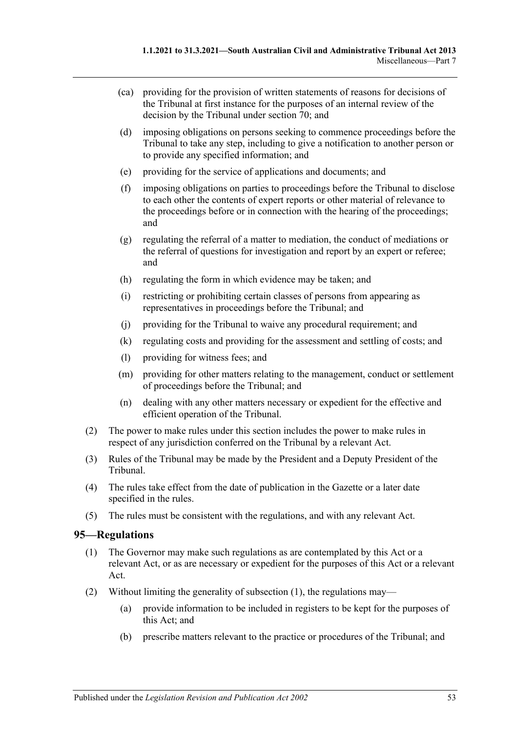(ca) providing for the provision of written statements of reasons for decisions of the Tribunal at first instance for the purposes of an internal review of the decision by the Tribunal under section 70; and

(d) imposing obligations on persons seeking to commence proceedings before the Tribunal to take any step, including to give a notification to another person or to provide any specified information; and

(e) providing for the service of applications and documents; and

(f) imposing obligations on parties to proceedings before the Tribunal to disclose to each other the contents of expert reports or other material of relevance to the proceedings before or in connection with the hearing of the proceedings; and

(g) regulating the referral of a matter to mediation, the conduct of mediations or the referral of questions for investigation and report by an expert or referee; and

(h) regulating the form in which evidence may be taken; and

(i) restricting or prohibiting certain classes of persons from appearing as representatives in proceedings before the Tribunal; and

(j) providing for the Tribunal to waive any procedural requirement; and

(k) regulating costs and providing for the assessment and settling of costs; and

(l) providing for witness fees; and

(m) providing for other matters relating to the management, conduct or settlement of proceedings before the Tribunal; and

(n) dealing with any other matters necessary or expedient for the effective and efficient operation of the Tribunal.

(2) The power to make rules under this section includes the power to make rules in respect of any jurisdiction conferred on the Tribunal by a relevant Act.

(3) Rules of the Tribunal may be made by the President and a Deputy President of the Tribunal.

(4) The rules take effect from the date of publication in the Gazette or a later date specified in the rules.

(5) The rules must be consistent with the regulations, and with any relevant Act.

## 95—Regulations

(1) The Governor may make such regulations as are contemplated by this Act or a relevant Act, or as are necessary or expedient for the purposes of this Act or a relevant Act.

(2) Without limiting the generality of subsection (1), the regulations may—

(a) provide information to be included in registers to be kept for the purposes of this Act; and

(b) prescribe matters relevant to the practice or procedures of the Tribunal; and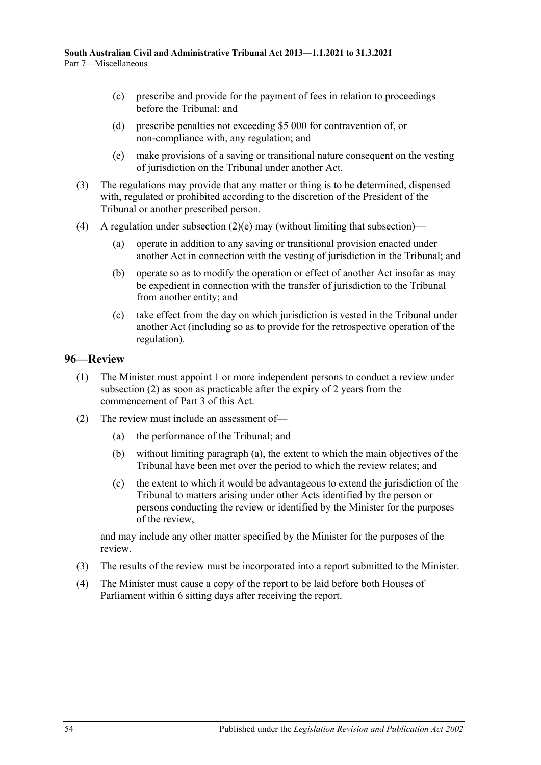(c) prescribe and provide for the payment of fees in relation to proceedings before the Tribunal; and

(d) prescribe penalties not exceeding $5 000 for contravention of, or non-compliance with, any regulation; and

(e) make provisions of a saving or transitional nature consequent on the vesting of jurisdiction on the Tribunal under another Act.

(3) The regulations may provide that any matter or thing is to be determined, dispensed with, regulated or prohibited according to the discretion of the President of the Tribunal or another prescribed person.

(4) A regulation under subsection (2)(e) may (without limiting that subsection)—

(a) operate in addition to any saving or transitional provision enacted under another Act in connection with the vesting of jurisdiction in the Tribunal; and

(b) operate so as to modify the operation or effect of another Act insofar as may be expedient in connection with the transfer of jurisdiction to the Tribunal from another entity; and

(c) take effect from the day on which jurisdiction is vested in the Tribunal under another Act (including so as to provide for the retrospective operation of the regulation).

## 96—Review

(1) The Minister must appoint 1 or more independent persons to conduct a review under subsection (2) as soon as practicable after the expiry of 2 years from the commencement of Part 3 of this Act.

(2) The review must include an assessment of—

(a) the performance of the Tribunal; and

(b) without limiting paragraph (a), the extent to which the main objectives of the Tribunal have been met over the period to which the review relates; and

(c) the extent to which it would be advantageous to extend the jurisdiction of the Tribunal to matters arising under other Acts identified by the person or persons conducting the review or identified by the Minister for the purposes of the review,

and may include any other matter specified by the Minister for the purposes of the review.

(3) The results of the review must be incorporated into a report submitted to the Minister.

(4) The Minister must cause a copy of the report to be laid before both Houses of Parliament within 6 sitting days after receiving the report.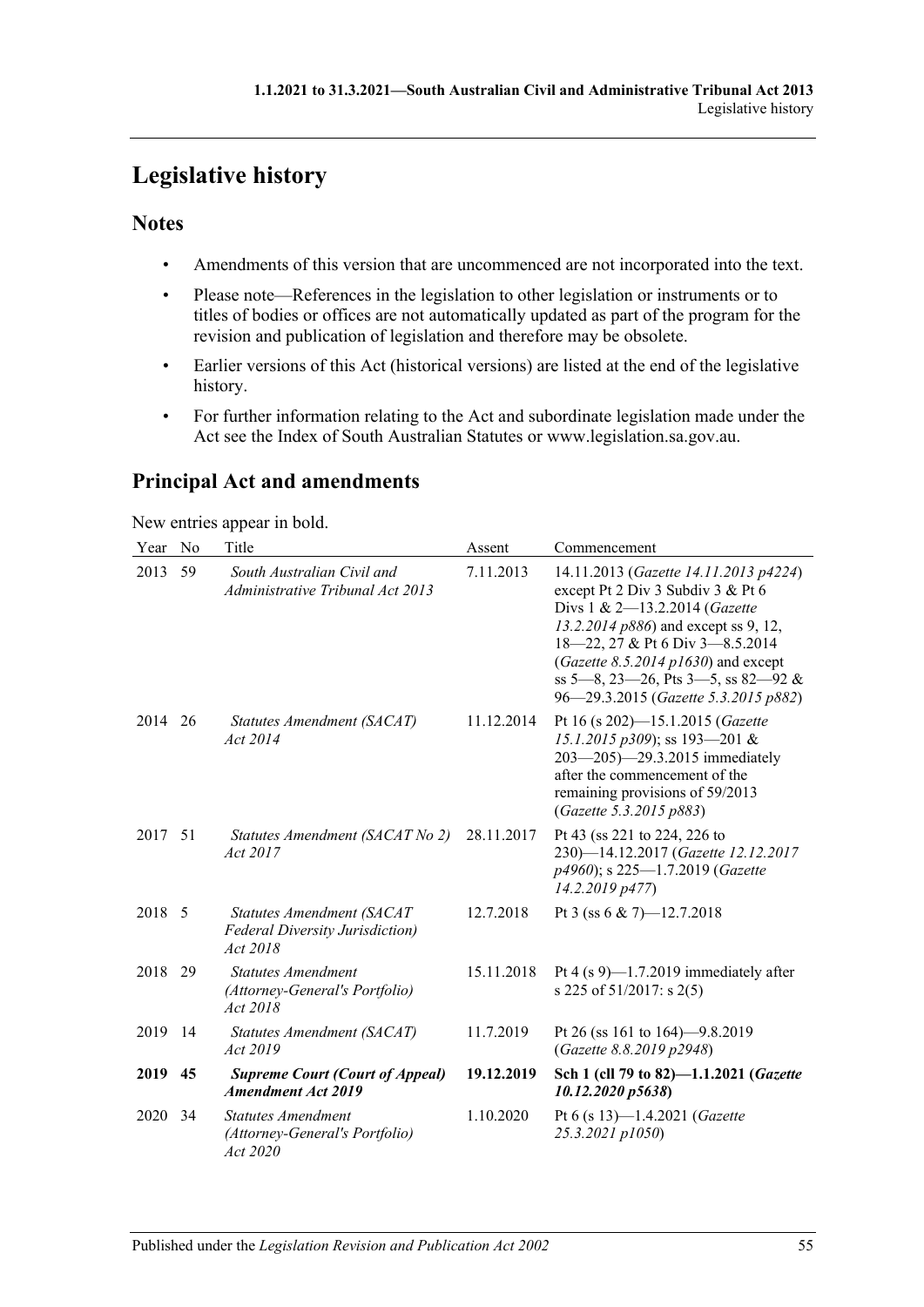# Legislative history

## Notes

- Amendments of this version that are uncommenced are not incorporated into the text.
- Please note—References in the legislation to other legislation or instruments or to titles of bodies or offices are not automatically updated as part of the program for the revision and publication of legislation and therefore may be obsolete.
- Earlier versions of this Act (historical versions) are listed at the end of the legislative history.
- For further information relating to the Act and subordinate legislation made under the Act see the Index of South Australian Statutes or www.legislation.sa.gov.au.

## Principal Act and amendments

New entries appear in bold.

| Year | No | Title | Assent | Commencement |
|---|---|---|---|---|
| 2013 | 59 | *South Australian Civil and Administrative Tribunal Act 2013* | 7.11.2013 | 14.11.2013 (*Gazette 14.11.2013 p4224*) except Pt 2 Div 3 Subdiv 3 & Pt 6 Divs 1 & 2—13.2.2014 (*Gazette 13.2.2014 p886*) and except ss 9, 12, 18—22, 27 & Pt 6 Div 3—8.5.2014 (*Gazette 8.5.2014 p1630*) and except ss 5—8, 23—26, Pts 3—5, ss 82—92 & 96—29.3.2015 (*Gazette 5.3.2015 p882*) |
| 2014 | 26 | *Statutes Amendment (SACAT) Act 2014* | 11.12.2014 | Pt 16 (s 202)—15.1.2015 (*Gazette 15.1.2015 p309*); ss 193—201 & 203—205)—29.3.2015 immediately after the commencement of the remaining provisions of 59/2013 (*Gazette 5.3.2015 p883*) |
| 2017 | 51 | *Statutes Amendment (SACAT No 2) Act 2017* | 28.11.2017 | Pt 43 (ss 221 to 224, 226 to 230)—14.12.2017 (*Gazette 12.12.2017 p4960*); s 225—1.7.2019 (*Gazette 14.2.2019 p477*) |
| 2018 | 5 | *Statutes Amendment (SACAT Federal Diversity Jurisdiction) Act 2018* | 12.7.2018 | Pt 3 (ss 6 & 7)—12.7.2018 |
| 2018 | 29 | *Statutes Amendment (Attorney-General's Portfolio) Act 2018* | 15.11.2018 | Pt 4 (s 9)—1.7.2019 immediately after s 225 of 51/2017: s 2(5) |
| 2019 | 14 | *Statutes Amendment (SACAT) Act 2019* | 11.7.2019 | Pt 26 (ss 161 to 164)—9.8.2019 (*Gazette 8.8.2019 p2948*) |
| **2019** | **45** | ***Supreme Court (Court of Appeal) Amendment Act 2019*** | **19.12.2019** | **Sch 1 (cll 79 to 82)—1.1.2021 (*Gazette 10.12.2020 p5638*)** |
| 2020 | 34 | *Statutes Amendment (Attorney-General's Portfolio) Act 2020* | 1.10.2020 | Pt 6 (s 13)—1.4.2021 (*Gazette 25.3.2021 p1050*) |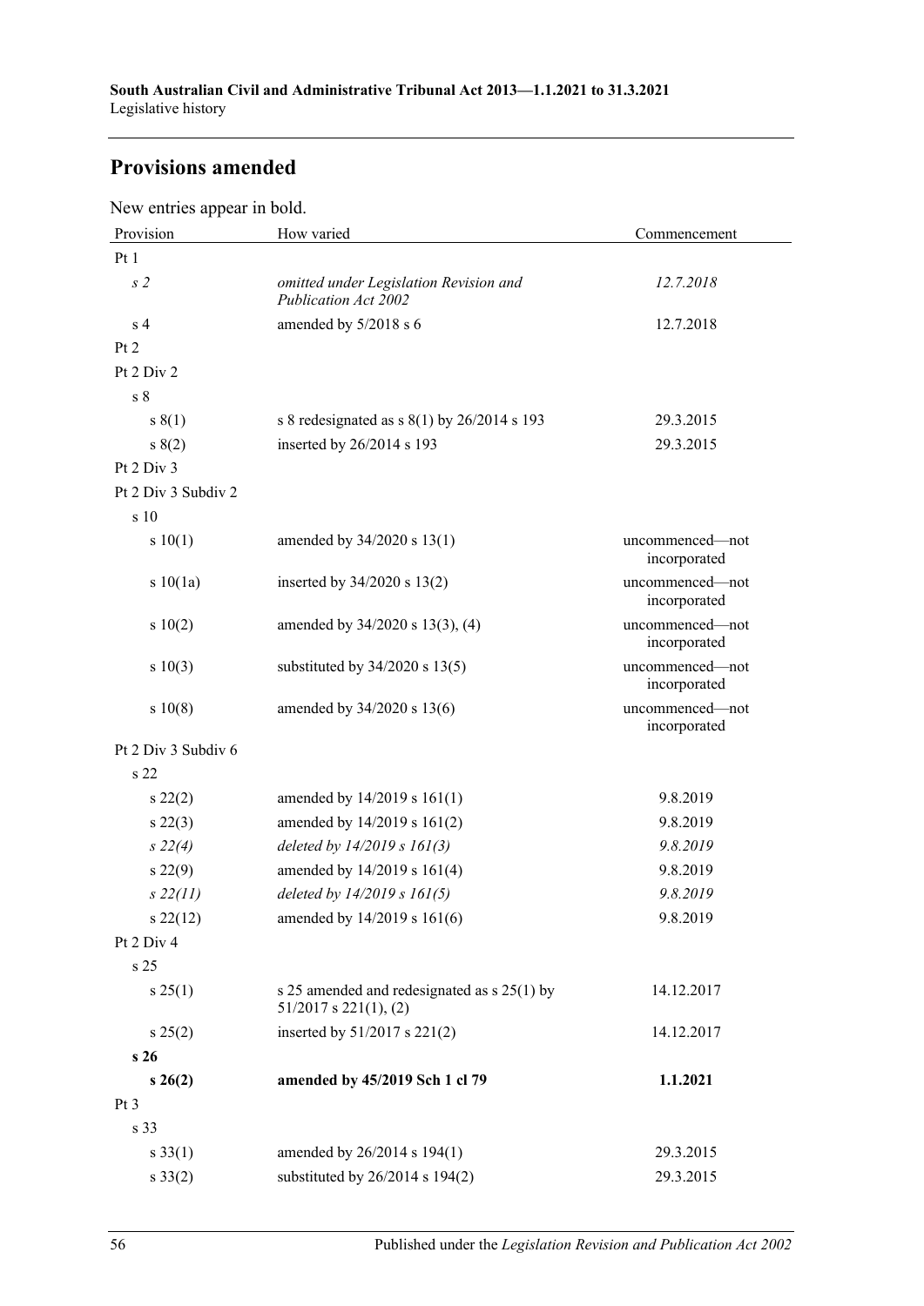## Provisions amended

New entries appear in bold.

| Provision | How varied | Commencement |
|---|---|---|
| Pt 1 | | |
| *s 2* | *omitted under Legislation Revision and Publication Act 2002* | *12.7.2018* |
| s 4 | amended by 5/2018 s 6 | 12.7.2018 |
| Pt 2 | | |
| Pt 2 Div 2 | | |
| s 8 | | |
| s 8(1) | s 8 redesignated as s 8(1) by 26/2014 s 193 | 29.3.2015 |
| s 8(2) | inserted by 26/2014 s 193 | 29.3.2015 |
| Pt 2 Div 3 | | |
| Pt 2 Div 3 Subdiv 2 | | |
| s 10 | | |
| s 10(1) | amended by 34/2020 s 13(1) | uncommenced—not incorporated |
| s 10(1a) | inserted by 34/2020 s 13(2) | uncommenced—not incorporated |
| s 10(2) | amended by 34/2020 s 13(3), (4) | uncommenced—not incorporated |
| s 10(3) | substituted by 34/2020 s 13(5) | uncommenced—not incorporated |
| s 10(8) | amended by 34/2020 s 13(6) | uncommenced—not incorporated |
| Pt 2 Div 3 Subdiv 6 | | |
| s 22 | | |
| s 22(2) | amended by 14/2019 s 161(1) | 9.8.2019 |
| s 22(3) | amended by 14/2019 s 161(2) | 9.8.2019 |
| *s 22(4)* | *deleted by 14/2019 s 161(3)* | *9.8.2019* |
| s 22(9) | amended by 14/2019 s 161(4) | 9.8.2019 |
| *s 22(11)* | *deleted by 14/2019 s 161(5)* | *9.8.2019* |
| s 22(12) | amended by 14/2019 s 161(6) | 9.8.2019 |
| Pt 2 Div 4 | | |
| s 25 | | |
| s 25(1) | s 25 amended and redesignated as s 25(1) by 51/2017 s 221(1), (2) | 14.12.2017 |
| s 25(2) | inserted by 51/2017 s 221(2) | 14.12.2017 |
| **s 26** | | |
| **s 26(2)** | **amended by 45/2019 Sch 1 cl 79** | **1.1.2021** |
| Pt 3 | | |
| s 33 | | |
| s 33(1) | amended by 26/2014 s 194(1) | 29.3.2015 |
| s 33(2) | substituted by 26/2014 s 194(2) | 29.3.2015 |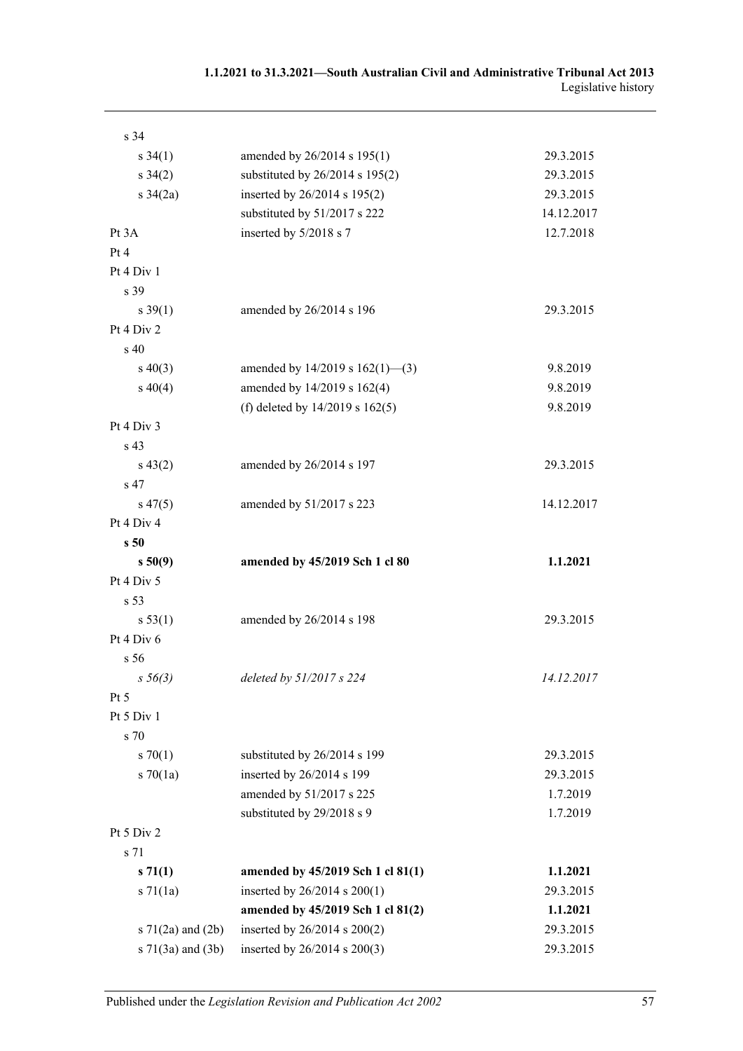| | | |
|---|---|---|
| s 34 | | |
| s 34(1) | amended by 26/2014 s 195(1) | 29.3.2015 |
| s 34(2) | substituted by 26/2014 s 195(2) | 29.3.2015 |
| s 34(2a) | inserted by 26/2014 s 195(2) | 29.3.2015 |
| | substituted by 51/2017 s 222 | 14.12.2017 |
| Pt 3A | inserted by 5/2018 s 7 | 12.7.2018 |
| Pt 4 | | |
| Pt 4 Div 1 | | |
| s 39 | | |
| s 39(1) | amended by 26/2014 s 196 | 29.3.2015 |
| Pt 4 Div 2 | | |
| s 40 | | |
| s 40(3) | amended by 14/2019 s 162(1)—(3) | 9.8.2019 |
| s 40(4) | amended by 14/2019 s 162(4) | 9.8.2019 |
| | (f) deleted by 14/2019 s 162(5) | 9.8.2019 |
| Pt 4 Div 3 | | |
| s 43 | | |
| s 43(2) | amended by 26/2014 s 197 | 29.3.2015 |
| s 47 | | |
| s 47(5) | amended by 51/2017 s 223 | 14.12.2017 |
| Pt 4 Div 4 | | |
| **s 50** | | |
| **s 50(9)** | **amended by 45/2019 Sch 1 cl 80** | **1.1.2021** |
| Pt 4 Div 5 | | |
| s 53 | | |
| s 53(1) | amended by 26/2014 s 198 | 29.3.2015 |
| Pt 4 Div 6 | | |
| s 56 | | |
| *s 56(3)* | *deleted by 51/2017 s 224* | *14.12.2017* |
| Pt 5 | | |
| Pt 5 Div 1 | | |
| s 70 | | |
| s 70(1) | substituted by 26/2014 s 199 | 29.3.2015 |
| s 70(1a) | inserted by 26/2014 s 199 | 29.3.2015 |
| | amended by 51/2017 s 225 | 1.7.2019 |
| | substituted by 29/2018 s 9 | 1.7.2019 |
| Pt 5 Div 2 | | |
| s 71 | | |
| **s 71(1)** | **amended by 45/2019 Sch 1 cl 81(1)** | **1.1.2021** |
| s 71(1a) | inserted by 26/2014 s 200(1) | 29.3.2015 |
| | **amended by 45/2019 Sch 1 cl 81(2)** | **1.1.2021** |
| s 71(2a) and (2b) | inserted by 26/2014 s 200(2) | 29.3.2015 |
| s 71(3a) and (3b) | inserted by 26/2014 s 200(3) | 29.3.2015 |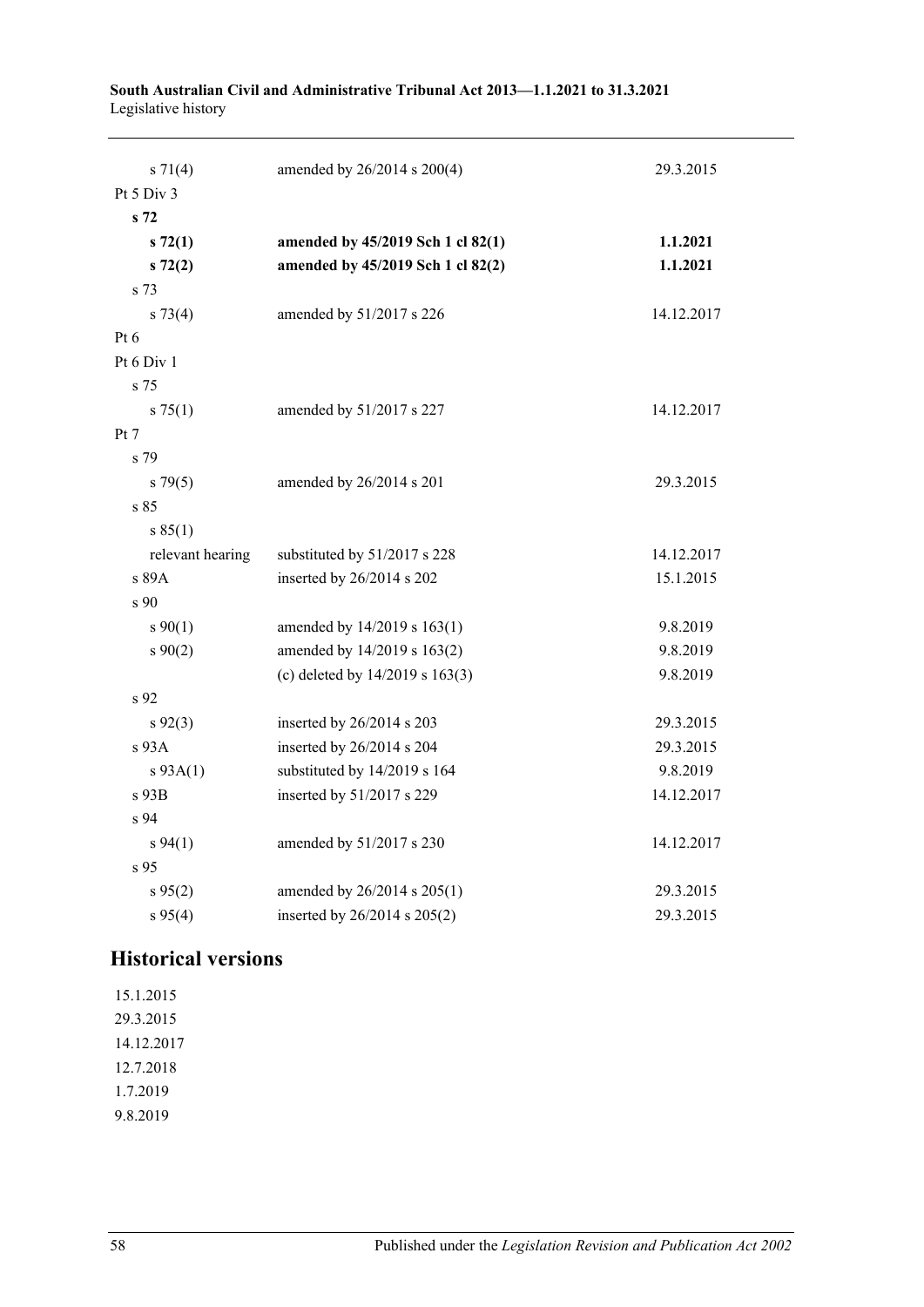| | | |
|---|---|---|
| s 71(4) | amended by 26/2014 s 200(4) | 29.3.2015 |
| Pt 5 Div 3 | | |
| **s 72** | | |
| **s 72(1)** | **amended by 45/2019 Sch 1 cl 82(1)** | **1.1.2021** |
| **s 72(2)** | **amended by 45/2019 Sch 1 cl 82(2)** | **1.1.2021** |
| s 73 | | |
| s 73(4) | amended by 51/2017 s 226 | 14.12.2017 |
| Pt 6 | | |
| Pt 6 Div 1 | | |
| s 75 | | |
| s 75(1) | amended by 51/2017 s 227 | 14.12.2017 |
| Pt 7 | | |
| s 79 | | |
| s 79(5) | amended by 26/2014 s 201 | 29.3.2015 |
| s 85 | | |
| s 85(1) | | |
| relevant hearing | substituted by 51/2017 s 228 | 14.12.2017 |
| s 89A | inserted by 26/2014 s 202 | 15.1.2015 |
| s 90 | | |
| s 90(1) | amended by 14/2019 s 163(1) | 9.8.2019 |
| s 90(2) | amended by 14/2019 s 163(2) | 9.8.2019 |
| | (c) deleted by 14/2019 s 163(3) | 9.8.2019 |
| s 92 | | |
| s 92(3) | inserted by 26/2014 s 203 | 29.3.2015 |
| s 93A | inserted by 26/2014 s 204 | 29.3.2015 |
| s 93A(1) | substituted by 14/2019 s 164 | 9.8.2019 |
| s 93B | inserted by 51/2017 s 229 | 14.12.2017 |
| s 94 | | |
| s 94(1) | amended by 51/2017 s 230 | 14.12.2017 |
| s 95 | | |
| s 95(2) | amended by 26/2014 s 205(1) | 29.3.2015 |
| s 95(4) | inserted by 26/2014 s 205(2) | 29.3.2015 |

## Historical versions

15.1.2015

29.3.2015

14.12.2017

12.7.2018

1.7.2019

9.8.2019